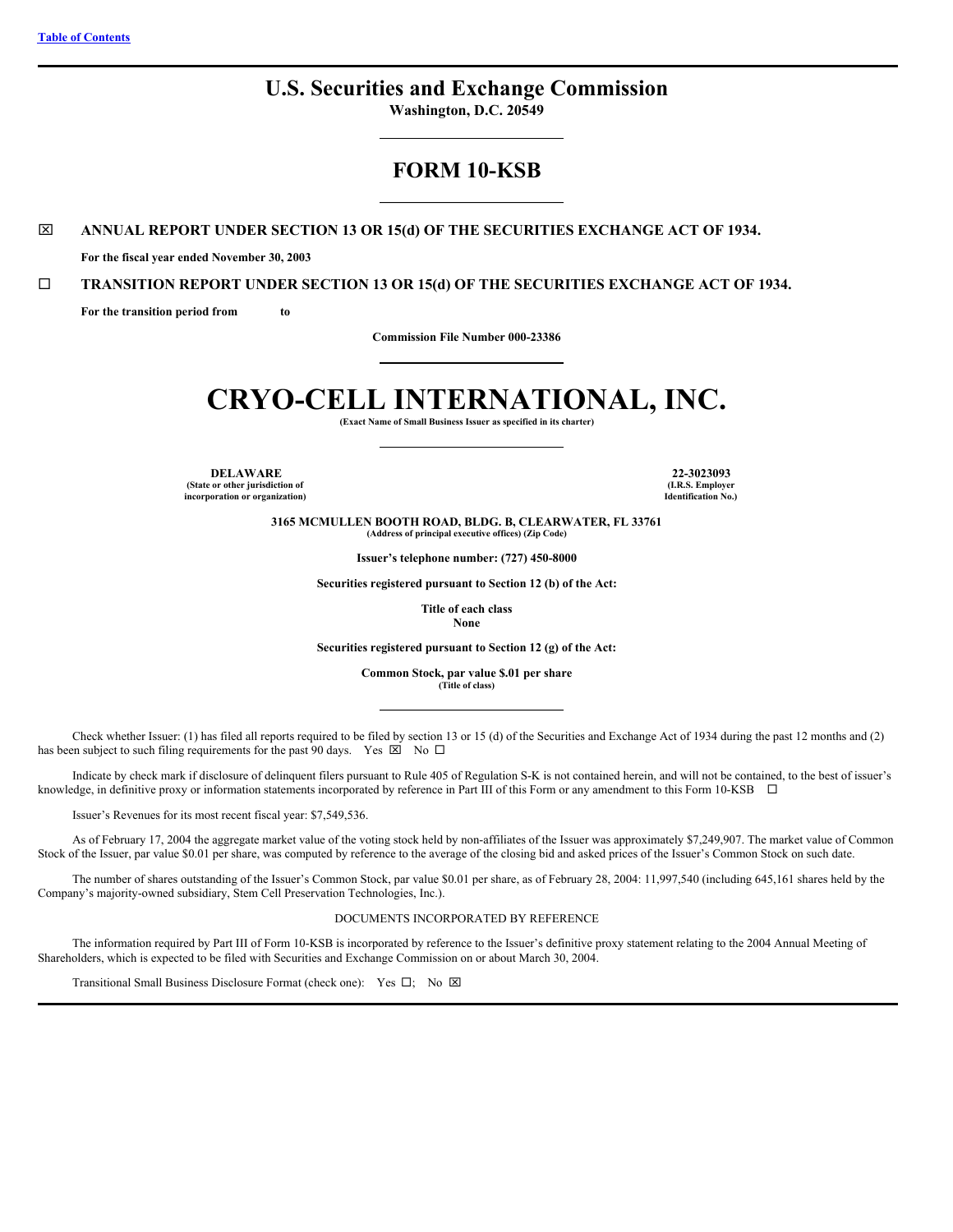Table of Contents

# U.S. Securities and Exchange Commission

**Washington, D.C. 20549**

## FORM 10-KSB

☒ **ANNUAL REPORT UNDER SECTION 13 OR 15(d) OF THE SECURITIES EXCHANGE ACT OF 1934.**

**For the fiscal year ended November 30, 2003**

☐ **TRANSITION REPORT UNDER SECTION 13 OR 15(d) OF THE SECURITIES EXCHANGE ACT OF 1934.**

**For the transition period from to**

**Commission File Number 000-23386**

# CRYO-CELL INTERNATIONAL, INC.

**(Exact Name of Small Business Issuer as specified in its charter)**

| **DELAWARE** | **22-3023093** |
|---|---|
| **(State or other jurisdiction of incorporation or organization)** | **(I.R.S. Employer Identification No.)** |

**3165 MCMULLEN BOOTH ROAD, BLDG. B, CLEARWATER, FL 33761**
**(Address of principal executive offices) (Zip Code)**

**Issuer's telephone number: (727) 450-8000**

**Securities registered pursuant to Section 12 (b) of the Act:**

**Title of each class**
**None**

**Securities registered pursuant to Section 12 (g) of the Act:**

**Common Stock, par value $.01 per share**
**(Title of class)**

Check whether Issuer: (1) has filed all reports required to be filed by section 13 or 15 (d) of the Securities and Exchange Act of 1934 during the past 12 months and (2) has been subject to such filing requirements for the past 90 days. Yes ☒ No ☐

Indicate by check mark if disclosure of delinquent filers pursuant to Rule 405 of Regulation S-K is not contained herein, and will not be contained, to the best of issuer's knowledge, in definitive proxy or information statements incorporated by reference in Part III of this Form or any amendment to this Form 10-KSB ☐

Issuer's Revenues for its most recent fiscal year: $7,549,536.

As of February 17, 2004 the aggregate market value of the voting stock held by non-affiliates of the Issuer was approximately $7,249,907. The market value of Common Stock of the Issuer, par value $0.01 per share, was computed by reference to the average of the closing bid and asked prices of the Issuer's Common Stock on such date.

The number of shares outstanding of the Issuer's Common Stock, par value $0.01 per share, as of February 28, 2004: 11,997,540 (including 645,161 shares held by the Company's majority-owned subsidiary, Stem Cell Preservation Technologies, Inc.).

DOCUMENTS INCORPORATED BY REFERENCE

The information required by Part III of Form 10-KSB is incorporated by reference to the Issuer's definitive proxy statement relating to the 2004 Annual Meeting of Shareholders, which is expected to be filed with Securities and Exchange Commission on or about March 30, 2004.

Transitional Small Business Disclosure Format (check one): Yes ☐; No ☒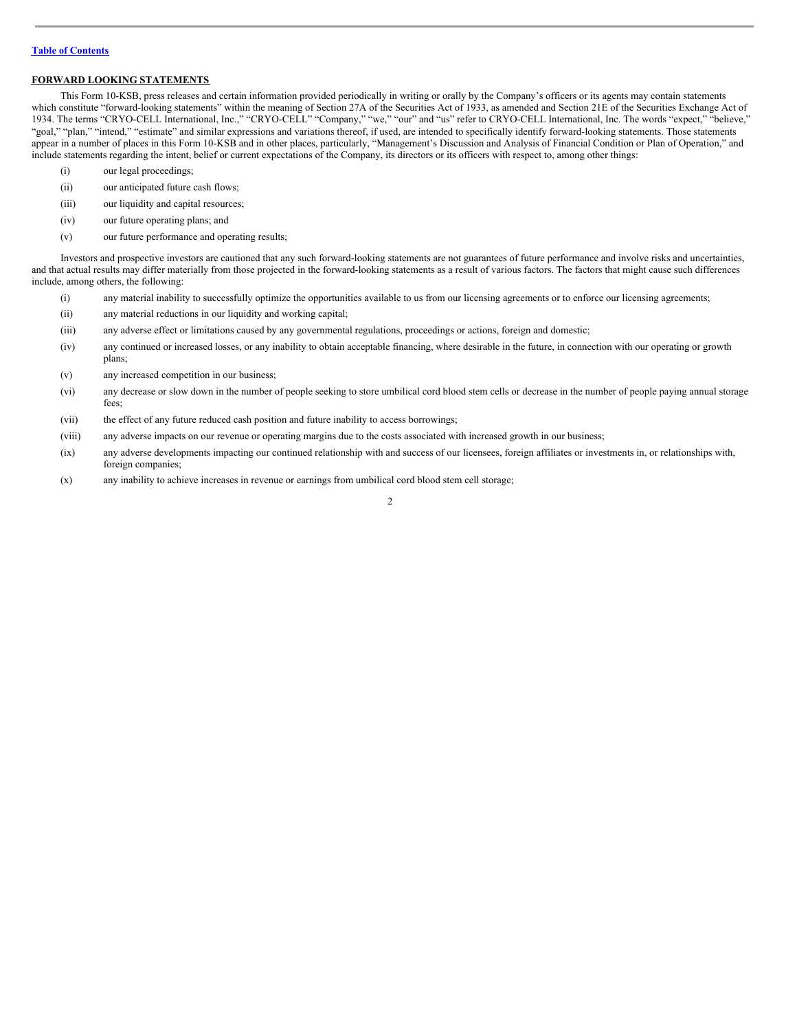[Table of Contents](#)

**FORWARD LOOKING STATEMENTS**

This Form 10-KSB, press releases and certain information provided periodically in writing or orally by the Company's officers or its agents may contain statements which constitute "forward-looking statements" within the meaning of Section 27A of the Securities Act of 1933, as amended and Section 21E of the Securities Exchange Act of 1934. The terms "CRYO-CELL International, Inc.," "CRYO-CELL" "Company," "we," "our" and "us" refer to CRYO-CELL International, Inc. The words "expect," "believe," "goal," "plan," "intend," "estimate" and similar expressions and variations thereof, if used, are intended to specifically identify forward-looking statements. Those statements appear in a number of places in this Form 10-KSB and in other places, particularly, "Management's Discussion and Analysis of Financial Condition or Plan of Operation," and include statements regarding the intent, belief or current expectations of the Company, its directors or its officers with respect to, among other things:

(i) our legal proceedings;

(ii) our anticipated future cash flows;

(iii) our liquidity and capital resources;

(iv) our future operating plans; and

(v) our future performance and operating results;

Investors and prospective investors are cautioned that any such forward-looking statements are not guarantees of future performance and involve risks and uncertainties, and that actual results may differ materially from those projected in the forward-looking statements as a result of various factors. The factors that might cause such differences include, among others, the following:

(i) any material inability to successfully optimize the opportunities available to us from our licensing agreements or to enforce our licensing agreements;

(ii) any material reductions in our liquidity and working capital;

(iii) any adverse effect or limitations caused by any governmental regulations, proceedings or actions, foreign and domestic;

(iv) any continued or increased losses, or any inability to obtain acceptable financing, where desirable in the future, in connection with our operating or growth plans;

(v) any increased competition in our business;

(vi) any decrease or slow down in the number of people seeking to store umbilical cord blood stem cells or decrease in the number of people paying annual storage fees;

(vii) the effect of any future reduced cash position and future inability to access borrowings;

(viii) any adverse impacts on our revenue or operating margins due to the costs associated with increased growth in our business;

(ix) any adverse developments impacting our continued relationship with and success of our licensees, foreign affiliates or investments in, or relationships with, foreign companies;

(x) any inability to achieve increases in revenue or earnings from umbilical cord blood stem cell storage;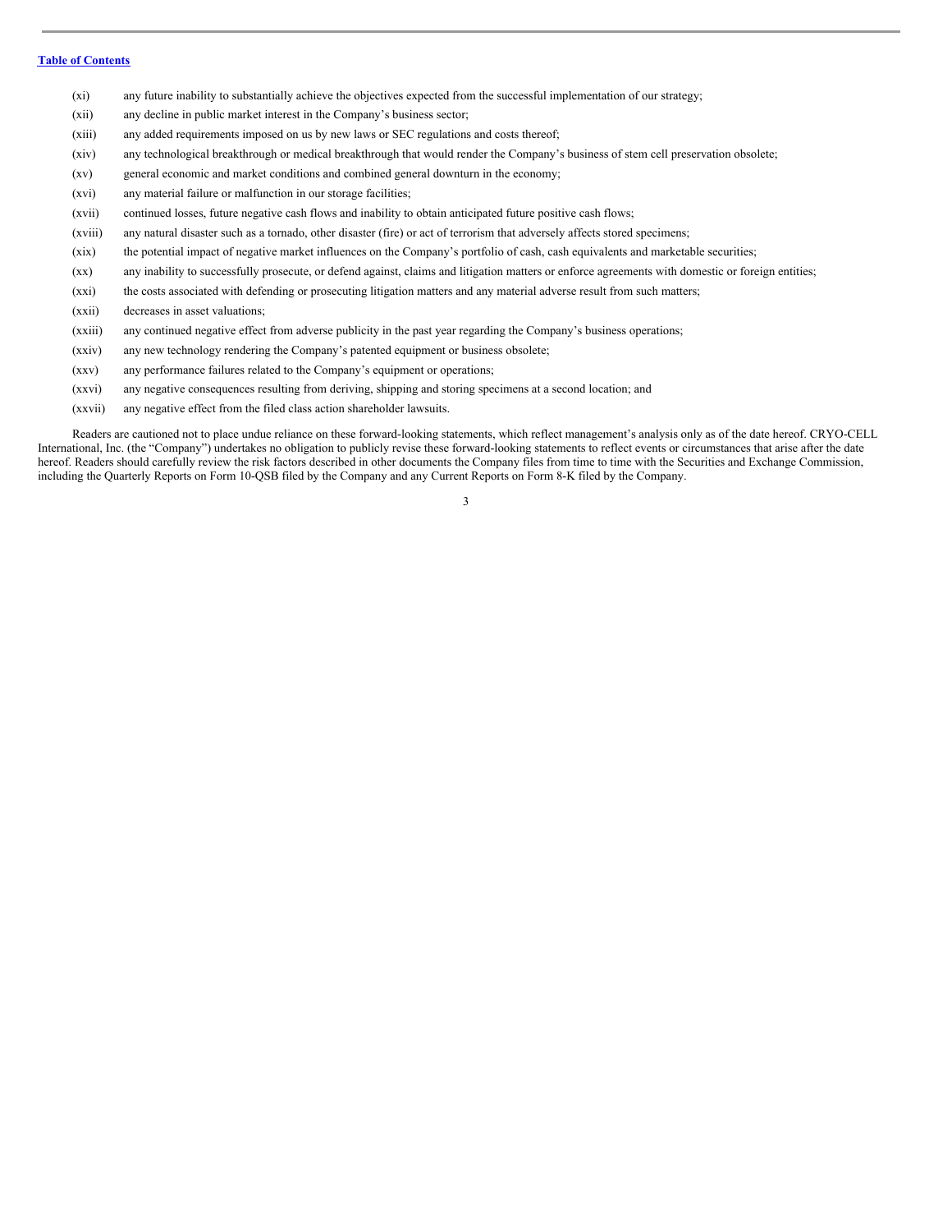(xi) any future inability to substantially achieve the objectives expected from the successful implementation of our strategy;

(xii) any decline in public market interest in the Company's business sector;

(xiii) any added requirements imposed on us by new laws or SEC regulations and costs thereof;

(xiv) any technological breakthrough or medical breakthrough that would render the Company's business of stem cell preservation obsolete;

(xv) general economic and market conditions and combined general downturn in the economy;

(xvi) any material failure or malfunction in our storage facilities;

(xvii) continued losses, future negative cash flows and inability to obtain anticipated future positive cash flows;

(xviii) any natural disaster such as a tornado, other disaster (fire) or act of terrorism that adversely affects stored specimens;

(xix) the potential impact of negative market influences on the Company's portfolio of cash, cash equivalents and marketable securities;

(xx) any inability to successfully prosecute, or defend against, claims and litigation matters or enforce agreements with domestic or foreign entities;

(xxi) the costs associated with defending or prosecuting litigation matters and any material adverse result from such matters;

(xxii) decreases in asset valuations;

(xxiii) any continued negative effect from adverse publicity in the past year regarding the Company's business operations;

(xxiv) any new technology rendering the Company's patented equipment or business obsolete;

(xxv) any performance failures related to the Company's equipment or operations;

(xxvi) any negative consequences resulting from deriving, shipping and storing specimens at a second location; and

(xxvii) any negative effect from the filed class action shareholder lawsuits.

Readers are cautioned not to place undue reliance on these forward-looking statements, which reflect management's analysis only as of the date hereof. CRYO-CELL International, Inc. (the "Company") undertakes no obligation to publicly revise these forward-looking statements to reflect events or circumstances that arise after the date hereof. Readers should carefully review the risk factors described in other documents the Company files from time to time with the Securities and Exchange Commission, including the Quarterly Reports on Form 10-QSB filed by the Company and any Current Reports on Form 8-K filed by the Company.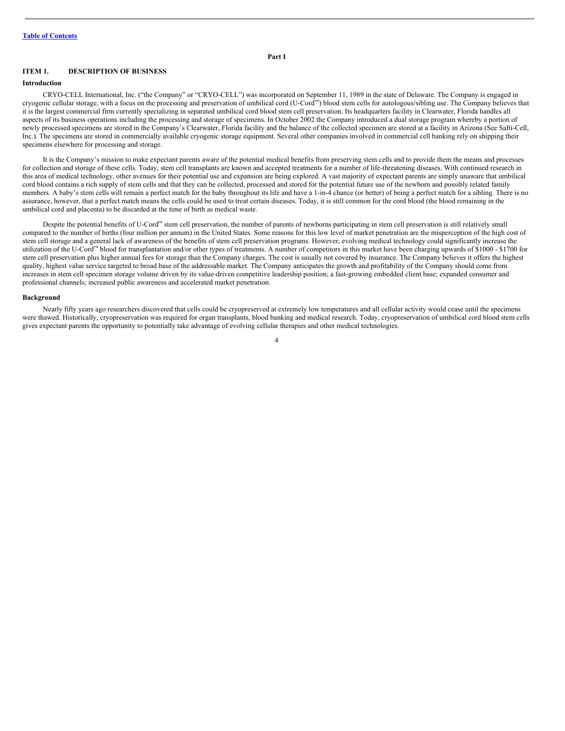Part I

## ITEM 1. DESCRIPTION OF BUSINESS

### Introduction

CRYO-CELL International, Inc. ("the Company" or "CRYO-CELL") was incorporated on September 11, 1989 in the state of Delaware. The Company is engaged in cryogenic cellular storage, with a focus on the processing and preservation of umbilical cord (U-Cord™) blood stem cells for autologous/sibling use. The Company believes that it is the largest commercial firm currently specializing in separated umbilical cord blood stem cell preservation. Its headquarters facility in Clearwater, Florida handles all aspects of its business operations including the processing and storage of specimens. In October 2002 the Company introduced a dual storage program whereby a portion of newly processed specimens are stored in the Company's Clearwater, Florida facility and the balance of the collected specimen are stored at a facility in Arizona (See Safti-Cell, Inc.). The specimens are stored in commercially available cryogenic storage equipment. Several other companies involved in commercial cell banking rely on shipping their specimens elsewhere for processing and storage.

It is the Company's mission to make expectant parents aware of the potential medical benefits from preserving stem cells and to provide them the means and processes for collection and storage of these cells. Today, stem cell transplants are known and accepted treatments for a number of life-threatening diseases. With continued research in this area of medical technology, other avenues for their potential use and expansion are being explored. A vast majority of expectant parents are simply unaware that umbilical cord blood contains a rich supply of stem cells and that they can be collected, processed and stored for the potential future use of the newborn and possibly related family members. A baby's stem cells will remain a perfect match for the baby throughout its life and have a 1-in-4 chance (or better) of being a perfect match for a sibling. There is no assurance, however, that a perfect match means the cells could be used to treat certain diseases. Today, it is still common for the cord blood (the blood remaining in the umbilical cord and placenta) to be discarded at the time of birth as medical waste.

Despite the potential benefits of U-Cord™ stem cell preservation, the number of parents of newborns participating in stem cell preservation is still relatively small compared to the number of births (four million per annum) in the United States. Some reasons for this low level of market penetration are the misperception of the high cost of stem cell storage and a general lack of awareness of the benefits of stem cell preservation programs. However, evolving medical technology could significantly increase the utilization of the U-Cord™ blood for transplantation and/or other types of treatments. A number of competitors in this market have been charging upwards of $1000 - $1700 for stem cell preservation plus higher annual fees for storage than the Company charges. The cost is usually not covered by insurance. The Company believes it offers the highest quality, highest value service targeted to broad base of the addressable market. The Company anticipates the growth and profitability of the Company should come from increases in stem cell specimen storage volume driven by its value-driven competitive leadership position; a fast-growing embedded client base; expanded consumer and professional channels; increased public awareness and accelerated market penetration.

### Background

Nearly fifty years ago researchers discovered that cells could be cryopreserved at extremely low temperatures and all cellular activity would cease until the specimens were thawed. Historically, cryopreservation was required for organ transplants, blood banking and medical research. Today, cryopreservation of umbilical cord blood stem cells gives expectant parents the opportunity to potentially take advantage of evolving cellular therapies and other medical technologies.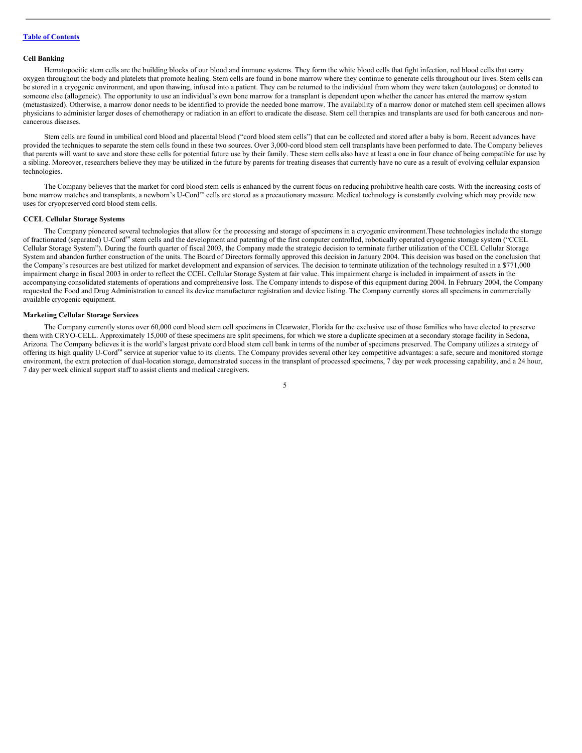**Cell Banking**

Hematopoeitic stem cells are the building blocks of our blood and immune systems. They form the white blood cells that fight infection, red blood cells that carry oxygen throughout the body and platelets that promote healing. Stem cells are found in bone marrow where they continue to generate cells throughout our lives. Stem cells can be stored in a cryogenic environment, and upon thawing, infused into a patient. They can be returned to the individual from whom they were taken (autologous) or donated to someone else (allogeneic). The opportunity to use an individual's own bone marrow for a transplant is dependent upon whether the cancer has entered the marrow system (metastasized). Otherwise, a marrow donor needs to be identified to provide the needed bone marrow. The availability of a marrow donor or matched stem cell specimen allows physicians to administer larger doses of chemotherapy or radiation in an effort to eradicate the disease. Stem cell therapies and transplants are used for both cancerous and non-cancerous diseases.

Stem cells are found in umbilical cord blood and placental blood ("cord blood stem cells") that can be collected and stored after a baby is born. Recent advances have provided the techniques to separate the stem cells found in these two sources. Over 3,000-cord blood stem cell transplants have been performed to date. The Company believes that parents will want to save and store these cells for potential future use by their family. These stem cells also have at least a one in four chance of being compatible for use by a sibling. Moreover, researchers believe they may be utilized in the future by parents for treating diseases that currently have no cure as a result of evolving cellular expansion technologies.

The Company believes that the market for cord blood stem cells is enhanced by the current focus on reducing prohibitive health care costs. With the increasing costs of bone marrow matches and transplants, a newborn's U-Cord™ cells are stored as a precautionary measure. Medical technology is constantly evolving which may provide new uses for cryopreserved cord blood stem cells.

**CCEL Cellular Storage Systems**

The Company pioneered several technologies that allow for the processing and storage of specimens in a cryogenic environment.These technologies include the storage of fractionated (separated) U-Cord™ stem cells and the development and patenting of the first computer controlled, robotically operated cryogenic storage system ("CCEL Cellular Storage System"). During the fourth quarter of fiscal 2003, the Company made the strategic decision to terminate further utilization of the CCEL Cellular Storage System and abandon further construction of the units. The Board of Directors formally approved this decision in January 2004. This decision was based on the conclusion that the Company's resources are best utilized for market development and expansion of services. The decision to terminate utilization of the technology resulted in a $771,000 impairment charge in fiscal 2003 in order to reflect the CCEL Cellular Storage System at fair value. This impairment charge is included in impairment of assets in the accompanying consolidated statements of operations and comprehensive loss. The Company intends to dispose of this equipment during 2004. In February 2004, the Company requested the Food and Drug Administration to cancel its device manufacturer registration and device listing. The Company currently stores all specimens in commercially available cryogenic equipment.

**Marketing Cellular Storage Services**

The Company currently stores over 60,000 cord blood stem cell specimens in Clearwater, Florida for the exclusive use of those families who have elected to preserve them with CRYO-CELL. Approximately 15,000 of these specimens are split specimens, for which we store a duplicate specimen at a secondary storage facility in Sedona, Arizona. The Company believes it is the world's largest private cord blood stem cell bank in terms of the number of specimens preserved. The Company utilizes a strategy of offering its high quality U-Cord™ service at superior value to its clients. The Company provides several other key competitive advantages: a safe, secure and monitored storage environment, the extra protection of dual-location storage, demonstrated success in the transplant of processed specimens, 7 day per week processing capability, and a 24 hour, 7 day per week clinical support staff to assist clients and medical caregivers.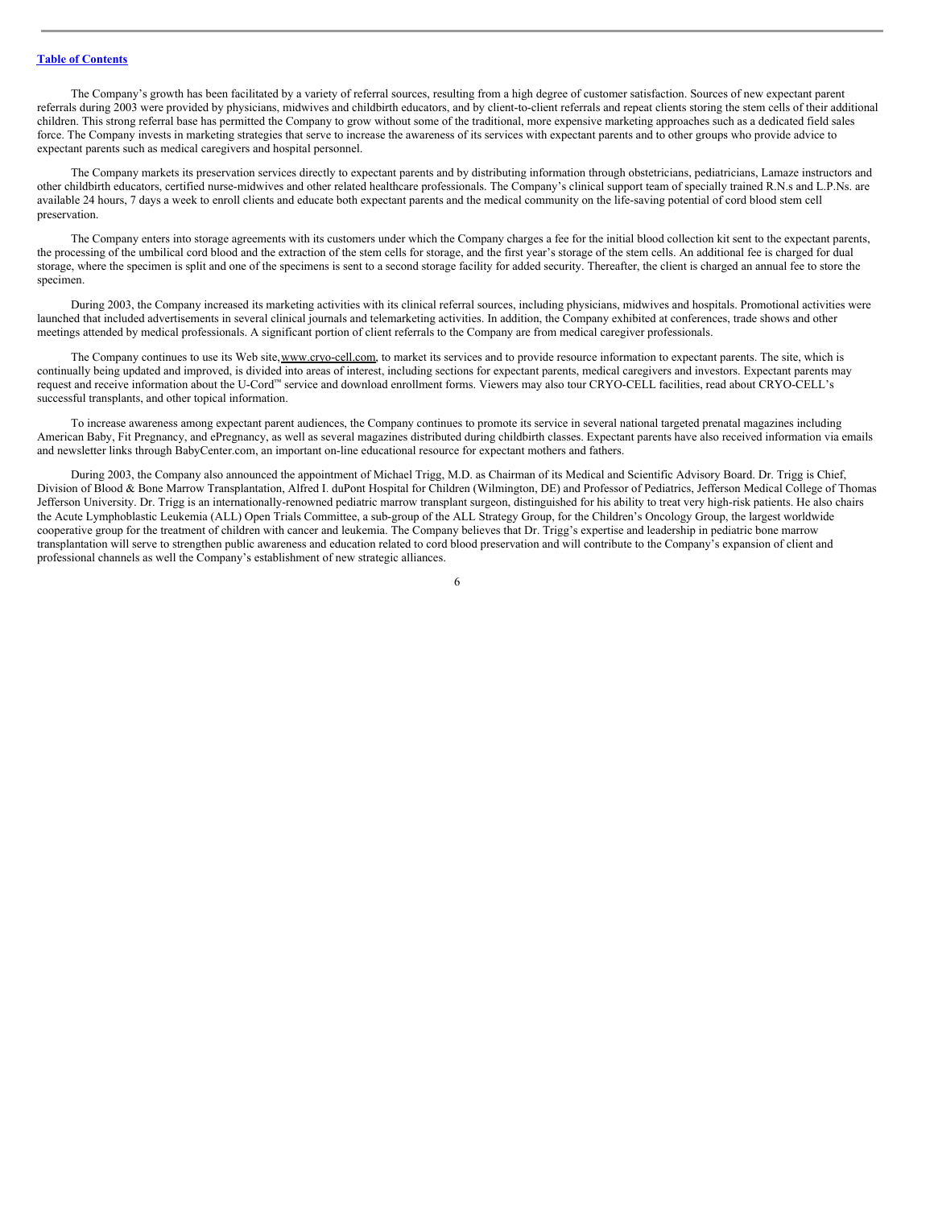The Company's growth has been facilitated by a variety of referral sources, resulting from a high degree of customer satisfaction. Sources of new expectant parent referrals during 2003 were provided by physicians, midwives and childbirth educators, and by client-to-client referrals and repeat clients storing the stem cells of their additional children. This strong referral base has permitted the Company to grow without some of the traditional, more expensive marketing approaches such as a dedicated field sales force. The Company invests in marketing strategies that serve to increase the awareness of its services with expectant parents and to other groups who provide advice to expectant parents such as medical caregivers and hospital personnel.

The Company markets its preservation services directly to expectant parents and by distributing information through obstetricians, pediatricians, Lamaze instructors and other childbirth educators, certified nurse-midwives and other related healthcare professionals. The Company's clinical support team of specially trained R.N.s and L.P.Ns. are available 24 hours, 7 days a week to enroll clients and educate both expectant parents and the medical community on the life-saving potential of cord blood stem cell preservation.

The Company enters into storage agreements with its customers under which the Company charges a fee for the initial blood collection kit sent to the expectant parents, the processing of the umbilical cord blood and the extraction of the stem cells for storage, and the first year's storage of the stem cells. An additional fee is charged for dual storage, where the specimen is split and one of the specimens is sent to a second storage facility for added security. Thereafter, the client is charged an annual fee to store the specimen.

During 2003, the Company increased its marketing activities with its clinical referral sources, including physicians, midwives and hospitals. Promotional activities were launched that included advertisements in several clinical journals and telemarketing activities. In addition, the Company exhibited at conferences, trade shows and other meetings attended by medical professionals. A significant portion of client referrals to the Company are from medical caregiver professionals.

The Company continues to use its Web site, www.cryo-cell.com, to market its services and to provide resource information to expectant parents. The site, which is continually being updated and improved, is divided into areas of interest, including sections for expectant parents, medical caregivers and investors. Expectant parents may request and receive information about the U-Cord™ service and download enrollment forms. Viewers may also tour CRYO-CELL facilities, read about CRYO-CELL's successful transplants, and other topical information.

To increase awareness among expectant parent audiences, the Company continues to promote its service in several national targeted prenatal magazines including American Baby, Fit Pregnancy, and ePregnancy, as well as several magazines distributed during childbirth classes. Expectant parents have also received information via emails and newsletter links through BabyCenter.com, an important on-line educational resource for expectant mothers and fathers.

During 2003, the Company also announced the appointment of Michael Trigg, M.D. as Chairman of its Medical and Scientific Advisory Board. Dr. Trigg is Chief, Division of Blood & Bone Marrow Transplantation, Alfred I. duPont Hospital for Children (Wilmington, DE) and Professor of Pediatrics, Jefferson Medical College of Thomas Jefferson University. Dr. Trigg is an internationally-renowned pediatric marrow transplant surgeon, distinguished for his ability to treat very high-risk patients. He also chairs the Acute Lymphoblastic Leukemia (ALL) Open Trials Committee, a sub-group of the ALL Strategy Group, for the Children's Oncology Group, the largest worldwide cooperative group for the treatment of children with cancer and leukemia. The Company believes that Dr. Trigg's expertise and leadership in pediatric bone marrow transplantation will serve to strengthen public awareness and education related to cord blood preservation and will contribute to the Company's expansion of client and professional channels as well the Company's establishment of new strategic alliances.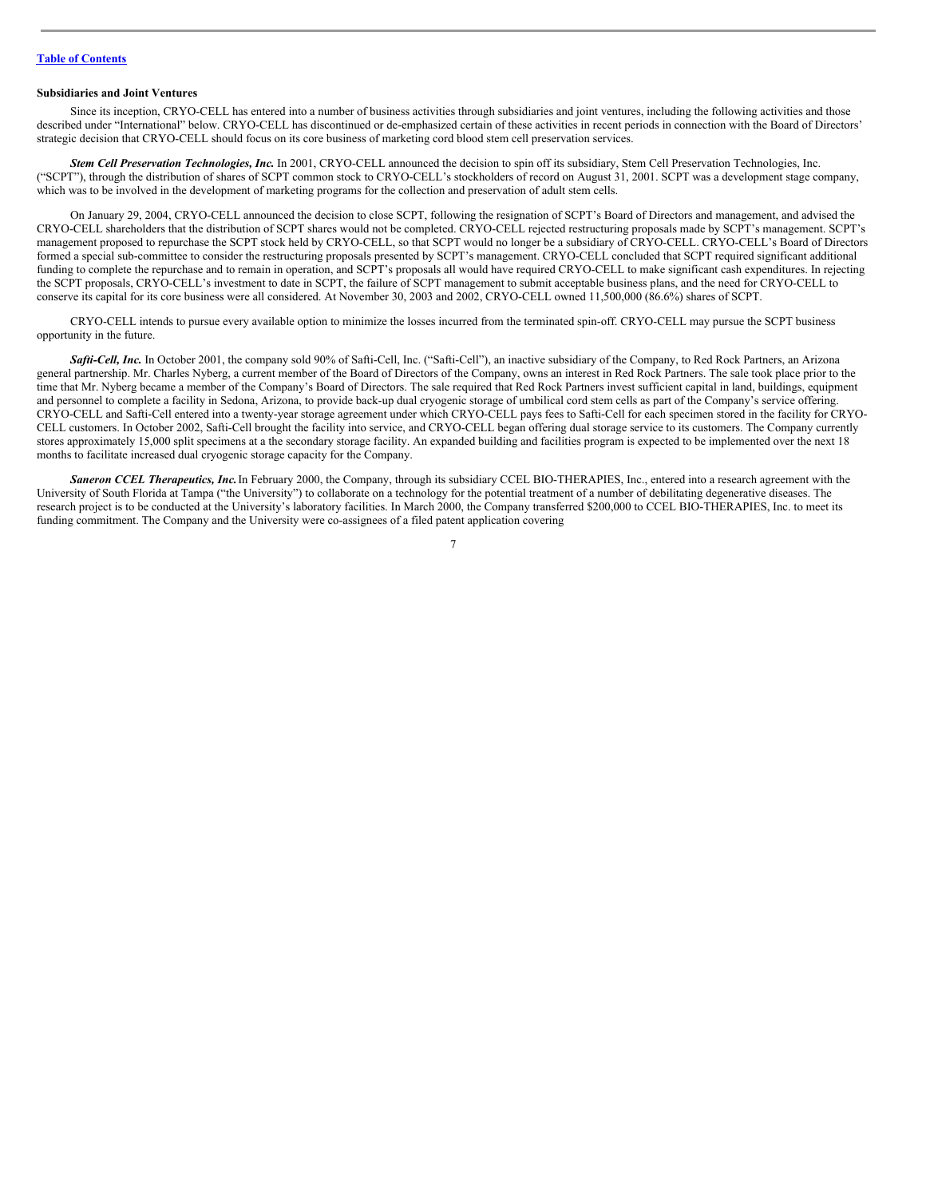**Subsidiaries and Joint Ventures**

Since its inception, CRYO-CELL has entered into a number of business activities through subsidiaries and joint ventures, including the following activities and those described under "International" below. CRYO-CELL has discontinued or de-emphasized certain of these activities in recent periods in connection with the Board of Directors' strategic decision that CRYO-CELL should focus on its core business of marketing cord blood stem cell preservation services.

***Stem Cell Preservation Technologies, Inc.*** In 2001, CRYO-CELL announced the decision to spin off its subsidiary, Stem Cell Preservation Technologies, Inc. ("SCPT"), through the distribution of shares of SCPT common stock to CRYO-CELL's stockholders of record on August 31, 2001. SCPT was a development stage company, which was to be involved in the development of marketing programs for the collection and preservation of adult stem cells.

On January 29, 2004, CRYO-CELL announced the decision to close SCPT, following the resignation of SCPT's Board of Directors and management, and advised the CRYO-CELL shareholders that the distribution of SCPT shares would not be completed. CRYO-CELL rejected restructuring proposals made by SCPT's management. SCPT's management proposed to repurchase the SCPT stock held by CRYO-CELL, so that SCPT would no longer be a subsidiary of CRYO-CELL. CRYO-CELL's Board of Directors formed a special sub-committee to consider the restructuring proposals presented by SCPT's management. CRYO-CELL concluded that SCPT required significant additional funding to complete the repurchase and to remain in operation, and SCPT's proposals all would have required CRYO-CELL to make significant cash expenditures. In rejecting the SCPT proposals, CRYO-CELL's investment to date in SCPT, the failure of SCPT management to submit acceptable business plans, and the need for CRYO-CELL to conserve its capital for its core business were all considered. At November 30, 2003 and 2002, CRYO-CELL owned 11,500,000 (86.6%) shares of SCPT.

CRYO-CELL intends to pursue every available option to minimize the losses incurred from the terminated spin-off. CRYO-CELL may pursue the SCPT business opportunity in the future.

***Safti-Cell, Inc.*** In October 2001, the company sold 90% of Safti-Cell, Inc. ("Safti-Cell"), an inactive subsidiary of the Company, to Red Rock Partners, an Arizona general partnership. Mr. Charles Nyberg, a current member of the Board of Directors of the Company, owns an interest in Red Rock Partners. The sale took place prior to the time that Mr. Nyberg became a member of the Company's Board of Directors. The sale required that Red Rock Partners invest sufficient capital in land, buildings, equipment and personnel to complete a facility in Sedona, Arizona, to provide back-up dual cryogenic storage of umbilical cord stem cells as part of the Company's service offering. CRYO-CELL and Safti-Cell entered into a twenty-year storage agreement under which CRYO-CELL pays fees to Safti-Cell for each specimen stored in the facility for CRYO-CELL customers. In October 2002, Safti-Cell brought the facility into service, and CRYO-CELL began offering dual storage service to its customers. The Company currently stores approximately 15,000 split specimens at a the secondary storage facility. An expanded building and facilities program is expected to be implemented over the next 18 months to facilitate increased dual cryogenic storage capacity for the Company.

***Saneron CCEL Therapeutics, Inc.*** In February 2000, the Company, through its subsidiary CCEL BIO-THERAPIES, Inc., entered into a research agreement with the University of South Florida at Tampa ("the University") to collaborate on a technology for the potential treatment of a number of debilitating degenerative diseases. The research project is to be conducted at the University's laboratory facilities. In March 2000, the Company transferred $200,000 to CCEL BIO-THERAPIES, Inc. to meet its funding commitment. The Company and the University were co-assignees of a filed patent application covering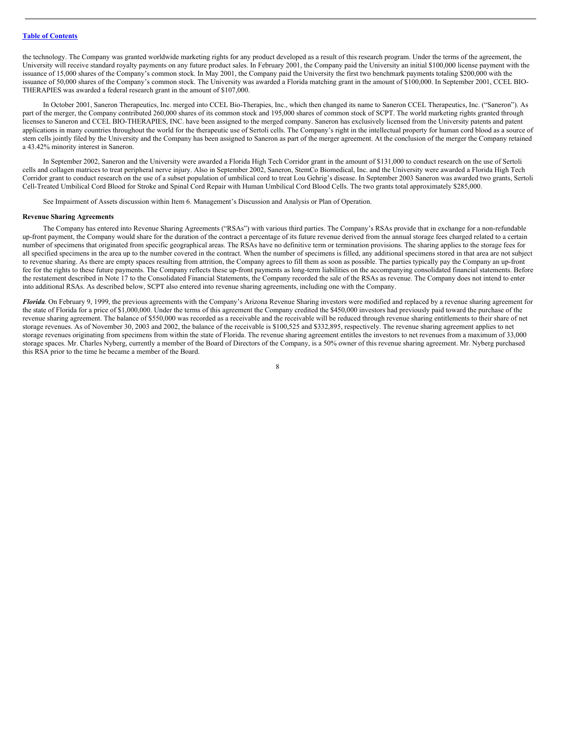the technology. The Company was granted worldwide marketing rights for any product developed as a result of this research program. Under the terms of the agreement, the University will receive standard royalty payments on any future product sales. In February 2001, the Company paid the University an initial $100,000 license payment with the issuance of 15,000 shares of the Company's common stock. In May 2001, the Company paid the University the first two benchmark payments totaling $200,000 with the issuance of 50,000 shares of the Company's common stock. The University was awarded a Florida matching grant in the amount of $100,000. In September 2001, CCEL BIO-THERAPIES was awarded a federal research grant in the amount of $107,000.

In October 2001, Saneron Therapeutics, Inc. merged into CCEL Bio-Therapies, Inc., which then changed its name to Saneron CCEL Therapeutics, Inc. ("Saneron"). As part of the merger, the Company contributed 260,000 shares of its common stock and 195,000 shares of common stock of SCPT. The world marketing rights granted through licenses to Saneron and CCEL BIO-THERAPIES, INC. have been assigned to the merged company. Saneron has exclusively licensed from the University patents and patent applications in many countries throughout the world for the therapeutic use of Sertoli cells. The Company's right in the intellectual property for human cord blood as a source of stem cells jointly filed by the University and the Company has been assigned to Saneron as part of the merger agreement. At the conclusion of the merger the Company retained a 43.42% minority interest in Saneron.

In September 2002, Saneron and the University were awarded a Florida High Tech Corridor grant in the amount of $131,000 to conduct research on the use of Sertoli cells and collagen matrices to treat peripheral nerve injury. Also in September 2002, Saneron, StemCo Biomedical, Inc. and the University were awarded a Florida High Tech Corridor grant to conduct research on the use of a subset population of umbilical cord to treat Lou Gehrig's disease. In September 2003 Saneron was awarded two grants, Sertoli Cell-Treated Umbilical Cord Blood for Stroke and Spinal Cord Repair with Human Umbilical Cord Blood Cells. The two grants total approximately $285,000.

See Impairment of Assets discussion within Item 6. Management's Discussion and Analysis or Plan of Operation.

**Revenue Sharing Agreements**

The Company has entered into Revenue Sharing Agreements ("RSAs") with various third parties. The Company's RSAs provide that in exchange for a non-refundable up-front payment, the Company would share for the duration of the contract a percentage of its future revenue derived from the annual storage fees charged related to a certain number of specimens that originated from specific geographical areas. The RSAs have no definitive term or termination provisions. The sharing applies to the storage fees for all specified specimens in the area up to the number covered in the contract. When the number of specimens is filled, any additional specimens stored in that area are not subject to revenue sharing. As there are empty spaces resulting from attrition, the Company agrees to fill them as soon as possible. The parties typically pay the Company an up-front fee for the rights to these future payments. The Company reflects these up-front payments as long-term liabilities on the accompanying consolidated financial statements. Before the restatement described in Note 17 to the Consolidated Financial Statements, the Company recorded the sale of the RSAs as revenue. The Company does not intend to enter into additional RSAs. As described below, SCPT also entered into revenue sharing agreements, including one with the Company.

***Florida***. On February 9, 1999, the previous agreements with the Company's Arizona Revenue Sharing investors were modified and replaced by a revenue sharing agreement for the state of Florida for a price of $1,000,000. Under the terms of this agreement the Company credited the $450,000 investors had previously paid toward the purchase of the revenue sharing agreement. The balance of $550,000 was recorded as a receivable and the receivable will be reduced through revenue sharing entitlements to their share of net storage revenues. As of November 30, 2003 and 2002, the balance of the receivable is $100,525 and $332,895, respectively. The revenue sharing agreement applies to net storage revenues originating from specimens from within the state of Florida. The revenue sharing agreement entitles the investors to net revenues from a maximum of 33,000 storage spaces. Mr. Charles Nyberg, currently a member of the Board of Directors of the Company, is a 50% owner of this revenue sharing agreement. Mr. Nyberg purchased this RSA prior to the time he became a member of the Board.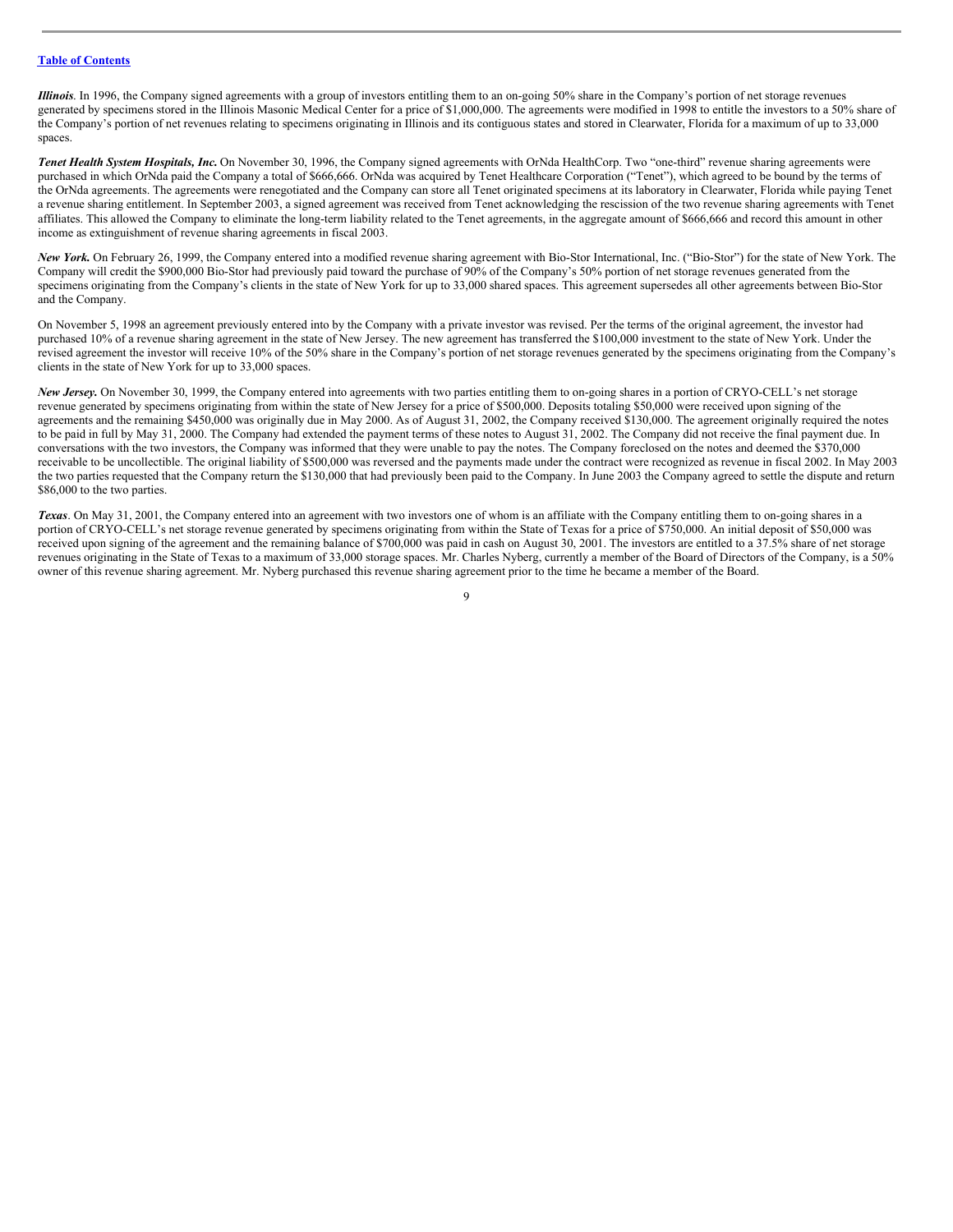*Illinois*. In 1996, the Company signed agreements with a group of investors entitling them to an on-going 50% share in the Company's portion of net storage revenues generated by specimens stored in the Illinois Masonic Medical Center for a price of $1,000,000. The agreements were modified in 1998 to entitle the investors to a 50% share of the Company's portion of net revenues relating to specimens originating in Illinois and its contiguous states and stored in Clearwater, Florida for a maximum of up to 33,000 spaces.

***Tenet Health System Hospitals, Inc.*** On November 30, 1996, the Company signed agreements with OrNda HealthCorp. Two "one-third" revenue sharing agreements were purchased in which OrNda paid the Company a total of $666,666. OrNda was acquired by Tenet Healthcare Corporation ("Tenet"), which agreed to be bound by the terms of the OrNda agreements. The agreements were renegotiated and the Company can store all Tenet originated specimens at its laboratory in Clearwater, Florida while paying Tenet a revenue sharing entitlement. In September 2003, a signed agreement was received from Tenet acknowledging the rescission of the two revenue sharing agreements with Tenet affiliates. This allowed the Company to eliminate the long-term liability related to the Tenet agreements, in the aggregate amount of $666,666 and record this amount in other income as extinguishment of revenue sharing agreements in fiscal 2003.

***New York.*** On February 26, 1999, the Company entered into a modified revenue sharing agreement with Bio-Stor International, Inc. ("Bio-Stor") for the state of New York. The Company will credit the $900,000 Bio-Stor had previously paid toward the purchase of 90% of the Company's 50% portion of net storage revenues generated from the specimens originating from the Company's clients in the state of New York for up to 33,000 shared spaces. This agreement supersedes all other agreements between Bio-Stor and the Company.

On November 5, 1998 an agreement previously entered into by the Company with a private investor was revised. Per the terms of the original agreement, the investor had purchased 10% of a revenue sharing agreement in the state of New Jersey. The new agreement has transferred the $100,000 investment to the state of New York. Under the revised agreement the investor will receive 10% of the 50% share in the Company's portion of net storage revenues generated by the specimens originating from the Company's clients in the state of New York for up to 33,000 spaces.

***New Jersey.*** On November 30, 1999, the Company entered into agreements with two parties entitling them to on-going shares in a portion of CRYO-CELL's net storage revenue generated by specimens originating from within the state of New Jersey for a price of $500,000. Deposits totaling $50,000 were received upon signing of the agreements and the remaining $450,000 was originally due in May 2000. As of August 31, 2002, the Company received $130,000. The agreement originally required the notes to be paid in full by May 31, 2000. The Company had extended the payment terms of these notes to August 31, 2002. The Company did not receive the final payment due. In conversations with the two investors, the Company was informed that they were unable to pay the notes. The Company foreclosed on the notes and deemed the $370,000 receivable to be uncollectible. The original liability of $500,000 was reversed and the payments made under the contract were recognized as revenue in fiscal 2002. In May 2003 the two parties requested that the Company return the $130,000 that had previously been paid to the Company. In June 2003 the Company agreed to settle the dispute and return $86,000 to the two parties.

***Texas***. On May 31, 2001, the Company entered into an agreement with two investors one of whom is an affiliate with the Company entitling them to on-going shares in a portion of CRYO-CELL's net storage revenue generated by specimens originating from within the State of Texas for a price of $750,000. An initial deposit of $50,000 was received upon signing of the agreement and the remaining balance of $700,000 was paid in cash on August 30, 2001. The investors are entitled to a 37.5% share of net storage revenues originating in the State of Texas to a maximum of 33,000 storage spaces. Mr. Charles Nyberg, currently a member of the Board of Directors of the Company, is a 50% owner of this revenue sharing agreement. Mr. Nyberg purchased this revenue sharing agreement prior to the time he became a member of the Board.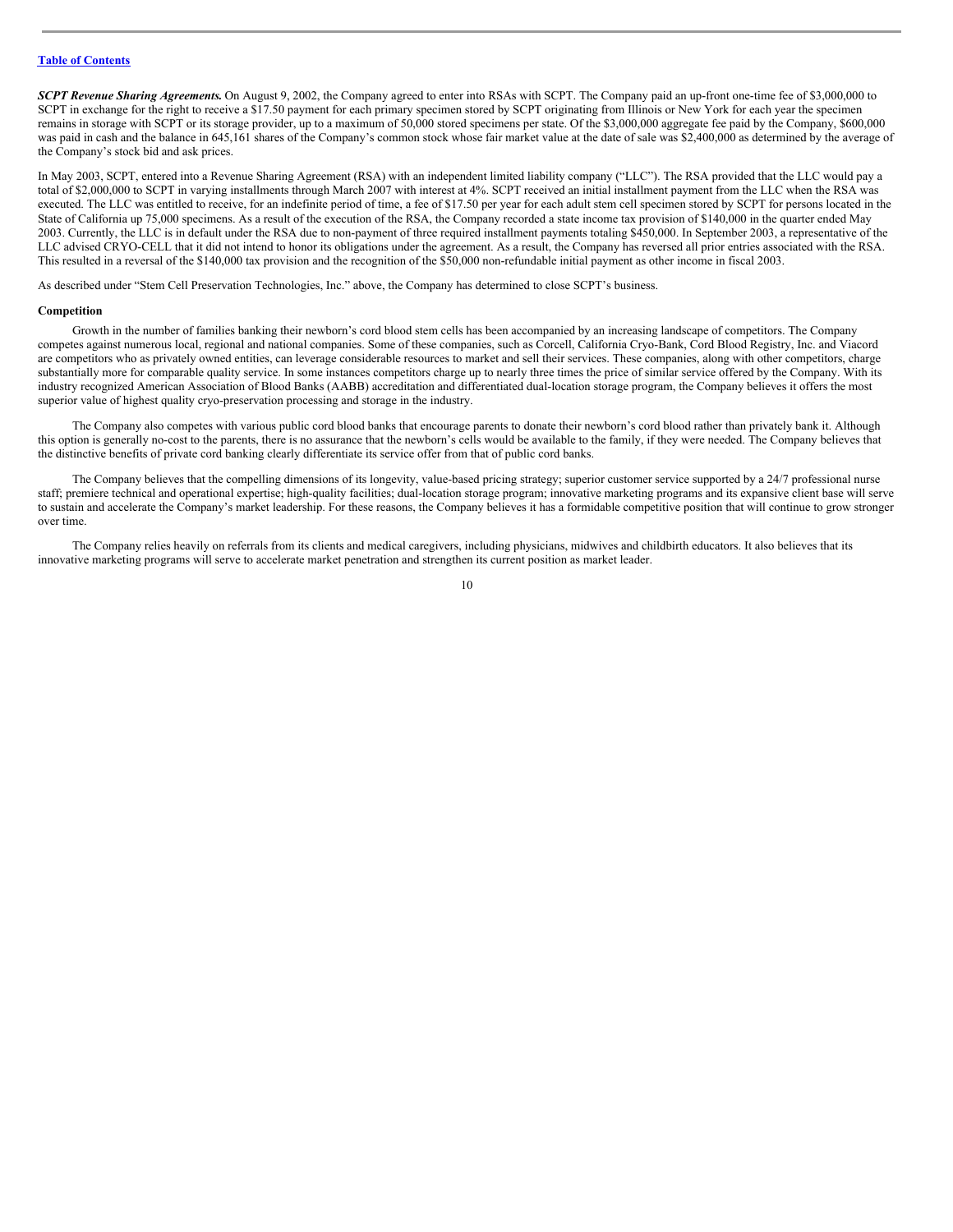***SCPT Revenue Sharing Agreements.*** On August 9, 2002, the Company agreed to enter into RSAs with SCPT. The Company paid an up-front one-time fee of $3,000,000 to SCPT in exchange for the right to receive a $17.50 payment for each primary specimen stored by SCPT originating from Illinois or New York for each year the specimen remains in storage with SCPT or its storage provider, up to a maximum of 50,000 stored specimens per state. Of the $3,000,000 aggregate fee paid by the Company, $600,000 was paid in cash and the balance in 645,161 shares of the Company's common stock whose fair market value at the date of sale was $2,400,000 as determined by the average of the Company's stock bid and ask prices.

In May 2003, SCPT, entered into a Revenue Sharing Agreement (RSA) with an independent limited liability company ("LLC"). The RSA provided that the LLC would pay a total of $2,000,000 to SCPT in varying installments through March 2007 with interest at 4%. SCPT received an initial installment payment from the LLC when the RSA was executed. The LLC was entitled to receive, for an indefinite period of time, a fee of $17.50 per year for each adult stem cell specimen stored by SCPT for persons located in the State of California up 75,000 specimens. As a result of the execution of the RSA, the Company recorded a state income tax provision of $140,000 in the quarter ended May 2003. Currently, the LLC is in default under the RSA due to non-payment of three required installment payments totaling $450,000. In September 2003, a representative of the LLC advised CRYO-CELL that it did not intend to honor its obligations under the agreement. As a result, the Company has reversed all prior entries associated with the RSA. This resulted in a reversal of the $140,000 tax provision and the recognition of the $50,000 non-refundable initial payment as other income in fiscal 2003.

As described under "Stem Cell Preservation Technologies, Inc." above, the Company has determined to close SCPT's business.

**Competition**

Growth in the number of families banking their newborn's cord blood stem cells has been accompanied by an increasing landscape of competitors. The Company competes against numerous local, regional and national companies. Some of these companies, such as Corcell, California Cryo-Bank, Cord Blood Registry, Inc. and Viacord are competitors who as privately owned entities, can leverage considerable resources to market and sell their services. These companies, along with other competitors, charge substantially more for comparable quality service. In some instances competitors charge up to nearly three times the price of similar service offered by the Company. With its industry recognized American Association of Blood Banks (AABB) accreditation and differentiated dual-location storage program, the Company believes it offers the most superior value of highest quality cryo-preservation processing and storage in the industry.

The Company also competes with various public cord blood banks that encourage parents to donate their newborn's cord blood rather than privately bank it. Although this option is generally no-cost to the parents, there is no assurance that the newborn's cells would be available to the family, if they were needed. The Company believes that the distinctive benefits of private cord banking clearly differentiate its service offer from that of public cord banks.

The Company believes that the compelling dimensions of its longevity, value-based pricing strategy; superior customer service supported by a 24/7 professional nurse staff; premiere technical and operational expertise; high-quality facilities; dual-location storage program; innovative marketing programs and its expansive client base will serve to sustain and accelerate the Company's market leadership. For these reasons, the Company believes it has a formidable competitive position that will continue to grow stronger over time.

The Company relies heavily on referrals from its clients and medical caregivers, including physicians, midwives and childbirth educators. It also believes that its innovative marketing programs will serve to accelerate market penetration and strengthen its current position as market leader.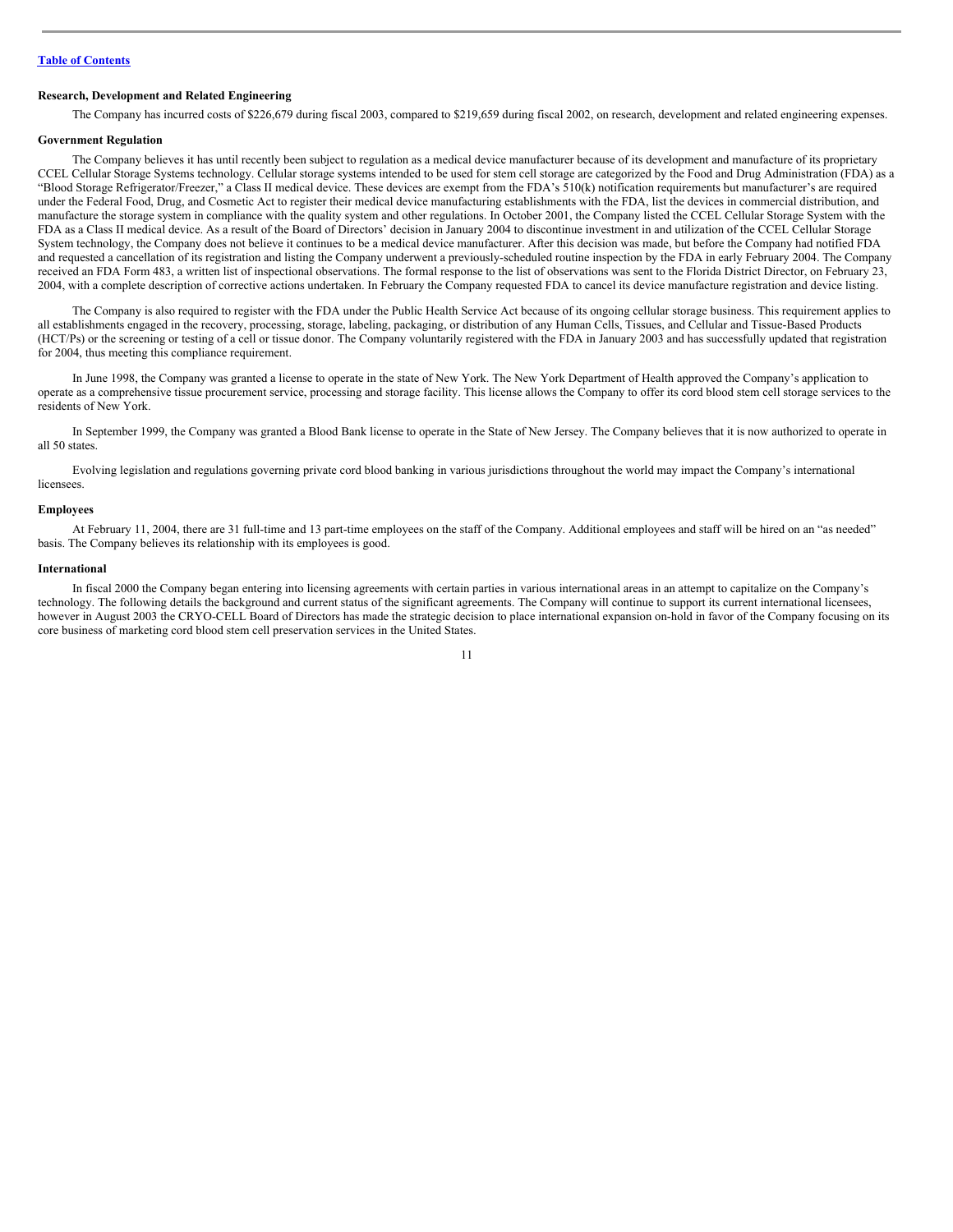**Research, Development and Related Engineering**

The Company has incurred costs of $226,679 during fiscal 2003, compared to $219,659 during fiscal 2002, on research, development and related engineering expenses.

**Government Regulation**

The Company believes it has until recently been subject to regulation as a medical device manufacturer because of its development and manufacture of its proprietary CCEL Cellular Storage Systems technology. Cellular storage systems intended to be used for stem cell storage are categorized by the Food and Drug Administration (FDA) as a "Blood Storage Refrigerator/Freezer," a Class II medical device. These devices are exempt from the FDA's 510(k) notification requirements but manufacturer's are required under the Federal Food, Drug, and Cosmetic Act to register their medical device manufacturing establishments with the FDA, list the devices in commercial distribution, and manufacture the storage system in compliance with the quality system and other regulations. In October 2001, the Company listed the CCEL Cellular Storage System with the FDA as a Class II medical device. As a result of the Board of Directors' decision in January 2004 to discontinue investment in and utilization of the CCEL Cellular Storage System technology, the Company does not believe it continues to be a medical device manufacturer. After this decision was made, but before the Company had notified FDA and requested a cancellation of its registration and listing the Company underwent a previously-scheduled routine inspection by the FDA in early February 2004. The Company received an FDA Form 483, a written list of inspectional observations. The formal response to the list of observations was sent to the Florida District Director, on February 23, 2004, with a complete description of corrective actions undertaken. In February the Company requested FDA to cancel its device manufacture registration and device listing.

The Company is also required to register with the FDA under the Public Health Service Act because of its ongoing cellular storage business. This requirement applies to all establishments engaged in the recovery, processing, storage, labeling, packaging, or distribution of any Human Cells, Tissues, and Cellular and Tissue-Based Products (HCT/Ps) or the screening or testing of a cell or tissue donor. The Company voluntarily registered with the FDA in January 2003 and has successfully updated that registration for 2004, thus meeting this compliance requirement.

In June 1998, the Company was granted a license to operate in the state of New York. The New York Department of Health approved the Company's application to operate as a comprehensive tissue procurement service, processing and storage facility. This license allows the Company to offer its cord blood stem cell storage services to the residents of New York.

In September 1999, the Company was granted a Blood Bank license to operate in the State of New Jersey. The Company believes that it is now authorized to operate in all 50 states.

Evolving legislation and regulations governing private cord blood banking in various jurisdictions throughout the world may impact the Company's international licensees.

**Employees**

At February 11, 2004, there are 31 full-time and 13 part-time employees on the staff of the Company. Additional employees and staff will be hired on an "as needed" basis. The Company believes its relationship with its employees is good.

**International**

In fiscal 2000 the Company began entering into licensing agreements with certain parties in various international areas in an attempt to capitalize on the Company's technology. The following details the background and current status of the significant agreements. The Company will continue to support its current international licensees, however in August 2003 the CRYO-CELL Board of Directors has made the strategic decision to place international expansion on-hold in favor of the Company focusing on its core business of marketing cord blood stem cell preservation services in the United States.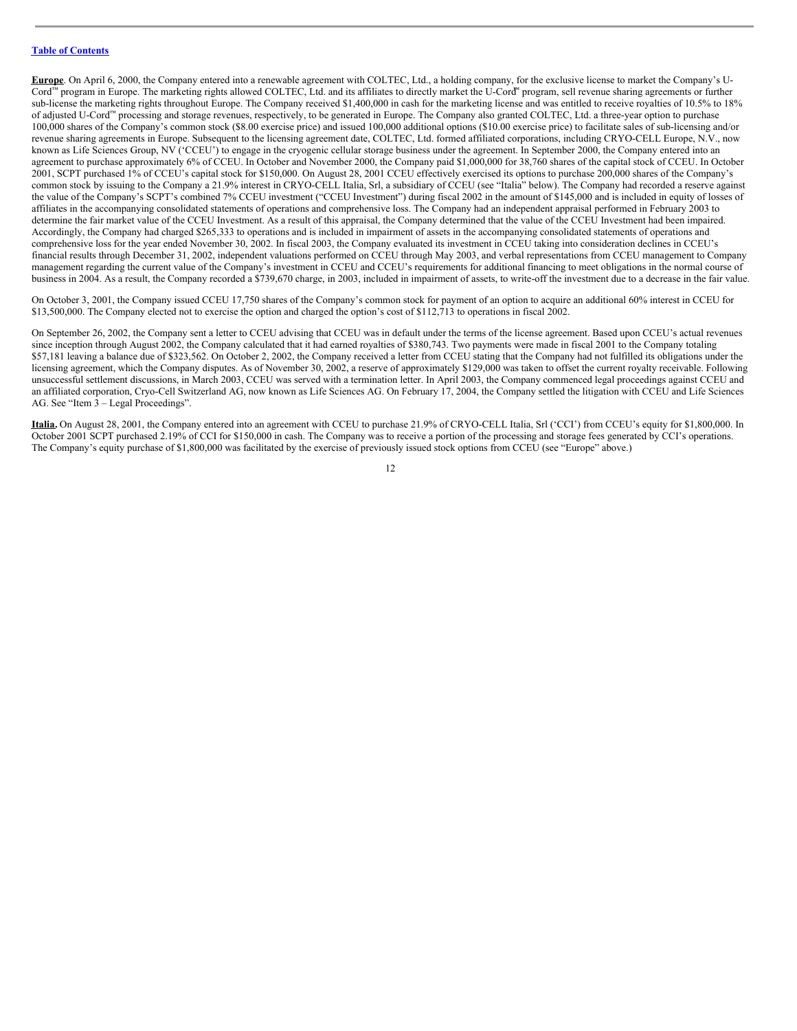**Europe**. On April 6, 2000, the Company entered into a renewable agreement with COLTEC, Ltd., a holding company, for the exclusive license to market the Company's U-Cord™ program in Europe. The marketing rights allowed COLTEC, Ltd. and its affiliates to directly market the U-Cord™ program, sell revenue sharing agreements or further sub-license the marketing rights throughout Europe. The Company received $1,400,000 in cash for the marketing license and was entitled to receive royalties of 10.5% to 18% of adjusted U-Cord™ processing and storage revenues, respectively, to be generated in Europe. The Company also granted COLTEC, Ltd. a three-year option to purchase 100,000 shares of the Company's common stock ($8.00 exercise price) and issued 100,000 additional options ($10.00 exercise price) to facilitate sales of sub-licensing and/or revenue sharing agreements in Europe. Subsequent to the licensing agreement date, COLTEC, Ltd. formed affiliated corporations, including CRYO-CELL Europe, N.V., now known as Life Sciences Group, NV ('CCEU') to engage in the cryogenic cellular storage business under the agreement. In September 2000, the Company entered into an agreement to purchase approximately 6% of CCEU. In October and November 2000, the Company paid $1,000,000 for 38,760 shares of the capital stock of CCEU. In October 2001, SCPT purchased 1% of CCEU's capital stock for $150,000. On August 28, 2001 CCEU effectively exercised its options to purchase 200,000 shares of the Company's common stock by issuing to the Company a 21.9% interest in CRYO-CELL Italia, Srl, a subsidiary of CCEU (see "Italia" below). The Company had recorded a reserve against the value of the Company's SCPT's combined 7% CCEU investment ("CCEU Investment") during fiscal 2002 in the amount of $145,000 and is included in equity of losses of affiliates in the accompanying consolidated statements of operations and comprehensive loss. The Company had an independent appraisal performed in February 2003 to determine the fair market value of the CCEU Investment. As a result of this appraisal, the Company determined that the value of the CCEU Investment had been impaired. Accordingly, the Company had charged $265,333 to operations and is included in impairment of assets in the accompanying consolidated statements of operations and comprehensive loss for the year ended November 30, 2002. In fiscal 2003, the Company evaluated its investment in CCEU taking into consideration declines in CCEU's financial results through December 31, 2002, independent valuations performed on CCEU through May 2003, and verbal representations from CCEU management to Company management regarding the current value of the Company's investment in CCEU and CCEU's requirements for additional financing to meet obligations in the normal course of business in 2004. As a result, the Company recorded a $739,670 charge, in 2003, included in impairment of assets, to write-off the investment due to a decrease in the fair value.

On October 3, 2001, the Company issued CCEU 17,750 shares of the Company's common stock for payment of an option to acquire an additional 60% interest in CCEU for $13,500,000. The Company elected not to exercise the option and charged the option's cost of $112,713 to operations in fiscal 2002.

On September 26, 2002, the Company sent a letter to CCEU advising that CCEU was in default under the terms of the license agreement. Based upon CCEU's actual revenues since inception through August 2002, the Company calculated that it had earned royalties of $380,743. Two payments were made in fiscal 2001 to the Company totaling $57,181 leaving a balance due of $323,562. On October 2, 2002, the Company received a letter from CCEU stating that the Company had not fulfilled its obligations under the licensing agreement, which the Company disputes. As of November 30, 2002, a reserve of approximately $129,000 was taken to offset the current royalty receivable. Following unsuccessful settlement discussions, in March 2003, CCEU was served with a termination letter. In April 2003, the Company commenced legal proceedings against CCEU and an affiliated corporation, Cryo-Cell Switzerland AG, now known as Life Sciences AG. On February 17, 2004, the Company settled the litigation with CCEU and Life Sciences AG. See "Item 3 – Legal Proceedings".

**Italia.** On August 28, 2001, the Company entered into an agreement with CCEU to purchase 21.9% of CRYO-CELL Italia, Srl ('CCI') from CCEU's equity for $1,800,000. In October 2001 SCPT purchased 2.19% of CCI for $150,000 in cash. The Company was to receive a portion of the processing and storage fees generated by CCI's operations. The Company's equity purchase of $1,800,000 was facilitated by the exercise of previously issued stock options from CCEU (see "Europe" above.)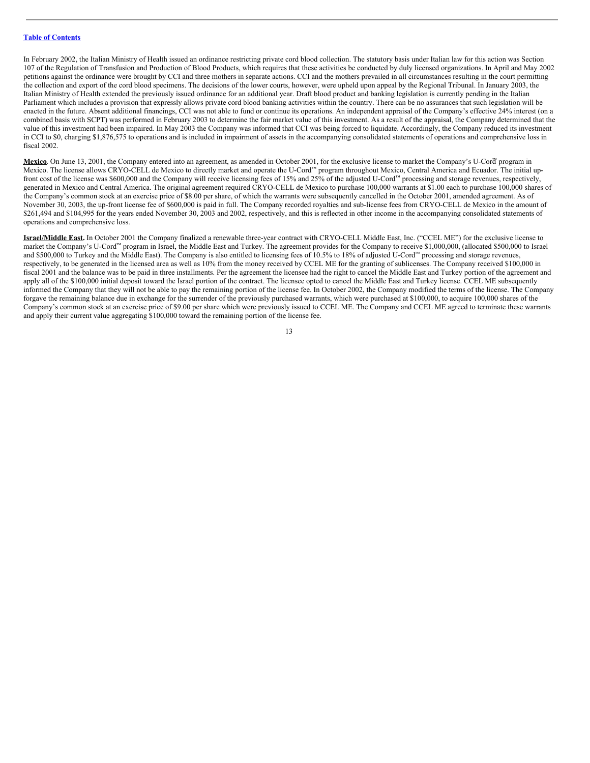In February 2002, the Italian Ministry of Health issued an ordinance restricting private cord blood collection. The statutory basis under Italian law for this action was Section 107 of the Regulation of Transfusion and Production of Blood Products, which requires that these activities be conducted by duly licensed organizations. In April and May 2002 petitions against the ordinance were brought by CCI and three mothers in separate actions. CCI and the mothers prevailed in all circumstances resulting in the court permitting the collection and export of the cord blood specimens. The decisions of the lower courts, however, were upheld upon appeal by the Regional Tribunal. In January 2003, the Italian Ministry of Health extended the previously issued ordinance for an additional year. Draft blood product and banking legislation is currently pending in the Italian Parliament which includes a provision that expressly allows private cord blood banking activities within the country. There can be no assurances that such legislation will be enacted in the future. Absent additional financings, CCI was not able to fund or continue its operations. An independent appraisal of the Company's effective 24% interest (on a combined basis with SCPT) was performed in February 2003 to determine the fair market value of this investment. As a result of the appraisal, the Company determined that the value of this investment had been impaired. In May 2003 the Company was informed that CCI was being forced to liquidate. Accordingly, the Company reduced its investment in CCI to $0, charging $1,876,575 to operations and is included in impairment of assets in the accompanying consolidated statements of operations and comprehensive loss in fiscal 2002.

**Mexico**. On June 13, 2001, the Company entered into an agreement, as amended in October 2001, for the exclusive license to market the Company's U-Cord™ program in Mexico. The license allows CRYO-CELL de Mexico to directly market and operate the U-Cord™ program throughout Mexico, Central America and Ecuador. The initial up-front cost of the license was $600,000 and the Company will receive licensing fees of 15% and 25% of the adjusted U-Cord™ processing and storage revenues, respectively, generated in Mexico and Central America. The original agreement required CRYO-CELL de Mexico to purchase 100,000 warrants at $1.00 each to purchase 100,000 shares of the Company's common stock at an exercise price of $8.00 per share, of which the warrants were subsequently cancelled in the October 2001, amended agreement. As of November 30, 2003, the up-front license fee of $600,000 is paid in full. The Company recorded royalties and sub-license fees from CRYO-CELL de Mexico in the amount of $261,494 and $104,995 for the years ended November 30, 2003 and 2002, respectively, and this is reflected in other income in the accompanying consolidated statements of operations and comprehensive loss.

**Israel/Middle East.** In October 2001 the Company finalized a renewable three-year contract with CRYO-CELL Middle East, Inc. ("CCEL ME") for the exclusive license to market the Company's U-Cord™ program in Israel, the Middle East and Turkey. The agreement provides for the Company to receive $1,000,000, (allocated $500,000 to Israel and $500,000 to Turkey and the Middle East). The Company is also entitled to licensing fees of 10.5% to 18% of adjusted U-Cord™ processing and storage revenues, respectively, to be generated in the licensed area as well as 10% from the money received by CCEL ME for the granting of sublicenses. The Company received $100,000 in fiscal 2001 and the balance was to be paid in three installments. Per the agreement the licensee had the right to cancel the Middle East and Turkey portion of the agreement and apply all of the $100,000 initial deposit toward the Israel portion of the contract. The licensee opted to cancel the Middle East and Turkey license. CCEL ME subsequently informed the Company that they will not be able to pay the remaining portion of the license fee. In October 2002, the Company modified the terms of the license. The Company forgave the remaining balance due in exchange for the surrender of the previously purchased warrants, which were purchased at $100,000, to acquire 100,000 shares of the Company's common stock at an exercise price of $9.00 per share which were previously issued to CCEL ME. The Company and CCEL ME agreed to terminate these warrants and apply their current value aggregating $100,000 toward the remaining portion of the license fee.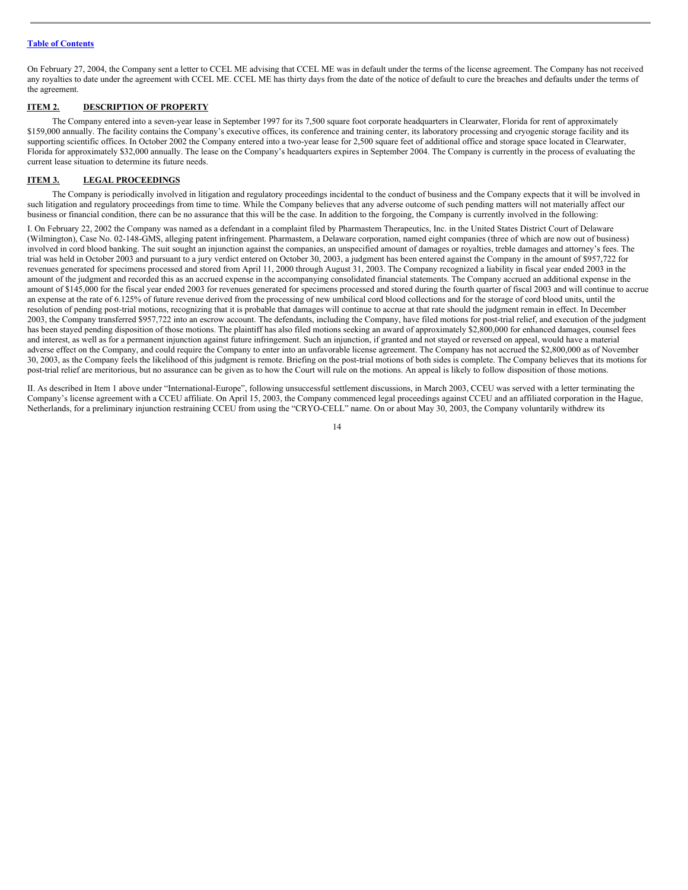On February 27, 2004, the Company sent a letter to CCEL ME advising that CCEL ME was in default under the terms of the license agreement. The Company has not received any royalties to date under the agreement with CCEL ME. CCEL ME has thirty days from the date of the notice of default to cure the breaches and defaults under the terms of the agreement.

## ITEM 2. DESCRIPTION OF PROPERTY

The Company entered into a seven-year lease in September 1997 for its 7,500 square foot corporate headquarters in Clearwater, Florida for rent of approximately $159,000 annually. The facility contains the Company's executive offices, its conference and training center, its laboratory processing and cryogenic storage facility and its supporting scientific offices. In October 2002 the Company entered into a two-year lease for 2,500 square feet of additional office and storage space located in Clearwater, Florida for approximately $32,000 annually. The lease on the Company's headquarters expires in September 2004. The Company is currently in the process of evaluating the current lease situation to determine its future needs.

## ITEM 3. LEGAL PROCEEDINGS

The Company is periodically involved in litigation and regulatory proceedings incidental to the conduct of business and the Company expects that it will be involved in such litigation and regulatory proceedings from time to time. While the Company believes that any adverse outcome of such pending matters will not materially affect our business or financial condition, there can be no assurance that this will be the case. In addition to the forgoing, the Company is currently involved in the following:

I. On February 22, 2002 the Company was named as a defendant in a complaint filed by Pharmastem Therapeutics, Inc. in the United States District Court of Delaware (Wilmington), Case No. 02-148-GMS, alleging patent infringement. Pharmastem, a Delaware corporation, named eight companies (three of which are now out of business) involved in cord blood banking. The suit sought an injunction against the companies, an unspecified amount of damages or royalties, treble damages and attorney's fees. The trial was held in October 2003 and pursuant to a jury verdict entered on October 30, 2003, a judgment has been entered against the Company in the amount of $957,722 for revenues generated for specimens processed and stored from April 11, 2000 through August 31, 2003. The Company recognized a liability in fiscal year ended 2003 in the amount of the judgment and recorded this as an accrued expense in the accompanying consolidated financial statements. The Company accrued an additional expense in the amount of $145,000 for the fiscal year ended 2003 for revenues generated for specimens processed and stored during the fourth quarter of fiscal 2003 and will continue to accrue an expense at the rate of 6.125% of future revenue derived from the processing of new umbilical cord blood collections and for the storage of cord blood units, until the resolution of pending post-trial motions, recognizing that it is probable that damages will continue to accrue at that rate should the judgment remain in effect. In December 2003, the Company transferred $957,722 into an escrow account. The defendants, including the Company, have filed motions for post-trial relief, and execution of the judgment has been stayed pending disposition of those motions. The plaintiff has also filed motions seeking an award of approximately $2,800,000 for enhanced damages, counsel fees and interest, as well as for a permanent injunction against future infringement. Such an injunction, if granted and not stayed or reversed on appeal, would have a material adverse effect on the Company, and could require the Company to enter into an unfavorable license agreement. The Company has not accrued the $2,800,000 as of November 30, 2003, as the Company feels the likelihood of this judgment is remote. Briefing on the post-trial motions of both sides is complete. The Company believes that its motions for post-trial relief are meritorious, but no assurance can be given as to how the Court will rule on the motions. An appeal is likely to follow disposition of those motions.

II. As described in Item 1 above under "International-Europe", following unsuccessful settlement discussions, in March 2003, CCEU was served with a letter terminating the Company's license agreement with a CCEU affiliate. On April 15, 2003, the Company commenced legal proceedings against CCEU and an affiliated corporation in the Hague, Netherlands, for a preliminary injunction restraining CCEU from using the "CRYO-CELL" name. On or about May 30, 2003, the Company voluntarily withdrew its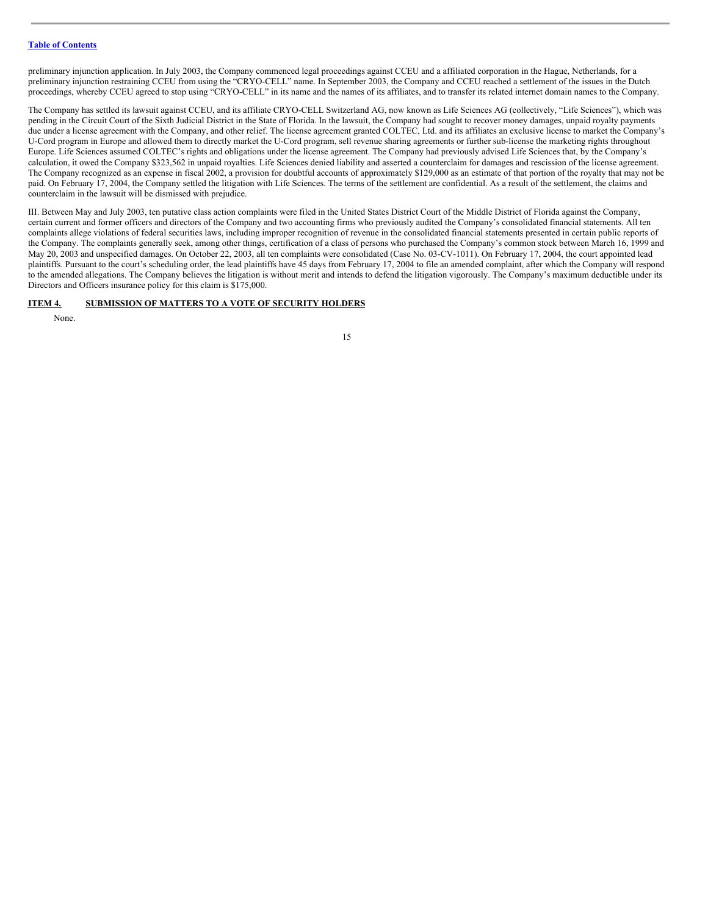preliminary injunction application. In July 2003, the Company commenced legal proceedings against CCEU and a affiliated corporation in the Hague, Netherlands, for a preliminary injunction restraining CCEU from using the "CRYO-CELL" name. In September 2003, the Company and CCEU reached a settlement of the issues in the Dutch proceedings, whereby CCEU agreed to stop using "CRYO-CELL" in its name and the names of its affiliates, and to transfer its related internet domain names to the Company.

The Company has settled its lawsuit against CCEU, and its affiliate CRYO-CELL Switzerland AG, now known as Life Sciences AG (collectively, "Life Sciences"), which was pending in the Circuit Court of the Sixth Judicial District in the State of Florida. In the lawsuit, the Company had sought to recover money damages, unpaid royalty payments due under a license agreement with the Company, and other relief. The license agreement granted COLTEC, Ltd. and its affiliates an exclusive license to market the Company's U-Cord program in Europe and allowed them to directly market the U-Cord program, sell revenue sharing agreements or further sub-license the marketing rights throughout Europe. Life Sciences assumed COLTEC's rights and obligations under the license agreement. The Company had previously advised Life Sciences that, by the Company's calculation, it owed the Company $323,562 in unpaid royalties. Life Sciences denied liability and asserted a counterclaim for damages and rescission of the license agreement. The Company recognized as an expense in fiscal 2002, a provision for doubtful accounts of approximately $129,000 as an estimate of that portion of the royalty that may not be paid. On February 17, 2004, the Company settled the litigation with Life Sciences. The terms of the settlement are confidential. As a result of the settlement, the claims and counterclaim in the lawsuit will be dismissed with prejudice.

III. Between May and July 2003, ten putative class action complaints were filed in the United States District Court of the Middle District of Florida against the Company, certain current and former officers and directors of the Company and two accounting firms who previously audited the Company's consolidated financial statements. All ten complaints allege violations of federal securities laws, including improper recognition of revenue in the consolidated financial statements presented in certain public reports of the Company. The complaints generally seek, among other things, certification of a class of persons who purchased the Company's common stock between March 16, 1999 and May 20, 2003 and unspecified damages. On October 22, 2003, all ten complaints were consolidated (Case No. 03-CV-1011). On February 17, 2004, the court appointed lead plaintiffs. Pursuant to the court's scheduling order, the lead plaintiffs have 45 days from February 17, 2004 to file an amended complaint, after which the Company will respond to the amended allegations. The Company believes the litigation is without merit and intends to defend the litigation vigorously. The Company's maximum deductible under its Directors and Officers insurance policy for this claim is $175,000.

## ITEM 4. SUBMISSION OF MATTERS TO A VOTE OF SECURITY HOLDERS

None.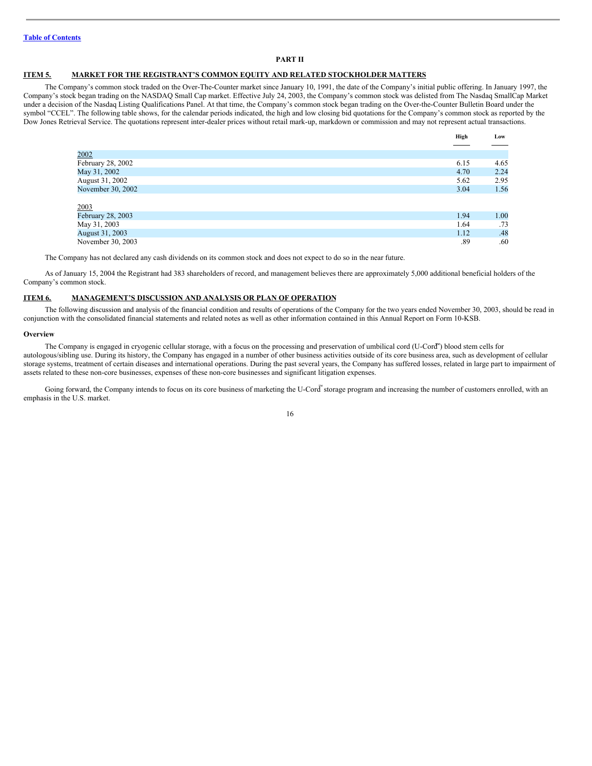[Table of Contents](#)

**PART II**

## ITEM 5. MARKET FOR THE REGISTRANT'S COMMON EQUITY AND RELATED STOCKHOLDER MATTERS

The Company's common stock traded on the Over-The-Counter market since January 10, 1991, the date of the Company's initial public offering. In January 1997, the Company's stock began trading on the NASDAQ Small Cap market. Effective July 24, 2003, the Company's common stock was delisted from The Nasdaq SmallCap Market under a decision of the Nasdaq Listing Qualifications Panel. At that time, the Company's common stock began trading on the Over-the-Counter Bulletin Board under the symbol "CCEL". The following table shows, for the calendar periods indicated, the high and low closing bid quotations for the Company's common stock as reported by the Dow Jones Retrieval Service. The quotations represent inter-dealer prices without retail mark-up, markdown or commission and may not represent actual transactions.

| | High | Low |
|---|---|---|
| 2002 | | |
| February 28, 2002 | 6.15 | 4.65 |
| May 31, 2002 | 4.70 | 2.24 |
| August 31, 2002 | 5.62 | 2.95 |
| November 30, 2002 | 3.04 | 1.56 |
| | | |
| 2003 | | |
| February 28, 2003 | 1.94 | 1.00 |
| May 31, 2003 | 1.64 | .73 |
| August 31, 2003 | 1.12 | .48 |
| November 30, 2003 | .89 | .60 |

The Company has not declared any cash dividends on its common stock and does not expect to do so in the near future.

As of January 15, 2004 the Registrant had 383 shareholders of record, and management believes there are approximately 5,000 additional beneficial holders of the Company's common stock.

## ITEM 6. MANAGEMENT'S DISCUSSION AND ANALYSIS OR PLAN OF OPERATION

The following discussion and analysis of the financial condition and results of operations of the Company for the two years ended November 30, 2003, should be read in conjunction with the consolidated financial statements and related notes as well as other information contained in this Annual Report on Form 10-KSB.

### Overview

The Company is engaged in cryogenic cellular storage, with a focus on the processing and preservation of umbilical cord (U-Cord℠) blood stem cells for autologous/sibling use. During its history, the Company has engaged in a number of other business activities outside of its core business area, such as development of cellular storage systems, treatment of certain diseases and international operations. During the past several years, the Company has suffered losses, related in large part to impairment of assets related to these non-core businesses, expenses of these non-core businesses and significant litigation expenses.

Going forward, the Company intends to focus on its core business of marketing the U-Cord℠ storage program and increasing the number of customers enrolled, with an emphasis in the U.S. market.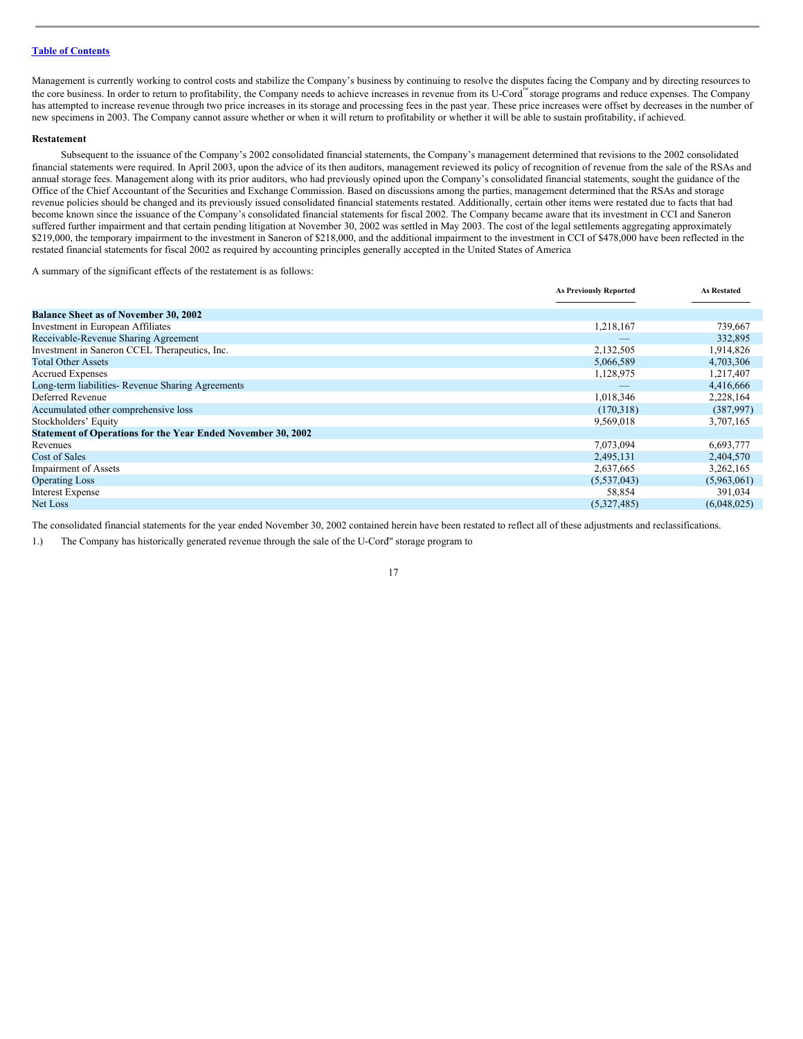[Table of Contents](#)

Management is currently working to control costs and stabilize the Company's business by continuing to resolve the disputes facing the Company and by directing resources to the core business. In order to return to profitability, the Company needs to achieve increases in revenue from its U-Cord™ storage programs and reduce expenses. The Company has attempted to increase revenue through two price increases in its storage and processing fees in the past year. These price increases were offset by decreases in the number of new specimens in 2003. The Company cannot assure whether or when it will return to profitability or whether it will be able to sustain profitability, if achieved.

**Restatement**

Subsequent to the issuance of the Company's 2002 consolidated financial statements, the Company's management determined that revisions to the 2002 consolidated financial statements were required. In April 2003, upon the advice of its then auditors, management reviewed its policy of recognition of revenue from the sale of the RSAs and annual storage fees. Management along with its prior auditors, who had previously opined upon the Company's consolidated financial statements, sought the guidance of the Office of the Chief Accountant of the Securities and Exchange Commission. Based on discussions among the parties, management determined that the RSAs and storage revenue policies should be changed and its previously issued consolidated financial statements restated. Additionally, certain other items were restated due to facts that had become known since the issuance of the Company's consolidated financial statements for fiscal 2002. The Company became aware that its investment in CCI and Saneron suffered further impairment and that certain pending litigation at November 30, 2002 was settled in May 2003. The cost of the legal settlements aggregating approximately $219,000, the temporary impairment to the investment in Saneron of $218,000, and the additional impairment to the investment in CCI of $478,000 have been reflected in the restated financial statements for fiscal 2002 as required by accounting principles generally accepted in the United States of America

A summary of the significant effects of the restatement is as follows:

| | As Previously Reported | As Restated |
|---|---|---|
| **Balance Sheet as of November 30, 2002** | | |
| Investment in European Affiliates | 1,218,167 | 739,667 |
| Receivable-Revenue Sharing Agreement | — | 332,895 |
| Investment in Saneron CCEL Therapeutics, Inc. | 2,132,505 | 1,914,826 |
| Total Other Assets | 5,066,589 | 4,703,306 |
| Accrued Expenses | 1,128,975 | 1,217,407 |
| Long-term liabilities- Revenue Sharing Agreements | — | 4,416,666 |
| Deferred Revenue | 1,018,346 | 2,228,164 |
| Accumulated other comprehensive loss | (170,318) | (387,997) |
| Stockholders' Equity | 9,569,018 | 3,707,165 |
| **Statement of Operations for the Year Ended November 30, 2002** | | |
| Revenues | 7,073,094 | 6,693,777 |
| Cost of Sales | 2,495,131 | 2,404,570 |
| Impairment of Assets | 2,637,665 | 3,262,165 |
| Operating Loss | (5,537,043) | (5,963,061) |
| Interest Expense | 58,854 | 391,034 |
| Net Loss | (5,327,485) | (6,048,025) |

The consolidated financial statements for the year ended November 30, 2002 contained herein have been restated to reflect all of these adjustments and reclassifications.

1.) The Company has historically generated revenue through the sale of the U-Cord™ storage program to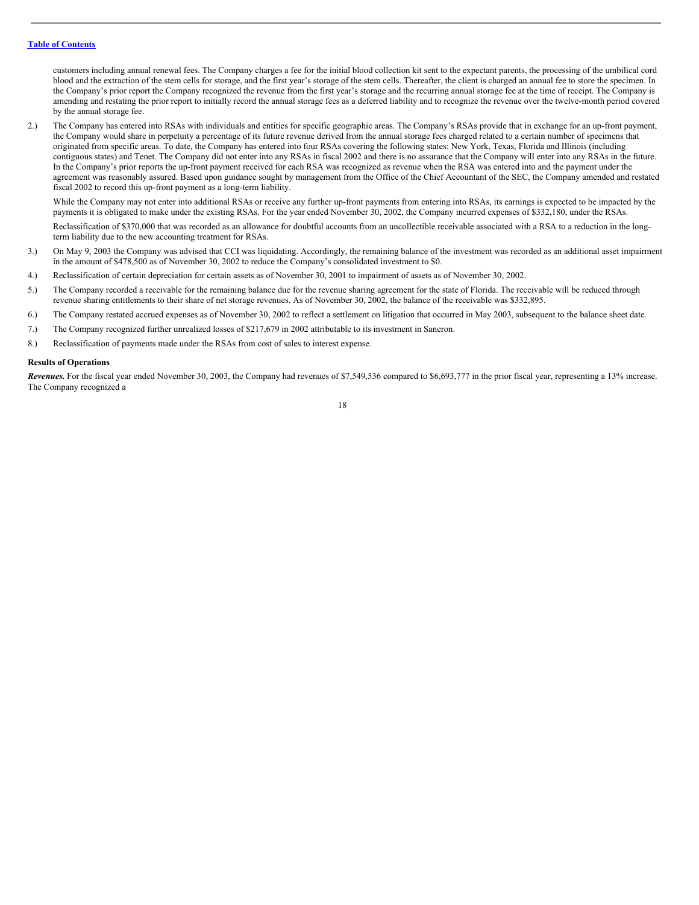customers including annual renewal fees. The Company charges a fee for the initial blood collection kit sent to the expectant parents, the processing of the umbilical cord blood and the extraction of the stem cells for storage, and the first year's storage of the stem cells. Thereafter, the client is charged an annual fee to store the specimen. In the Company's prior report the Company recognized the revenue from the first year's storage and the recurring annual storage fee at the time of receipt. The Company is amending and restating the prior report to initially record the annual storage fees as a deferred liability and to recognize the revenue over the twelve-month period covered by the annual storage fee.

2.) The Company has entered into RSAs with individuals and entities for specific geographic areas. The Company's RSAs provide that in exchange for an up-front payment, the Company would share in perpetuity a percentage of its future revenue derived from the annual storage fees charged related to a certain number of specimens that originated from specific areas. To date, the Company has entered into four RSAs covering the following states: New York, Texas, Florida and Illinois (including contiguous states) and Tenet. The Company did not enter into any RSAs in fiscal 2002 and there is no assurance that the Company will enter into any RSAs in the future. In the Company's prior reports the up-front payment received for each RSA was recognized as revenue when the RSA was entered into and the payment under the agreement was reasonably assured. Based upon guidance sought by management from the Office of the Chief Accountant of the SEC, the Company amended and restated fiscal 2002 to record this up-front payment as a long-term liability.

   While the Company may not enter into additional RSAs or receive any further up-front payments from entering into RSAs, its earnings is expected to be impacted by the payments it is obligated to make under the existing RSAs. For the year ended November 30, 2002, the Company incurred expenses of $332,180, under the RSAs.

   Reclassification of $370,000 that was recorded as an allowance for doubtful accounts from an uncollectible receivable associated with a RSA to a reduction in the long-term liability due to the new accounting treatment for RSAs.

3.) On May 9, 2003 the Company was advised that CCI was liquidating. Accordingly, the remaining balance of the investment was recorded as an additional asset impairment in the amount of $478,500 as of November 30, 2002 to reduce the Company's consolidated investment to $0.

4.) Reclassification of certain depreciation for certain assets as of November 30, 2001 to impairment of assets as of November 30, 2002.

5.) The Company recorded a receivable for the remaining balance due for the revenue sharing agreement for the state of Florida. The receivable will be reduced through revenue sharing entitlements to their share of net storage revenues. As of November 30, 2002, the balance of the receivable was $332,895.

6.) The Company restated accrued expenses as of November 30, 2002 to reflect a settlement on litigation that occurred in May 2003, subsequent to the balance sheet date.

7.) The Company recognized further unrealized losses of $217,679 in 2002 attributable to its investment in Saneron.

8.) Reclassification of payments made under the RSAs from cost of sales to interest expense.

**Results of Operations**

***Revenues.*** For the fiscal year ended November 30, 2003, the Company had revenues of $7,549,536 compared to $6,693,777 in the prior fiscal year, representing a 13% increase. The Company recognized a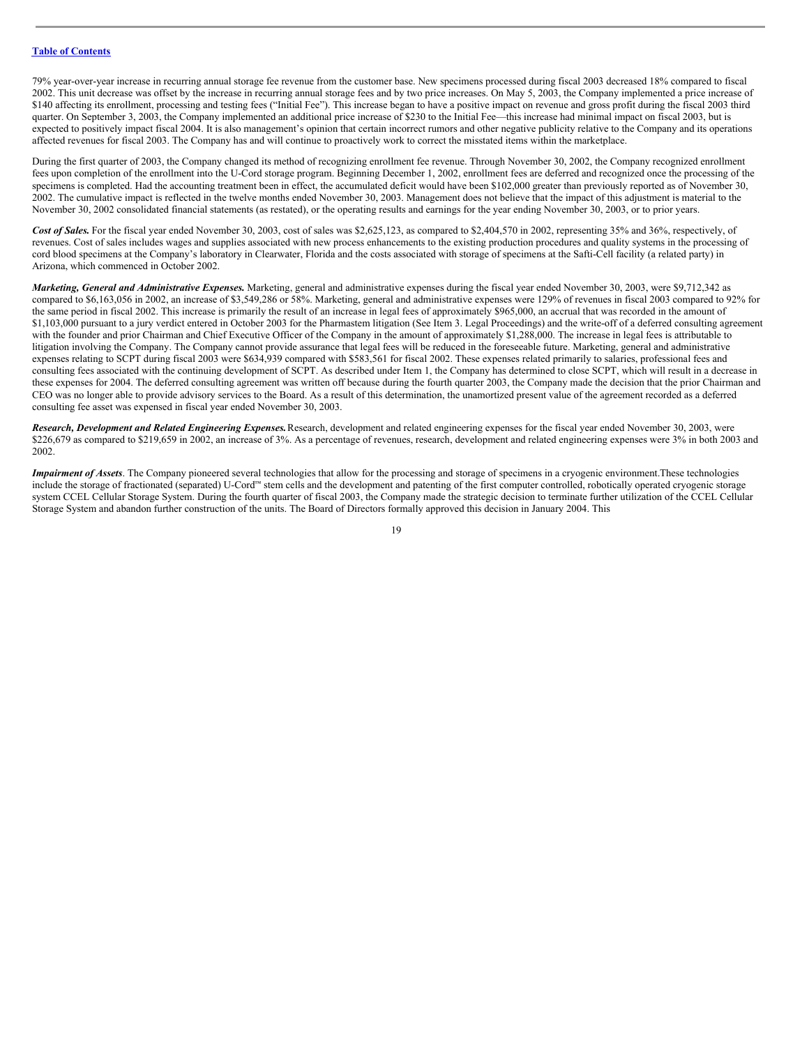[Table of Contents](#)

79% year-over-year increase in recurring annual storage fee revenue from the customer base. New specimens processed during fiscal 2003 decreased 18% compared to fiscal 2002. This unit decrease was offset by the increase in recurring annual storage fees and by two price increases. On May 5, 2003, the Company implemented a price increase of $140 affecting its enrollment, processing and testing fees ("Initial Fee"). This increase began to have a positive impact on revenue and gross profit during the fiscal 2003 third quarter. On September 3, 2003, the Company implemented an additional price increase of $230 to the Initial Fee—this increase had minimal impact on fiscal 2003, but is expected to positively impact fiscal 2004. It is also management's opinion that certain incorrect rumors and other negative publicity relative to the Company and its operations affected revenues for fiscal 2003. The Company has and will continue to proactively work to correct the misstated items within the marketplace.

During the first quarter of 2003, the Company changed its method of recognizing enrollment fee revenue. Through November 30, 2002, the Company recognized enrollment fees upon completion of the enrollment into the U-Cord storage program. Beginning December 1, 2002, enrollment fees are deferred and recognized once the processing of the specimens is completed. Had the accounting treatment been in effect, the accumulated deficit would have been $102,000 greater than previously reported as of November 30, 2002. The cumulative impact is reflected in the twelve months ended November 30, 2003. Management does not believe that the impact of this adjustment is material to the November 30, 2002 consolidated financial statements (as restated), or the operating results and earnings for the year ending November 30, 2003, or to prior years.

***Cost of Sales.*** For the fiscal year ended November 30, 2003, cost of sales was $2,625,123, as compared to $2,404,570 in 2002, representing 35% and 36%, respectively, of revenues. Cost of sales includes wages and supplies associated with new process enhancements to the existing production procedures and quality systems in the processing of cord blood specimens at the Company's laboratory in Clearwater, Florida and the costs associated with storage of specimens at the Safti-Cell facility (a related party) in Arizona, which commenced in October 2002.

***Marketing, General and Administrative Expenses.*** Marketing, general and administrative expenses during the fiscal year ended November 30, 2003, were $9,712,342 as compared to $6,163,056 in 2002, an increase of $3,549,286 or 58%. Marketing, general and administrative expenses were 129% of revenues in fiscal 2003 compared to 92% for the same period in fiscal 2002. This increase is primarily the result of an increase in legal fees of approximately $965,000, an accrual that was recorded in the amount of $1,103,000 pursuant to a jury verdict entered in October 2003 for the Pharmastem litigation (See Item 3. Legal Proceedings) and the write-off of a deferred consulting agreement with the founder and prior Chairman and Chief Executive Officer of the Company in the amount of approximately $1,288,000. The increase in legal fees is attributable to litigation involving the Company. The Company cannot provide assurance that legal fees will be reduced in the foreseeable future. Marketing, general and administrative expenses relating to SCPT during fiscal 2003 were $634,939 compared with $583,561 for fiscal 2002. These expenses related primarily to salaries, professional fees and consulting fees associated with the continuing development of SCPT. As described under Item 1, the Company has determined to close SCPT, which will result in a decrease in these expenses for 2004. The deferred consulting agreement was written off because during the fourth quarter 2003, the Company made the decision that the prior Chairman and CEO was no longer able to provide advisory services to the Board. As a result of this determination, the unamortized present value of the agreement recorded as a deferred consulting fee asset was expensed in fiscal year ended November 30, 2003.

***Research, Development and Related Engineering Expenses.*** Research, development and related engineering expenses for the fiscal year ended November 30, 2003, were $226,679 as compared to $219,659 in 2002, an increase of 3%. As a percentage of revenues, research, development and related engineering expenses were 3% in both 2003 and 2002.

***Impairment of Assets***. The Company pioneered several technologies that allow for the processing and storage of specimens in a cryogenic environment.These technologies include the storage of fractionated (separated) U-Cord™ stem cells and the development and patenting of the first computer controlled, robotically operated cryogenic storage system CCEL Cellular Storage System. During the fourth quarter of fiscal 2003, the Company made the strategic decision to terminate further utilization of the CCEL Cellular Storage System and abandon further construction of the units. The Board of Directors formally approved this decision in January 2004. This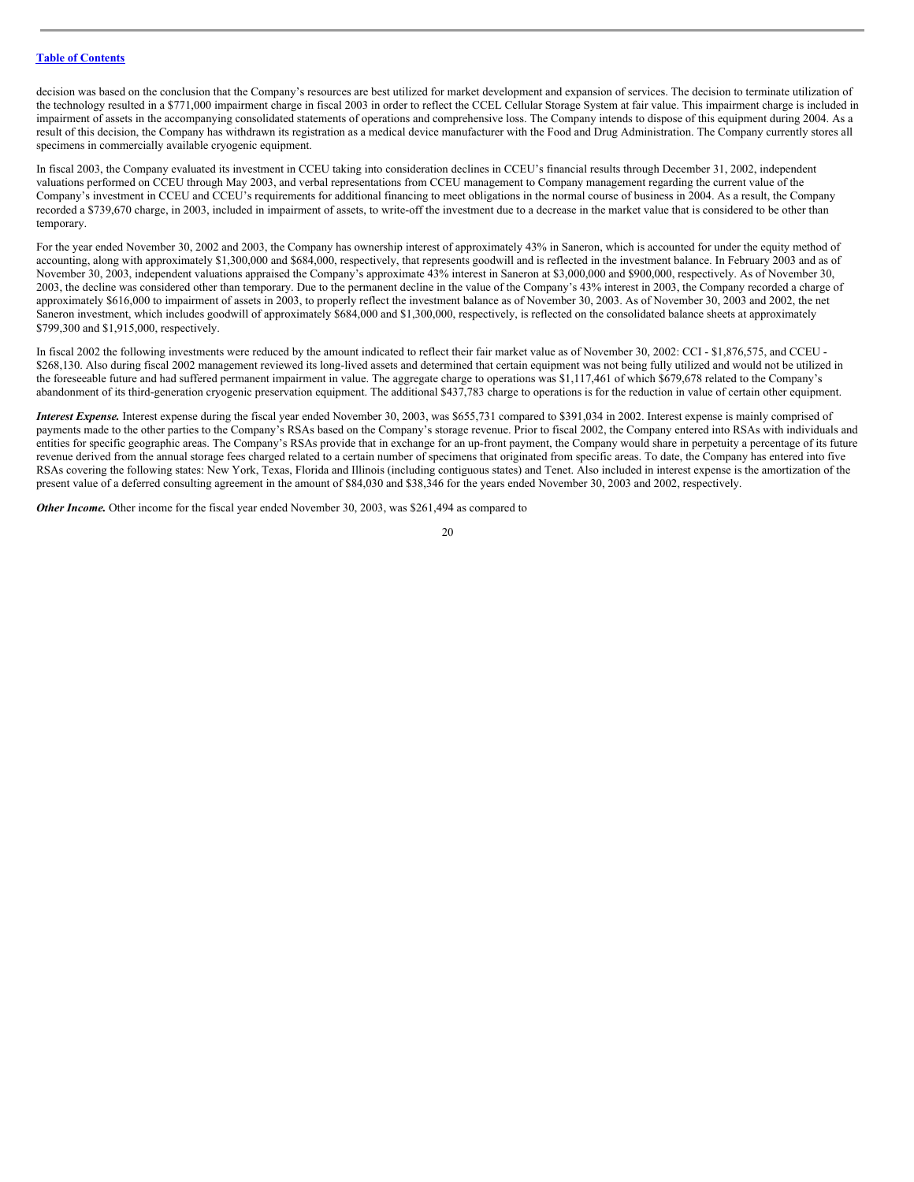decision was based on the conclusion that the Company's resources are best utilized for market development and expansion of services. The decision to terminate utilization of the technology resulted in a $771,000 impairment charge in fiscal 2003 in order to reflect the CCEL Cellular Storage System at fair value. This impairment charge is included in impairment of assets in the accompanying consolidated statements of operations and comprehensive loss. The Company intends to dispose of this equipment during 2004. As a result of this decision, the Company has withdrawn its registration as a medical device manufacturer with the Food and Drug Administration. The Company currently stores all specimens in commercially available cryogenic equipment.

In fiscal 2003, the Company evaluated its investment in CCEU taking into consideration declines in CCEU's financial results through December 31, 2002, independent valuations performed on CCEU through May 2003, and verbal representations from CCEU management to Company management regarding the current value of the Company's investment in CCEU and CCEU's requirements for additional financing to meet obligations in the normal course of business in 2004. As a result, the Company recorded a $739,670 charge, in 2003, included in impairment of assets, to write-off the investment due to a decrease in the market value that is considered to be other than temporary.

For the year ended November 30, 2002 and 2003, the Company has ownership interest of approximately 43% in Saneron, which is accounted for under the equity method of accounting, along with approximately $1,300,000 and $684,000, respectively, that represents goodwill and is reflected in the investment balance. In February 2003 and as of November 30, 2003, independent valuations appraised the Company's approximate 43% interest in Saneron at $3,000,000 and $900,000, respectively. As of November 30, 2003, the decline was considered other than temporary. Due to the permanent decline in the value of the Company's 43% interest in 2003, the Company recorded a charge of approximately $616,000 to impairment of assets in 2003, to properly reflect the investment balance as of November 30, 2003. As of November 30, 2003 and 2002, the net Saneron investment, which includes goodwill of approximately $684,000 and $1,300,000, respectively, is reflected on the consolidated balance sheets at approximately $799,300 and $1,915,000, respectively.

In fiscal 2002 the following investments were reduced by the amount indicated to reflect their fair market value as of November 30, 2002: CCI - $1,876,575, and CCEU - $268,130. Also during fiscal 2002 management reviewed its long-lived assets and determined that certain equipment was not being fully utilized and would not be utilized in the foreseeable future and had suffered permanent impairment in value. The aggregate charge to operations was $1,117,461 of which $679,678 related to the Company's abandonment of its third-generation cryogenic preservation equipment. The additional $437,783 charge to operations is for the reduction in value of certain other equipment.

***Interest Expense.*** Interest expense during the fiscal year ended November 30, 2003, was $655,731 compared to $391,034 in 2002. Interest expense is mainly comprised of payments made to the other parties to the Company's RSAs based on the Company's storage revenue. Prior to fiscal 2002, the Company entered into RSAs with individuals and entities for specific geographic areas. The Company's RSAs provide that in exchange for an up-front payment, the Company would share in perpetuity a percentage of its future revenue derived from the annual storage fees charged related to a certain number of specimens that originated from specific areas. To date, the Company has entered into five RSAs covering the following states: New York, Texas, Florida and Illinois (including contiguous states) and Tenet. Also included in interest expense is the amortization of the present value of a deferred consulting agreement in the amount of $84,030 and $38,346 for the years ended November 30, 2003 and 2002, respectively.

***Other Income.*** Other income for the fiscal year ended November 30, 2003, was $261,494 as compared to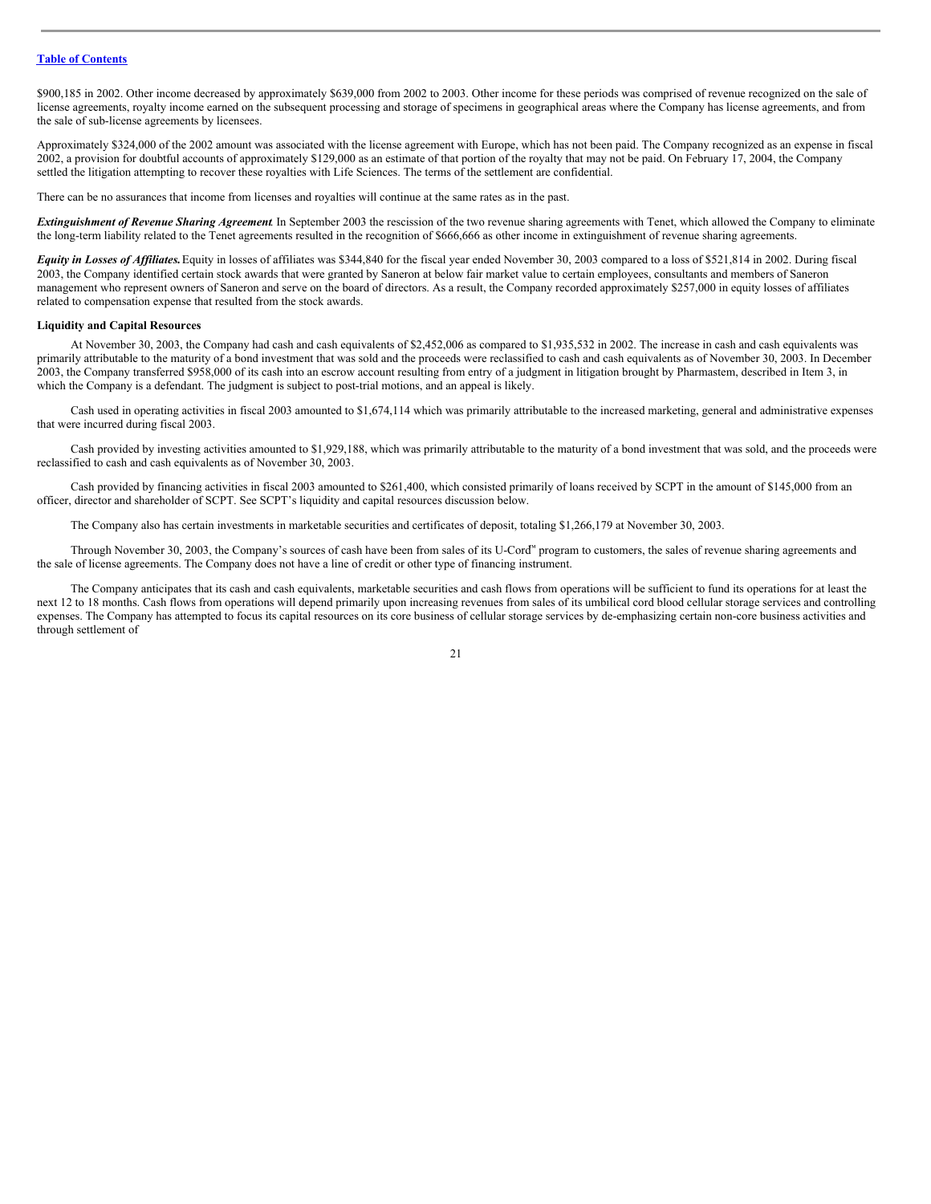$900,185 in 2002. Other income decreased by approximately $639,000 from 2002 to 2003. Other income for these periods was comprised of revenue recognized on the sale of license agreements, royalty income earned on the subsequent processing and storage of specimens in geographical areas where the Company has license agreements, and from the sale of sub-license agreements by licensees.

Approximately $324,000 of the 2002 amount was associated with the license agreement with Europe, which has not been paid. The Company recognized as an expense in fiscal 2002, a provision for doubtful accounts of approximately $129,000 as an estimate of that portion of the royalty that may not be paid. On February 17, 2004, the Company settled the litigation attempting to recover these royalties with Life Sciences. The terms of the settlement are confidential.

There can be no assurances that income from licenses and royalties will continue at the same rates as in the past.

***Extinguishment of Revenue Sharing Agreement.*** In September 2003 the rescission of the two revenue sharing agreements with Tenet, which allowed the Company to eliminate the long-term liability related to the Tenet agreements resulted in the recognition of $666,666 as other income in extinguishment of revenue sharing agreements.

***Equity in Losses of Affiliates.*** Equity in losses of affiliates was $344,840 for the fiscal year ended November 30, 2003 compared to a loss of $521,814 in 2002. During fiscal 2003, the Company identified certain stock awards that were granted by Saneron at below fair market value to certain employees, consultants and members of Saneron management who represent owners of Saneron and serve on the board of directors. As a result, the Company recorded approximately $257,000 in equity losses of affiliates related to compensation expense that resulted from the stock awards.

**Liquidity and Capital Resources**

At November 30, 2003, the Company had cash and cash equivalents of $2,452,006 as compared to $1,935,532 in 2002. The increase in cash and cash equivalents was primarily attributable to the maturity of a bond investment that was sold and the proceeds were reclassified to cash and cash equivalents as of November 30, 2003. In December 2003, the Company transferred $958,000 of its cash into an escrow account resulting from entry of a judgment in litigation brought by Pharmastem, described in Item 3, in which the Company is a defendant. The judgment is subject to post-trial motions, and an appeal is likely.

Cash used in operating activities in fiscal 2003 amounted to $1,674,114 which was primarily attributable to the increased marketing, general and administrative expenses that were incurred during fiscal 2003.

Cash provided by investing activities amounted to $1,929,188, which was primarily attributable to the maturity of a bond investment that was sold, and the proceeds were reclassified to cash and cash equivalents as of November 30, 2003.

Cash provided by financing activities in fiscal 2003 amounted to $261,400, which consisted primarily of loans received by SCPT in the amount of $145,000 from an officer, director and shareholder of SCPT. See SCPT's liquidity and capital resources discussion below.

The Company also has certain investments in marketable securities and certificates of deposit, totaling $1,266,179 at November 30, 2003.

Through November 30, 2003, the Company's sources of cash have been from sales of its U-Cord™ program to customers, the sales of revenue sharing agreements and the sale of license agreements. The Company does not have a line of credit or other type of financing instrument.

The Company anticipates that its cash and cash equivalents, marketable securities and cash flows from operations will be sufficient to fund its operations for at least the next 12 to 18 months. Cash flows from operations will depend primarily upon increasing revenues from sales of its umbilical cord blood cellular storage services and controlling expenses. The Company has attempted to focus its capital resources on its core business of cellular storage services by de-emphasizing certain non-core business activities and through settlement of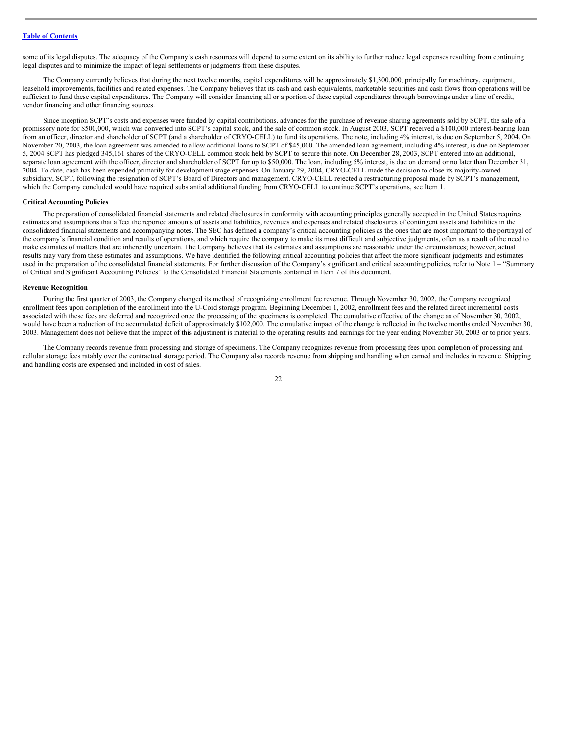some of its legal disputes. The adequacy of the Company's cash resources will depend to some extent on its ability to further reduce legal expenses resulting from continuing legal disputes and to minimize the impact of legal settlements or judgments from these disputes.

The Company currently believes that during the next twelve months, capital expenditures will be approximately $1,300,000, principally for machinery, equipment, leasehold improvements, facilities and related expenses. The Company believes that its cash and cash equivalents, marketable securities and cash flows from operations will be sufficient to fund these capital expenditures. The Company will consider financing all or a portion of these capital expenditures through borrowings under a line of credit, vendor financing and other financing sources.

Since inception SCPT's costs and expenses were funded by capital contributions, advances for the purchase of revenue sharing agreements sold by SCPT, the sale of a promissory note for $500,000, which was converted into SCPT's capital stock, and the sale of common stock. In August 2003, SCPT received a $100,000 interest-bearing loan from an officer, director and shareholder of SCPT (and a shareholder of CRYO-CELL) to fund its operations. The note, including 4% interest, is due on September 5, 2004. On November 20, 2003, the loan agreement was amended to allow additional loans to SCPT of $45,000. The amended loan agreement, including 4% interest, is due on September 5, 2004 SCPT has pledged 345,161 shares of the CRYO-CELL common stock held by SCPT to secure this note. On December 28, 2003, SCPT entered into an additional, separate loan agreement with the officer, director and shareholder of SCPT for up to $50,000. The loan, including 5% interest, is due on demand or no later than December 31, 2004. To date, cash has been expended primarily for development stage expenses. On January 29, 2004, CRYO-CELL made the decision to close its majority-owned subsidiary, SCPT, following the resignation of SCPT's Board of Directors and management. CRYO-CELL rejected a restructuring proposal made by SCPT's management, which the Company concluded would have required substantial additional funding from CRYO-CELL to continue SCPT's operations, see Item 1.

**Critical Accounting Policies**

The preparation of consolidated financial statements and related disclosures in conformity with accounting principles generally accepted in the United States requires estimates and assumptions that affect the reported amounts of assets and liabilities, revenues and expenses and related disclosures of contingent assets and liabilities in the consolidated financial statements and accompanying notes. The SEC has defined a company's critical accounting policies as the ones that are most important to the portrayal of the company's financial condition and results of operations, and which require the company to make its most difficult and subjective judgments, often as a result of the need to make estimates of matters that are inherently uncertain. The Company believes that its estimates and assumptions are reasonable under the circumstances; however, actual results may vary from these estimates and assumptions. We have identified the following critical accounting policies that affect the more significant judgments and estimates used in the preparation of the consolidated financial statements. For further discussion of the Company's significant and critical accounting policies, refer to Note 1 – "Summary of Critical and Significant Accounting Policies" to the Consolidated Financial Statements contained in Item 7 of this document.

**Revenue Recognition**

During the first quarter of 2003, the Company changed its method of recognizing enrollment fee revenue. Through November 30, 2002, the Company recognized enrollment fees upon completion of the enrollment into the U-Cord storage program. Beginning December 1, 2002, enrollment fees and the related direct incremental costs associated with these fees are deferred and recognized once the processing of the specimens is completed. The cumulative effective of the change as of November 30, 2002, would have been a reduction of the accumulated deficit of approximately $102,000. The cumulative impact of the change is reflected in the twelve months ended November 30, 2003. Management does not believe that the impact of this adjustment is material to the operating results and earnings for the year ending November 30, 2003 or to prior years.

The Company records revenue from processing and storage of specimens. The Company recognizes revenue from processing fees upon completion of processing and cellular storage fees ratably over the contractual storage period. The Company also records revenue from shipping and handling when earned and includes in revenue. Shipping and handling costs are expensed and included in cost of sales.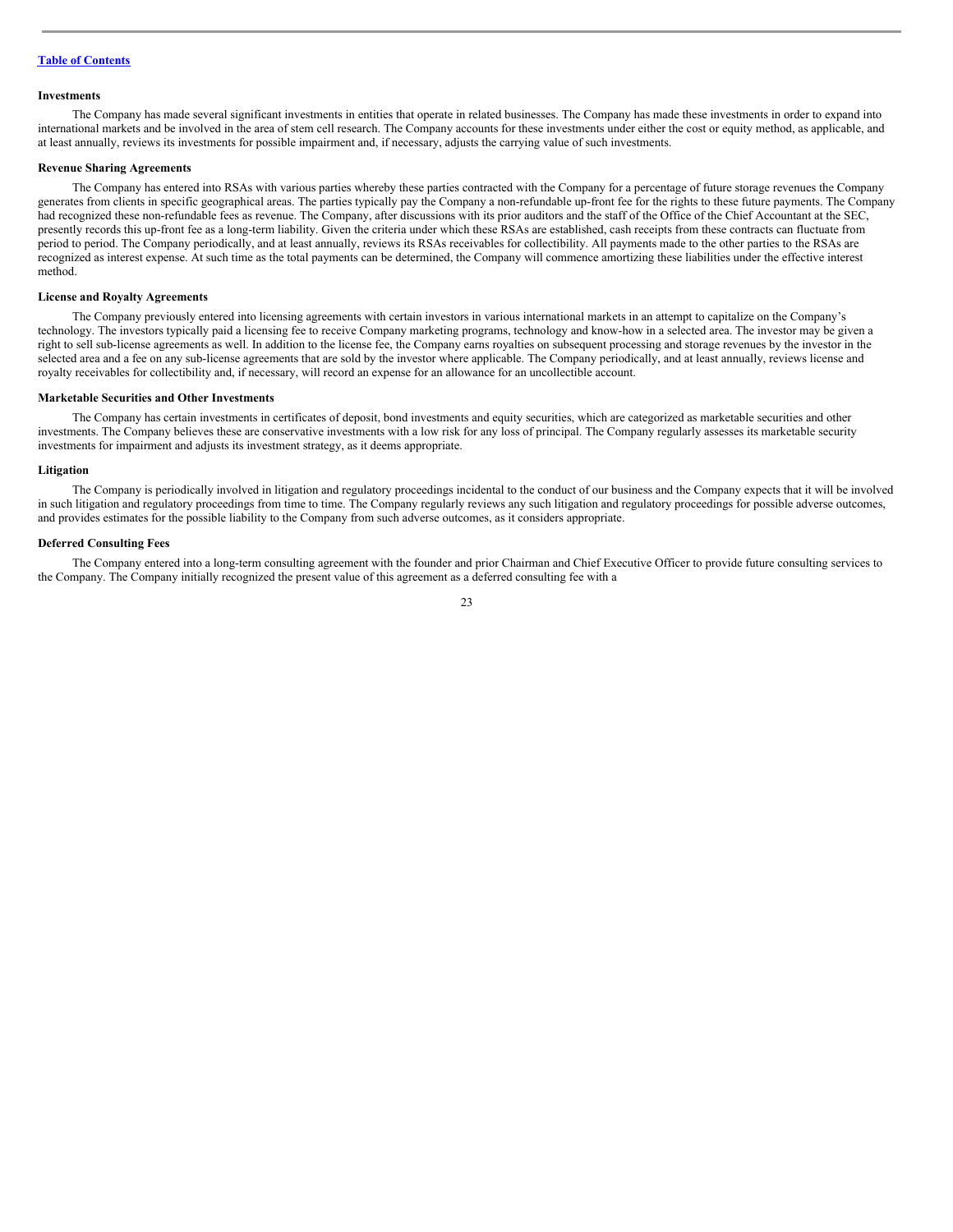### Investments

The Company has made several significant investments in entities that operate in related businesses. The Company has made these investments in order to expand into international markets and be involved in the area of stem cell research. The Company accounts for these investments under either the cost or equity method, as applicable, and at least annually, reviews its investments for possible impairment and, if necessary, adjusts the carrying value of such investments.

### Revenue Sharing Agreements

The Company has entered into RSAs with various parties whereby these parties contracted with the Company for a percentage of future storage revenues the Company generates from clients in specific geographical areas. The parties typically pay the Company a non-refundable up-front fee for the rights to these future payments. The Company had recognized these non-refundable fees as revenue. The Company, after discussions with its prior auditors and the staff of the Office of the Chief Accountant at the SEC, presently records this up-front fee as a long-term liability. Given the criteria under which these RSAs are established, cash receipts from these contracts can fluctuate from period to period. The Company periodically, and at least annually, reviews its RSAs receivables for collectibility. All payments made to the other parties to the RSAs are recognized as interest expense. At such time as the total payments can be determined, the Company will commence amortizing these liabilities under the effective interest method.

### License and Royalty Agreements

The Company previously entered into licensing agreements with certain investors in various international markets in an attempt to capitalize on the Company's technology. The investors typically paid a licensing fee to receive Company marketing programs, technology and know-how in a selected area. The investor may be given a right to sell sub-license agreements as well. In addition to the license fee, the Company earns royalties on subsequent processing and storage revenues by the investor in the selected area and a fee on any sub-license agreements that are sold by the investor where applicable. The Company periodically, and at least annually, reviews license and royalty receivables for collectibility and, if necessary, will record an expense for an allowance for an uncollectible account.

### Marketable Securities and Other Investments

The Company has certain investments in certificates of deposit, bond investments and equity securities, which are categorized as marketable securities and other investments. The Company believes these are conservative investments with a low risk for any loss of principal. The Company regularly assesses its marketable security investments for impairment and adjusts its investment strategy, as it deems appropriate.

### Litigation

The Company is periodically involved in litigation and regulatory proceedings incidental to the conduct of our business and the Company expects that it will be involved in such litigation and regulatory proceedings from time to time. The Company regularly reviews any such litigation and regulatory proceedings for possible adverse outcomes, and provides estimates for the possible liability to the Company from such adverse outcomes, as it considers appropriate.

### Deferred Consulting Fees

The Company entered into a long-term consulting agreement with the founder and prior Chairman and Chief Executive Officer to provide future consulting services to the Company. The Company initially recognized the present value of this agreement as a deferred consulting fee with a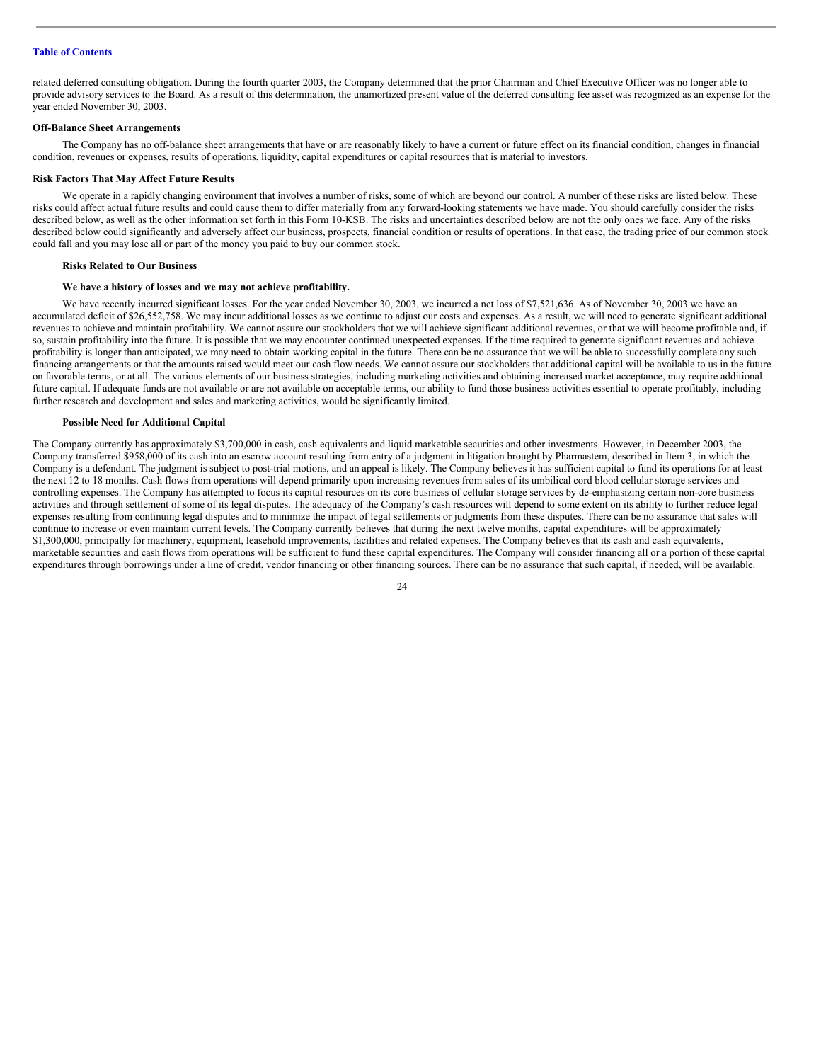related deferred consulting obligation. During the fourth quarter 2003, the Company determined that the prior Chairman and Chief Executive Officer was no longer able to provide advisory services to the Board. As a result of this determination, the unamortized present value of the deferred consulting fee asset was recognized as an expense for the year ended November 30, 2003.

**Off-Balance Sheet Arrangements**

The Company has no off-balance sheet arrangements that have or are reasonably likely to have a current or future effect on its financial condition, changes in financial condition, revenues or expenses, results of operations, liquidity, capital expenditures or capital resources that is material to investors.

**Risk Factors That May Affect Future Results**

We operate in a rapidly changing environment that involves a number of risks, some of which are beyond our control. A number of these risks are listed below. These risks could affect actual future results and could cause them to differ materially from any forward-looking statements we have made. You should carefully consider the risks described below, as well as the other information set forth in this Form 10-KSB. The risks and uncertainties described below are not the only ones we face. Any of the risks described below could significantly and adversely affect our business, prospects, financial condition or results of operations. In that case, the trading price of our common stock could fall and you may lose all or part of the money you paid to buy our common stock.

**Risks Related to Our Business**

**We have a history of losses and we may not achieve profitability.**

We have recently incurred significant losses. For the year ended November 30, 2003, we incurred a net loss of $7,521,636. As of November 30, 2003 we have an accumulated deficit of $26,552,758. We may incur additional losses as we continue to adjust our costs and expenses. As a result, we will need to generate significant additional revenues to achieve and maintain profitability. We cannot assure our stockholders that we will achieve significant additional revenues, or that we will become profitable and, if so, sustain profitability into the future. It is possible that we may encounter continued unexpected expenses. If the time required to generate significant revenues and achieve profitability is longer than anticipated, we may need to obtain working capital in the future. There can be no assurance that we will be able to successfully complete any such financing arrangements or that the amounts raised would meet our cash flow needs. We cannot assure our stockholders that additional capital will be available to us in the future on favorable terms, or at all. The various elements of our business strategies, including marketing activities and obtaining increased market acceptance, may require additional future capital. If adequate funds are not available or are not available on acceptable terms, our ability to fund those business activities essential to operate profitably, including further research and development and sales and marketing activities, would be significantly limited.

**Possible Need for Additional Capital**

The Company currently has approximately $3,700,000 in cash, cash equivalents and liquid marketable securities and other investments. However, in December 2003, the Company transferred $958,000 of its cash into an escrow account resulting from entry of a judgment in litigation brought by Pharmastem, described in Item 3, in which the Company is a defendant. The judgment is subject to post-trial motions, and an appeal is likely. The Company believes it has sufficient capital to fund its operations for at least the next 12 to 18 months. Cash flows from operations will depend primarily upon increasing revenues from sales of its umbilical cord blood cellular storage services and controlling expenses. The Company has attempted to focus its capital resources on its core business of cellular storage services by de-emphasizing certain non-core business activities and through settlement of some of its legal disputes. The adequacy of the Company's cash resources will depend to some extent on its ability to further reduce legal expenses resulting from continuing legal disputes and to minimize the impact of legal settlements or judgments from these disputes. There can be no assurance that sales will continue to increase or even maintain current levels. The Company currently believes that during the next twelve months, capital expenditures will be approximately $1,300,000, principally for machinery, equipment, leasehold improvements, facilities and related expenses. The Company believes that its cash and cash equivalents, marketable securities and cash flows from operations will be sufficient to fund these capital expenditures. The Company will consider financing all or a portion of these capital expenditures through borrowings under a line of credit, vendor financing or other financing sources. There can be no assurance that such capital, if needed, will be available.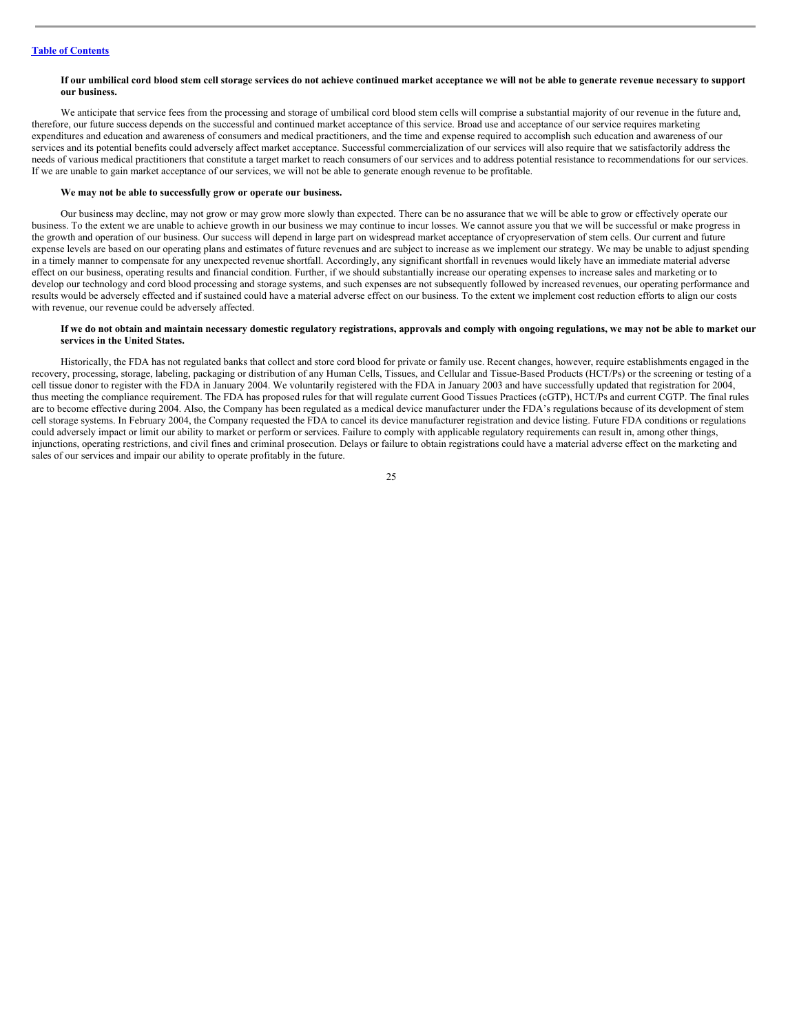**If our umbilical cord blood stem cell storage services do not achieve continued market acceptance we will not be able to generate revenue necessary to support our business.**

We anticipate that service fees from the processing and storage of umbilical cord blood stem cells will comprise a substantial majority of our revenue in the future and, therefore, our future success depends on the successful and continued market acceptance of this service. Broad use and acceptance of our service requires marketing expenditures and education and awareness of consumers and medical practitioners, and the time and expense required to accomplish such education and awareness of our services and its potential benefits could adversely affect market acceptance. Successful commercialization of our services will also require that we satisfactorily address the needs of various medical practitioners that constitute a target market to reach consumers of our services and to address potential resistance to recommendations for our services. If we are unable to gain market acceptance of our services, we will not be able to generate enough revenue to be profitable.

**We may not be able to successfully grow or operate our business.**

Our business may decline, may not grow or may grow more slowly than expected. There can be no assurance that we will be able to grow or effectively operate our business. To the extent we are unable to achieve growth in our business we may continue to incur losses. We cannot assure you that we will be successful or make progress in the growth and operation of our business. Our success will depend in large part on widespread market acceptance of cryopreservation of stem cells. Our current and future expense levels are based on our operating plans and estimates of future revenues and are subject to increase as we implement our strategy. We may be unable to adjust spending in a timely manner to compensate for any unexpected revenue shortfall. Accordingly, any significant shortfall in revenues would likely have an immediate material adverse effect on our business, operating results and financial condition. Further, if we should substantially increase our operating expenses to increase sales and marketing or to develop our technology and cord blood processing and storage systems, and such expenses are not subsequently followed by increased revenues, our operating performance and results would be adversely effected and if sustained could have a material adverse effect on our business. To the extent we implement cost reduction efforts to align our costs with revenue, our revenue could be adversely affected.

**If we do not obtain and maintain necessary domestic regulatory registrations, approvals and comply with ongoing regulations, we may not be able to market our services in the United States.**

Historically, the FDA has not regulated banks that collect and store cord blood for private or family use. Recent changes, however, require establishments engaged in the recovery, processing, storage, labeling, packaging or distribution of any Human Cells, Tissues, and Cellular and Tissue-Based Products (HCT/Ps) or the screening or testing of a cell tissue donor to register with the FDA in January 2004. We voluntarily registered with the FDA in January 2003 and have successfully updated that registration for 2004, thus meeting the compliance requirement. The FDA has proposed rules for that will regulate current Good Tissues Practices (cGTP), HCT/Ps and current CGTP. The final rules are to become effective during 2004. Also, the Company has been regulated as a medical device manufacturer under the FDA's regulations because of its development of stem cell storage systems. In February 2004, the Company requested the FDA to cancel its device manufacturer registration and device listing. Future FDA conditions or regulations could adversely impact or limit our ability to market or perform or services. Failure to comply with applicable regulatory requirements can result in, among other things, injunctions, operating restrictions, and civil fines and criminal prosecution. Delays or failure to obtain registrations could have a material adverse effect on the marketing and sales of our services and impair our ability to operate profitably in the future.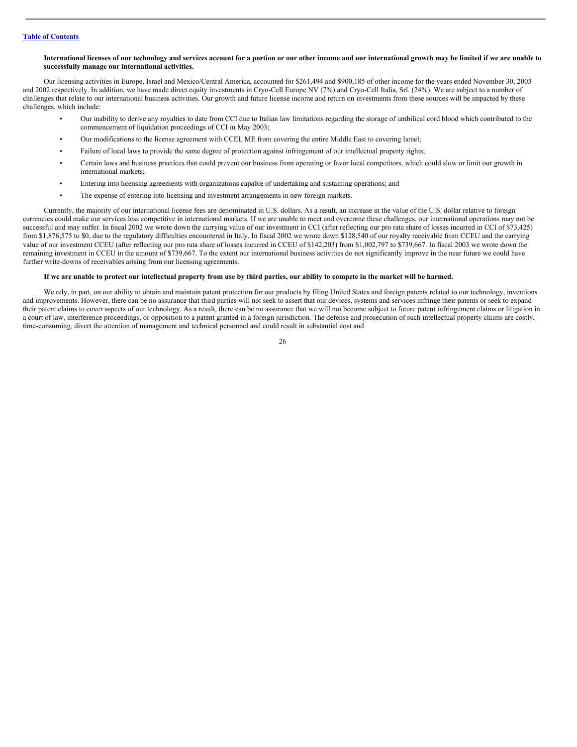**International licenses of our technology and services account for a portion or our other income and our international growth may be limited if we are unable to successfully manage our international activities.**

Our licensing activities in Europe, Israel and Mexico/Central America, accounted for $261,494 and $900,185 of other income for the years ended November 30, 2003 and 2002 respectively. In addition, we have made direct equity investments in Cryo-Cell Europe NV (7%) and Cryo-Cell Italia, Srl. (24%). We are subject to a number of challenges that relate to our international business activities. Our growth and future license income and return on investments from these sources will be impacted by these challenges, which include:

- Our inability to derive any royalties to date from CCI due to Italian law limitations regarding the storage of umbilical cord blood which contributed to the commencement of liquidation proceedings of CCI in May 2003;
- Our modifications to the license agreement with CCEL ME from covering the entire Middle East to covering Israel;
- Failure of local laws to provide the same degree of protection against infringement of our intellectual property rights;
- Certain laws and business practices that could prevent our business from operating or favor local competitors, which could slow or limit our growth in international markets;
- Entering into licensing agreements with organizations capable of undertaking and sustaining operations; and
- The expense of entering into licensing and investment arrangements in new foreign markets.

Currently, the majority of our international license fees are denominated in U.S. dollars. As a result, an increase in the value of the U.S. dollar relative to foreign currencies could make our services less competitive in international markets. If we are unable to meet and overcome these challenges, our international operations may not be successful and may suffer. In fiscal 2002 we wrote down the carrying value of our investment in CCI (after reflecting our pro rata share of losses incurred in CCI of $73,425) from $1,876,575 to $0, due to the regulatory difficulties encountered in Italy. In fiscal 2002 we wrote down $128,540 of our royalty receivable from CCEU and the carrying value of our investment CCEU (after reflecting our pro rata share of losses incurred in CCEU of $142,203) from $1,002,797 to $739,667. In fiscal 2003 we wrote down the remaining investment in CCEU in the amount of $739,667. To the extent our international business activities do not significantly improve in the near future we could have further write-downs of receivables arising from our licensing agreements.

**If we are unable to protect our intellectual property from use by third parties, our ability to compete in the market will be harmed.**

We rely, in part, on our ability to obtain and maintain patent protection for our products by filing United States and foreign patents related to our technology, inventions and improvements. However, there can be no assurance that third parties will not seek to assert that our devices, systems and services infringe their patents or seek to expand their patent claims to cover aspects of our technology. As a result, there can be no assurance that we will not become subject to future patent infringement claims or litigation in a court of law, interference proceedings, or opposition to a patent granted in a foreign jurisdiction. The defense and prosecution of such intellectual property claims are costly, time-consuming, divert the attention of management and technical personnel and could result in substantial cost and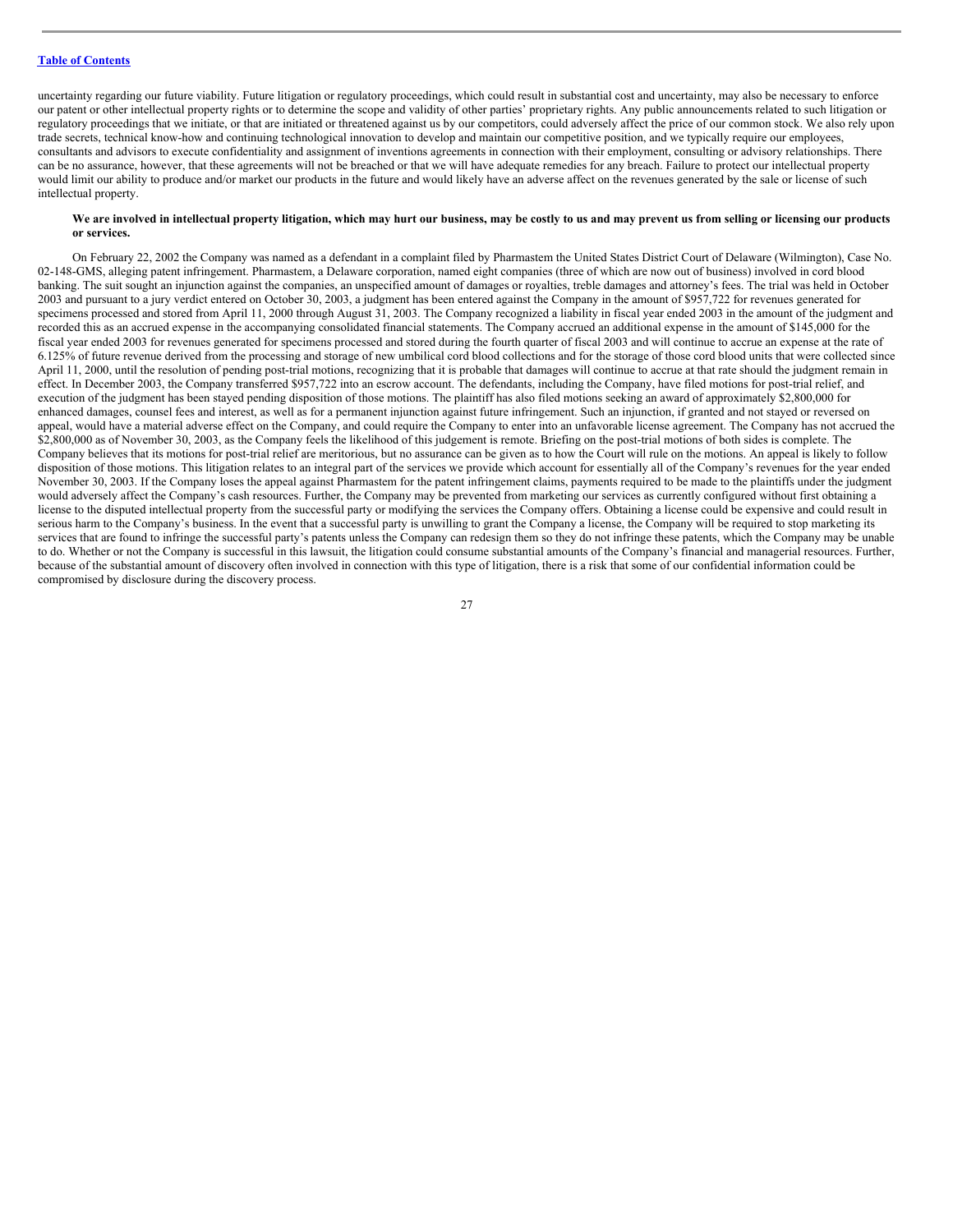uncertainty regarding our future viability. Future litigation or regulatory proceedings, which could result in substantial cost and uncertainty, may also be necessary to enforce our patent or other intellectual property rights or to determine the scope and validity of other parties' proprietary rights. Any public announcements related to such litigation or regulatory proceedings that we initiate, or that are initiated or threatened against us by our competitors, could adversely affect the price of our common stock. We also rely upon trade secrets, technical know-how and continuing technological innovation to develop and maintain our competitive position, and we typically require our employees, consultants and advisors to execute confidentiality and assignment of inventions agreements in connection with their employment, consulting or advisory relationships. There can be no assurance, however, that these agreements will not be breached or that we will have adequate remedies for any breach. Failure to protect our intellectual property would limit our ability to produce and/or market our products in the future and would likely have an adverse affect on the revenues generated by the sale or license of such intellectual property.

**We are involved in intellectual property litigation, which may hurt our business, may be costly to us and may prevent us from selling or licensing our products or services.**

On February 22, 2002 the Company was named as a defendant in a complaint filed by Pharmastem the United States District Court of Delaware (Wilmington), Case No. 02-148-GMS, alleging patent infringement. Pharmastem, a Delaware corporation, named eight companies (three of which are now out of business) involved in cord blood banking. The suit sought an injunction against the companies, an unspecified amount of damages or royalties, treble damages and attorney's fees. The trial was held in October 2003 and pursuant to a jury verdict entered on October 30, 2003, a judgment has been entered against the Company in the amount of $957,722 for revenues generated for specimens processed and stored from April 11, 2000 through August 31, 2003. The Company recognized a liability in fiscal year ended 2003 in the amount of the judgment and recorded this as an accrued expense in the accompanying consolidated financial statements. The Company accrued an additional expense in the amount of $145,000 for the fiscal year ended 2003 for revenues generated for specimens processed and stored during the fourth quarter of fiscal 2003 and will continue to accrue an expense at the rate of 6.125% of future revenue derived from the processing and storage of new umbilical cord blood collections and for the storage of those cord blood units that were collected since April 11, 2000, until the resolution of pending post-trial motions, recognizing that it is probable that damages will continue to accrue at that rate should the judgment remain in effect. In December 2003, the Company transferred $957,722 into an escrow account. The defendants, including the Company, have filed motions for post-trial relief, and execution of the judgment has been stayed pending disposition of those motions. The plaintiff has also filed motions seeking an award of approximately $2,800,000 for enhanced damages, counsel fees and interest, as well as for a permanent injunction against future infringement. Such an injunction, if granted and not stayed or reversed on appeal, would have a material adverse effect on the Company, and could require the Company to enter into an unfavorable license agreement. The Company has not accrued the $2,800,000 as of November 30, 2003, as the Company feels the likelihood of this judgement is remote. Briefing on the post-trial motions of both sides is complete. The Company believes that its motions for post-trial relief are meritorious, but no assurance can be given as to how the Court will rule on the motions. An appeal is likely to follow disposition of those motions. This litigation relates to an integral part of the services we provide which account for essentially all of the Company's revenues for the year ended November 30, 2003. If the Company loses the appeal against Pharmastem for the patent infringement claims, payments required to be made to the plaintiffs under the judgment would adversely affect the Company's cash resources. Further, the Company may be prevented from marketing our services as currently configured without first obtaining a license to the disputed intellectual property from the successful party or modifying the services the Company offers. Obtaining a license could be expensive and could result in serious harm to the Company's business. In the event that a successful party is unwilling to grant the Company a license, the Company will be required to stop marketing its services that are found to infringe the successful party's patents unless the Company can redesign them so they do not infringe these patents, which the Company may be unable to do. Whether or not the Company is successful in this lawsuit, the litigation could consume substantial amounts of the Company's financial and managerial resources. Further, because of the substantial amount of discovery often involved in connection with this type of litigation, there is a risk that some of our confidential information could be compromised by disclosure during the discovery process.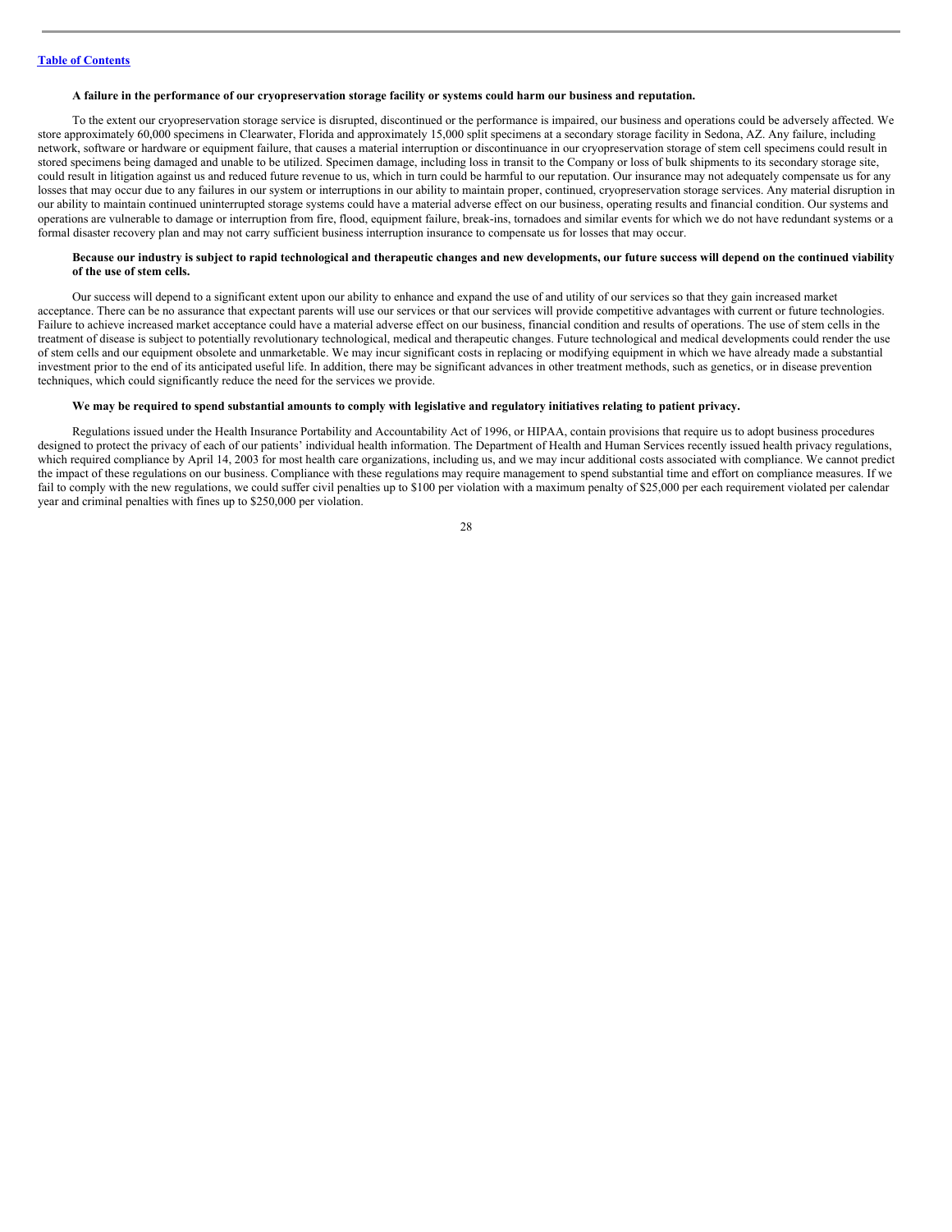**A failure in the performance of our cryopreservation storage facility or systems could harm our business and reputation.**

To the extent our cryopreservation storage service is disrupted, discontinued or the performance is impaired, our business and operations could be adversely affected. We store approximately 60,000 specimens in Clearwater, Florida and approximately 15,000 split specimens at a secondary storage facility in Sedona, AZ. Any failure, including network, software or hardware or equipment failure, that causes a material interruption or discontinuance in our cryopreservation storage of stem cell specimens could result in stored specimens being damaged and unable to be utilized. Specimen damage, including loss in transit to the Company or loss of bulk shipments to its secondary storage site, could result in litigation against us and reduced future revenue to us, which in turn could be harmful to our reputation. Our insurance may not adequately compensate us for any losses that may occur due to any failures in our system or interruptions in our ability to maintain proper, continued, cryopreservation storage services. Any material disruption in our ability to maintain continued uninterrupted storage systems could have a material adverse effect on our business, operating results and financial condition. Our systems and operations are vulnerable to damage or interruption from fire, flood, equipment failure, break-ins, tornadoes and similar events for which we do not have redundant systems or a formal disaster recovery plan and may not carry sufficient business interruption insurance to compensate us for losses that may occur.

**Because our industry is subject to rapid technological and therapeutic changes and new developments, our future success will depend on the continued viability of the use of stem cells.**

Our success will depend to a significant extent upon our ability to enhance and expand the use of and utility of our services so that they gain increased market acceptance. There can be no assurance that expectant parents will use our services or that our services will provide competitive advantages with current or future technologies. Failure to achieve increased market acceptance could have a material adverse effect on our business, financial condition and results of operations. The use of stem cells in the treatment of disease is subject to potentially revolutionary technological, medical and therapeutic changes. Future technological and medical developments could render the use of stem cells and our equipment obsolete and unmarketable. We may incur significant costs in replacing or modifying equipment in which we have already made a substantial investment prior to the end of its anticipated useful life. In addition, there may be significant advances in other treatment methods, such as genetics, or in disease prevention techniques, which could significantly reduce the need for the services we provide.

**We may be required to spend substantial amounts to comply with legislative and regulatory initiatives relating to patient privacy.**

Regulations issued under the Health Insurance Portability and Accountability Act of 1996, or HIPAA, contain provisions that require us to adopt business procedures designed to protect the privacy of each of our patients' individual health information. The Department of Health and Human Services recently issued health privacy regulations, which required compliance by April 14, 2003 for most health care organizations, including us, and we may incur additional costs associated with compliance. We cannot predict the impact of these regulations on our business. Compliance with these regulations may require management to spend substantial time and effort on compliance measures. If we fail to comply with the new regulations, we could suffer civil penalties up to $100 per violation with a maximum penalty of $25,000 per each requirement violated per calendar year and criminal penalties with fines up to $250,000 per violation.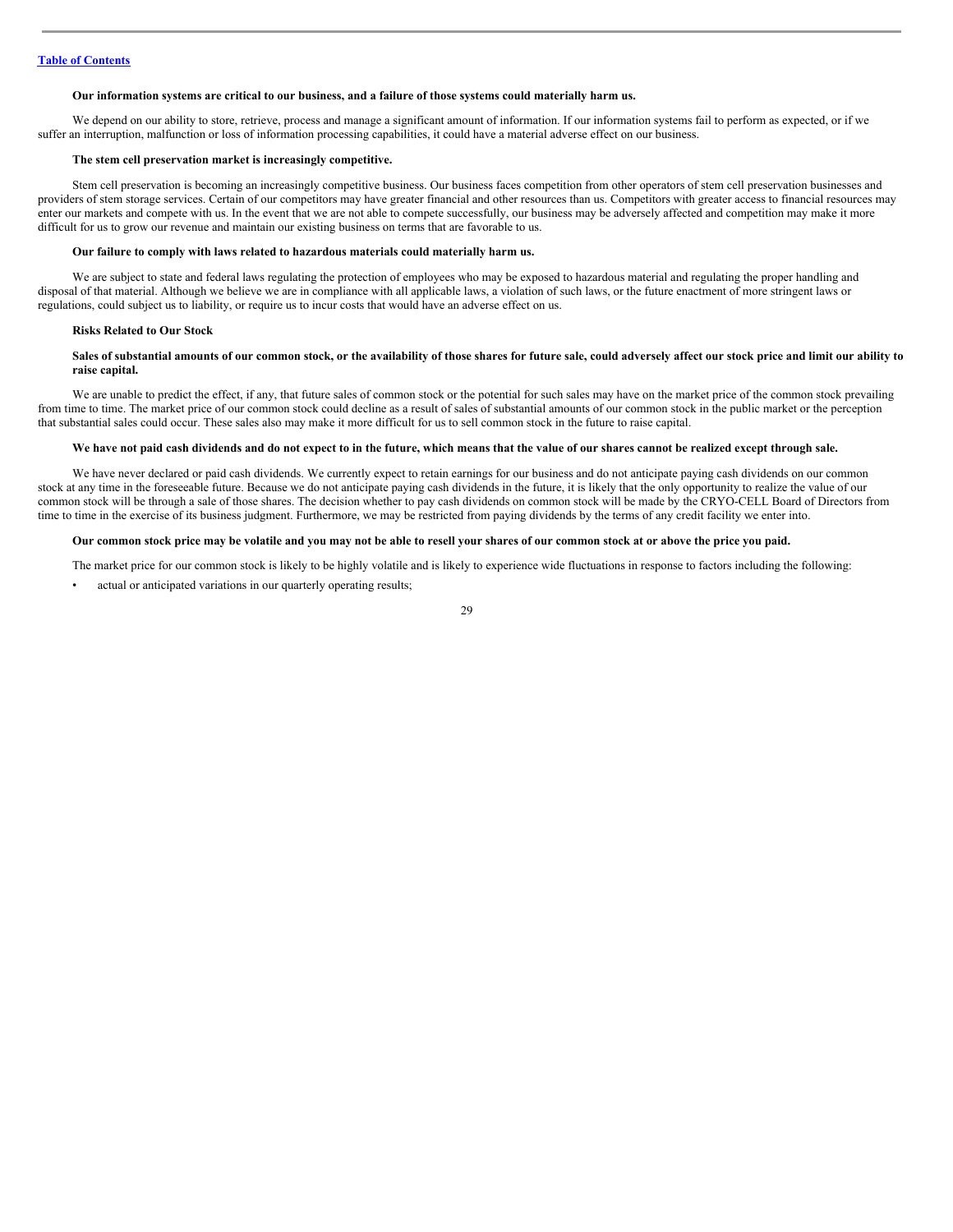**Our information systems are critical to our business, and a failure of those systems could materially harm us.**

We depend on our ability to store, retrieve, process and manage a significant amount of information. If our information systems fail to perform as expected, or if we suffer an interruption, malfunction or loss of information processing capabilities, it could have a material adverse effect on our business.

**The stem cell preservation market is increasingly competitive.**

Stem cell preservation is becoming an increasingly competitive business. Our business faces competition from other operators of stem cell preservation businesses and providers of stem storage services. Certain of our competitors may have greater financial and other resources than us. Competitors with greater access to financial resources may enter our markets and compete with us. In the event that we are not able to compete successfully, our business may be adversely affected and competition may make it more difficult for us to grow our revenue and maintain our existing business on terms that are favorable to us.

**Our failure to comply with laws related to hazardous materials could materially harm us.**

We are subject to state and federal laws regulating the protection of employees who may be exposed to hazardous material and regulating the proper handling and disposal of that material. Although we believe we are in compliance with all applicable laws, a violation of such laws, or the future enactment of more stringent laws or regulations, could subject us to liability, or require us to incur costs that would have an adverse effect on us.

**Risks Related to Our Stock**

**Sales of substantial amounts of our common stock, or the availability of those shares for future sale, could adversely affect our stock price and limit our ability to raise capital.**

We are unable to predict the effect, if any, that future sales of common stock or the potential for such sales may have on the market price of the common stock prevailing from time to time. The market price of our common stock could decline as a result of sales of substantial amounts of our common stock in the public market or the perception that substantial sales could occur. These sales also may make it more difficult for us to sell common stock in the future to raise capital.

**We have not paid cash dividends and do not expect to in the future, which means that the value of our shares cannot be realized except through sale.**

We have never declared or paid cash dividends. We currently expect to retain earnings for our business and do not anticipate paying cash dividends on our common stock at any time in the foreseeable future. Because we do not anticipate paying cash dividends in the future, it is likely that the only opportunity to realize the value of our common stock will be through a sale of those shares. The decision whether to pay cash dividends on common stock will be made by the CRYO-CELL Board of Directors from time to time in the exercise of its business judgment. Furthermore, we may be restricted from paying dividends by the terms of any credit facility we enter into.

**Our common stock price may be volatile and you may not be able to resell your shares of our common stock at or above the price you paid.**

The market price for our common stock is likely to be highly volatile and is likely to experience wide fluctuations in response to factors including the following:

- actual or anticipated variations in our quarterly operating results;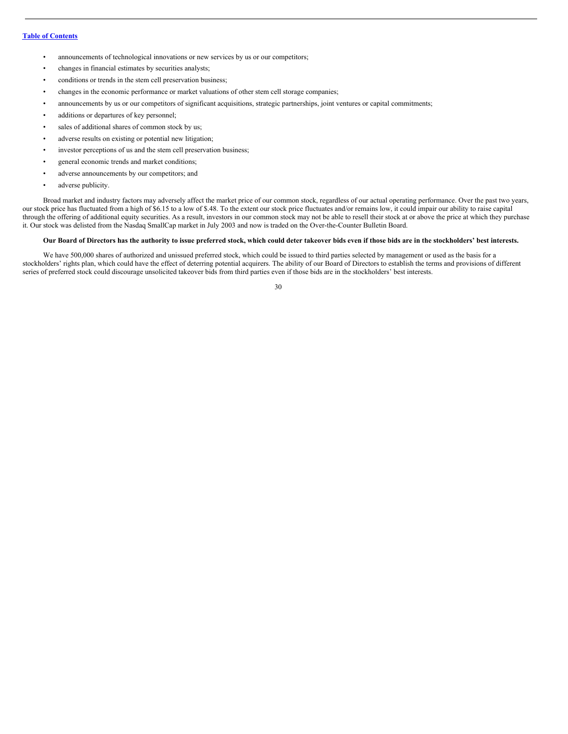- announcements of technological innovations or new services by us or our competitors;
- changes in financial estimates by securities analysts;
- conditions or trends in the stem cell preservation business;
- changes in the economic performance or market valuations of other stem cell storage companies;
- announcements by us or our competitors of significant acquisitions, strategic partnerships, joint ventures or capital commitments;
- additions or departures of key personnel;
- sales of additional shares of common stock by us;
- adverse results on existing or potential new litigation;
- investor perceptions of us and the stem cell preservation business;
- general economic trends and market conditions;
- adverse announcements by our competitors; and
- adverse publicity.

Broad market and industry factors may adversely affect the market price of our common stock, regardless of our actual operating performance. Over the past two years, our stock price has fluctuated from a high of $6.15 to a low of $.48. To the extent our stock price fluctuates and/or remains low, it could impair our ability to raise capital through the offering of additional equity securities. As a result, investors in our common stock may not be able to resell their stock at or above the price at which they purchase it. Our stock was delisted from the Nasdaq SmallCap market in July 2003 and now is traded on the Over-the-Counter Bulletin Board.

**Our Board of Directors has the authority to issue preferred stock, which could deter takeover bids even if those bids are in the stockholders' best interests.**

We have 500,000 shares of authorized and unissued preferred stock, which could be issued to third parties selected by management or used as the basis for a stockholders' rights plan, which could have the effect of deterring potential acquirers. The ability of our Board of Directors to establish the terms and provisions of different series of preferred stock could discourage unsolicited takeover bids from third parties even if those bids are in the stockholders' best interests.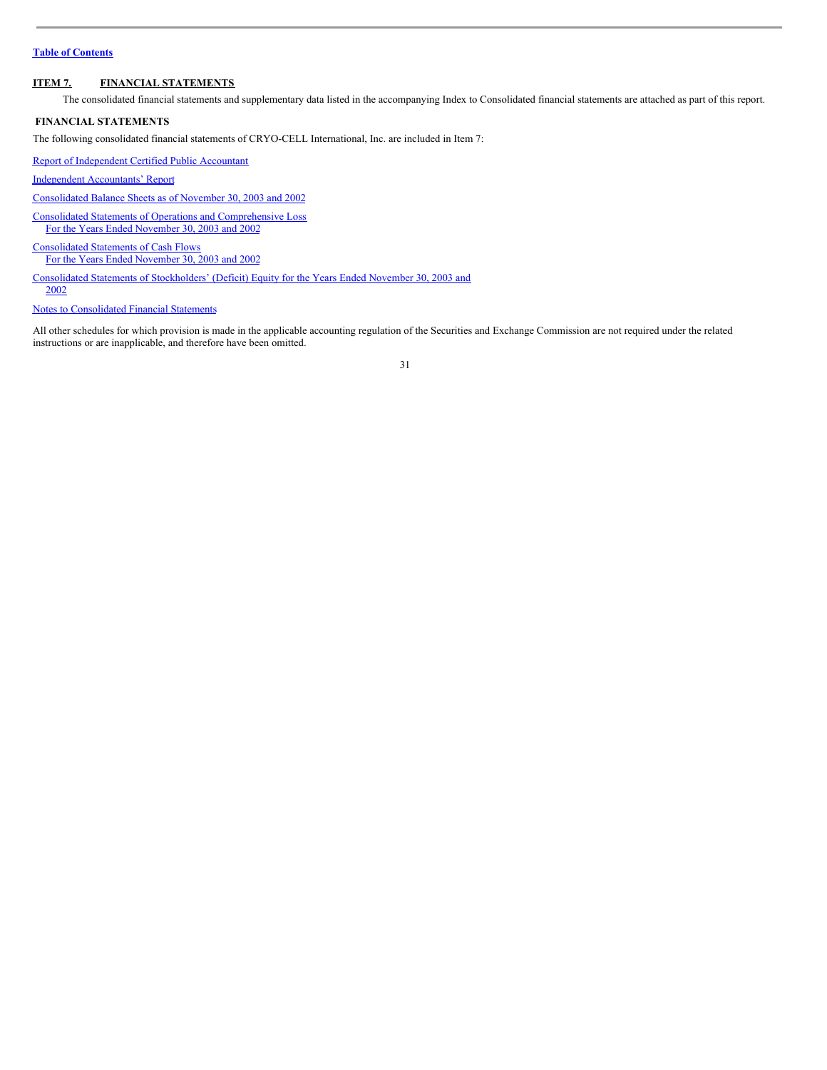[Table of Contents](#)

## ITEM 7. FINANCIAL STATEMENTS

The consolidated financial statements and supplementary data listed in the accompanying Index to Consolidated financial statements are attached as part of this report.

### FINANCIAL STATEMENTS

The following consolidated financial statements of CRYO-CELL International, Inc. are included in Item 7:

Report of Independent Certified Public Accountant

Independent Accountants' Report

Consolidated Balance Sheets as of November 30, 2003 and 2002

Consolidated Statements of Operations and Comprehensive Loss
For the Years Ended November 30, 2003 and 2002

Consolidated Statements of Cash Flows
For the Years Ended November 30, 2003 and 2002

Consolidated Statements of Stockholders' (Deficit) Equity for the Years Ended November 30, 2003 and 2002

Notes to Consolidated Financial Statements

All other schedules for which provision is made in the applicable accounting regulation of the Securities and Exchange Commission are not required under the related instructions or are inapplicable, and therefore have been omitted.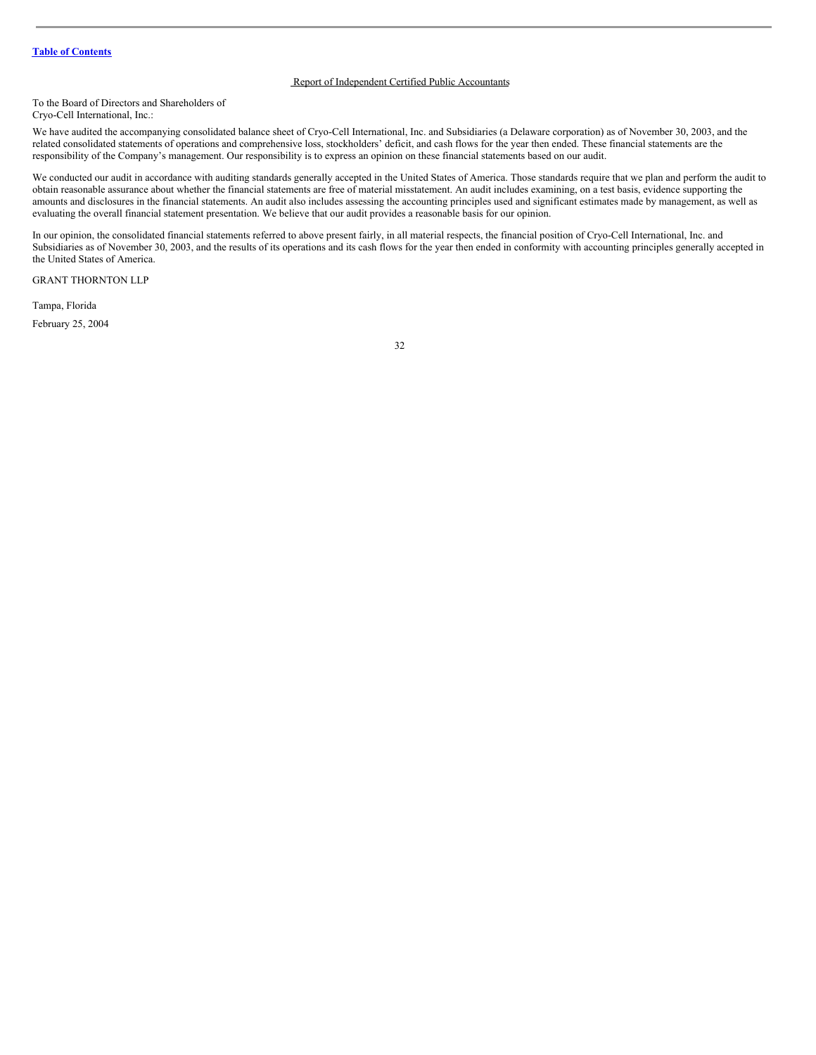Table of Contents

## Report of Independent Certified Public Accountants

To the Board of Directors and Shareholders of
Cryo-Cell International, Inc.:

We have audited the accompanying consolidated balance sheet of Cryo-Cell International, Inc. and Subsidiaries (a Delaware corporation) as of November 30, 2003, and the related consolidated statements of operations and comprehensive loss, stockholders' deficit, and cash flows for the year then ended. These financial statements are the responsibility of the Company's management. Our responsibility is to express an opinion on these financial statements based on our audit.

We conducted our audit in accordance with auditing standards generally accepted in the United States of America. Those standards require that we plan and perform the audit to obtain reasonable assurance about whether the financial statements are free of material misstatement. An audit includes examining, on a test basis, evidence supporting the amounts and disclosures in the financial statements. An audit also includes assessing the accounting principles used and significant estimates made by management, as well as evaluating the overall financial statement presentation. We believe that our audit provides a reasonable basis for our opinion.

In our opinion, the consolidated financial statements referred to above present fairly, in all material respects, the financial position of Cryo-Cell International, Inc. and Subsidiaries as of November 30, 2003, and the results of its operations and its cash flows for the year then ended in conformity with accounting principles generally accepted in the United States of America.

GRANT THORNTON LLP

Tampa, Florida

February 25, 2004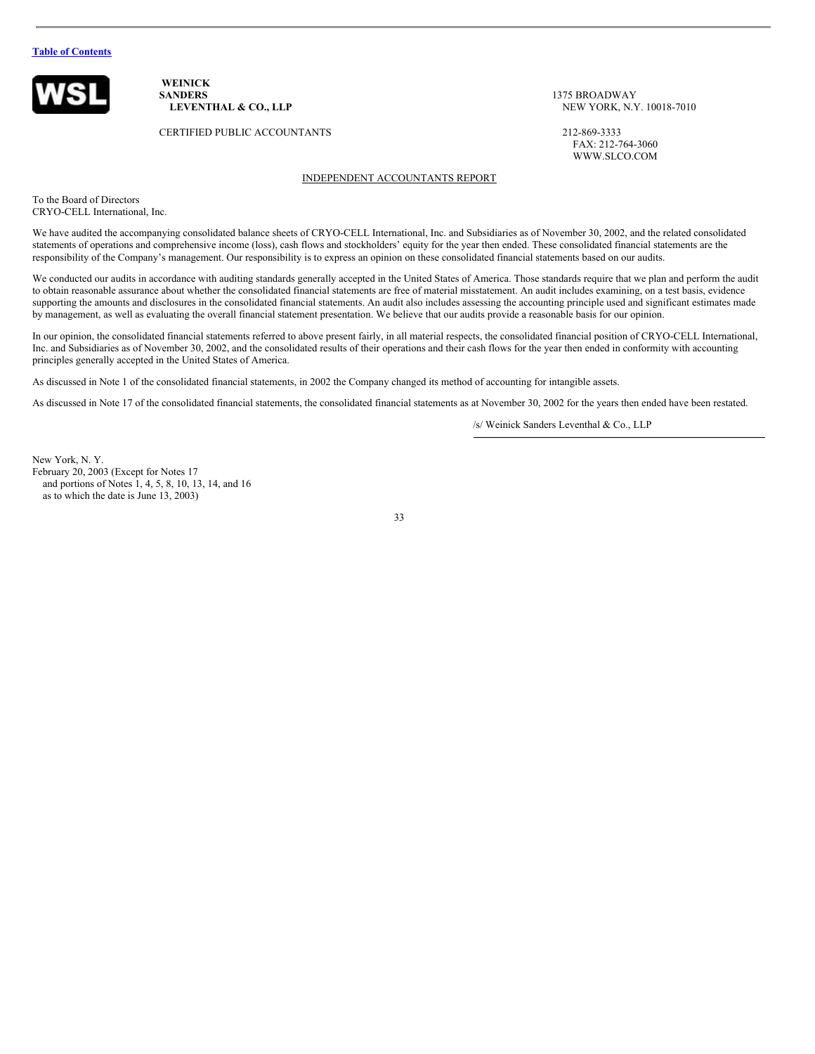[Table of Contents](#)

**WEINICK SANDERS LEVENTHAL & CO., LLP**

CERTIFIED PUBLIC ACCOUNTANTS

1375 BROADWAY
NEW YORK, N.Y. 10018-7010

212-869-3333
FAX: 212-764-3060
WWW.SLCO.COM

## INDEPENDENT ACCOUNTANTS REPORT

To the Board of Directors
CRYO-CELL International, Inc.

We have audited the accompanying consolidated balance sheets of CRYO-CELL International, Inc. and Subsidiaries as of November 30, 2002, and the related consolidated statements of operations and comprehensive income (loss), cash flows and stockholders' equity for the year then ended. These consolidated financial statements are the responsibility of the Company's management. Our responsibility is to express an opinion on these consolidated financial statements based on our audits.

We conducted our audits in accordance with auditing standards generally accepted in the United States of America. Those standards require that we plan and perform the audit to obtain reasonable assurance about whether the consolidated financial statements are free of material misstatement. An audit includes examining, on a test basis, evidence supporting the amounts and disclosures in the consolidated financial statements. An audit also includes assessing the accounting principle used and significant estimates made by management, as well as evaluating the overall financial statement presentation. We believe that our audits provide a reasonable basis for our opinion.

In our opinion, the consolidated financial statements referred to above present fairly, in all material respects, the consolidated financial position of CRYO-CELL International, Inc. and Subsidiaries as of November 30, 2002, and the consolidated results of their operations and their cash flows for the year then ended in conformity with accounting principles generally accepted in the United States of America.

As discussed in Note 1 of the consolidated financial statements, in 2002 the Company changed its method of accounting for intangible assets.

As discussed in Note 17 of the consolidated financial statements, the consolidated financial statements as at November 30, 2002 for the years then ended have been restated.

/s/ Weinick Sanders Leventhal & Co., LLP

New York, N. Y.
February 20, 2003 (Except for Notes 17
and portions of Notes 1, 4, 5, 8, 10, 13, 14, and 16
as to which the date is June 13, 2003)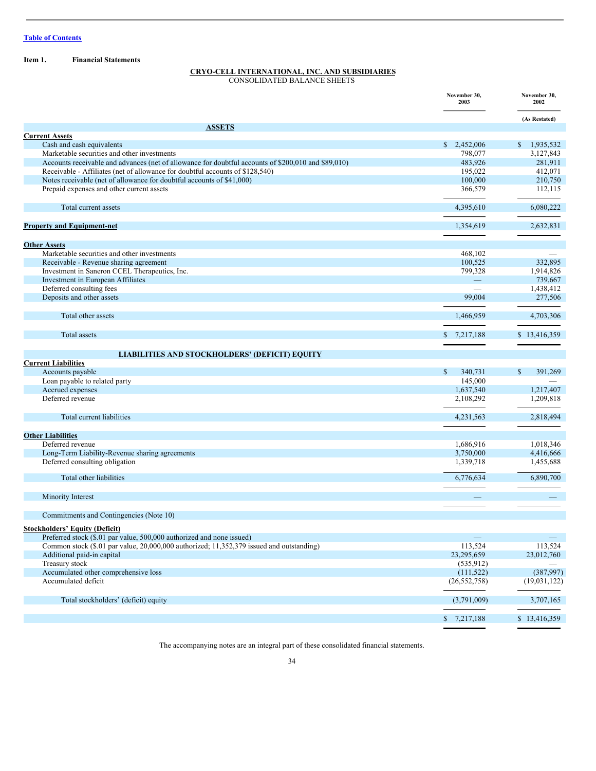Table of Contents

**Item 1. Financial Statements**

**CRYO-CELL INTERNATIONAL, INC. AND SUBSIDIARIES**
CONSOLIDATED BALANCE SHEETS

| | November 30, 2003 | November 30, 2002 (As Restated) |
|---|---|---|
| **ASSETS** | | |
| **Current Assets** | | |
| Cash and cash equivalents | $ 2,452,006 | $ 1,935,532 |
| Marketable securities and other investments | 798,077 | 3,127,843 |
| Accounts receivable and advances (net of allowance for doubtful accounts of $200,010 and $89,010) | 483,926 | 281,911 |
| Receivable - Affiliates (net of allowance for doubtful accounts of $128,540) | 195,022 | 412,071 |
| Notes receivable (net of allowance for doubtful accounts of $41,000) | 100,000 | 210,750 |
| Prepaid expenses and other current assets | 366,579 | 112,115 |
| Total current assets | 4,395,610 | 6,080,222 |
| **Property and Equipment-net** | 1,354,619 | 2,632,831 |
| **Other Assets** | | |
| Marketable securities and other investments | 468,102 | — |
| Receivable - Revenue sharing agreement | 100,525 | 332,895 |
| Investment in Saneron CCEL Therapeutics, Inc. | 799,328 | 1,914,826 |
| Investment in European Affiliates | — | 739,667 |
| Deferred consulting fees | — | 1,438,412 |
| Deposits and other assets | 99,004 | 277,506 |
| Total other assets | 1,466,959 | 4,703,306 |
| Total assets | $ 7,217,188 | $ 13,416,359 |
| **LIABILITIES AND STOCKHOLDERS' (DEFICIT) EQUITY** | | |
| **Current Liabilities** | | |
| Accounts payable | $ 340,731 | $ 391,269 |
| Loan payable to related party | 145,000 | — |
| Accrued expenses | 1,637,540 | 1,217,407 |
| Deferred revenue | 2,108,292 | 1,209,818 |
| Total current liabilities | 4,231,563 | 2,818,494 |
| **Other Liabilities** | | |
| Deferred revenue | 1,686,916 | 1,018,346 |
| Long-Term Liability-Revenue sharing agreements | 3,750,000 | 4,416,666 |
| Deferred consulting obligation | 1,339,718 | 1,455,688 |
| Total other liabilities | 6,776,634 | 6,890,700 |
| Minority Interest | — | — |
| Commitments and Contingencies (Note 10) | | |
| **Stockholders' Equity (Deficit)** | | |
| Preferred stock ($.01 par value, 500,000 authorized and none issued) | — | — |
| Common stock ($.01 par value, 20,000,000 authorized; 11,352,379 issued and outstanding) | 113,524 | 113,524 |
| Additional paid-in capital | 23,295,659 | 23,012,760 |
| Treasury stock | (535,912) | — |
| Accumulated other comprehensive loss | (111,522) | (387,997) |
| Accumulated deficit | (26,552,758) | (19,031,122) |
| Total stockholders' (deficit) equity | (3,791,009) | 3,707,165 |
| | $ 7,217,188 | $ 13,416,359 |

The accompanying notes are an integral part of these consolidated financial statements.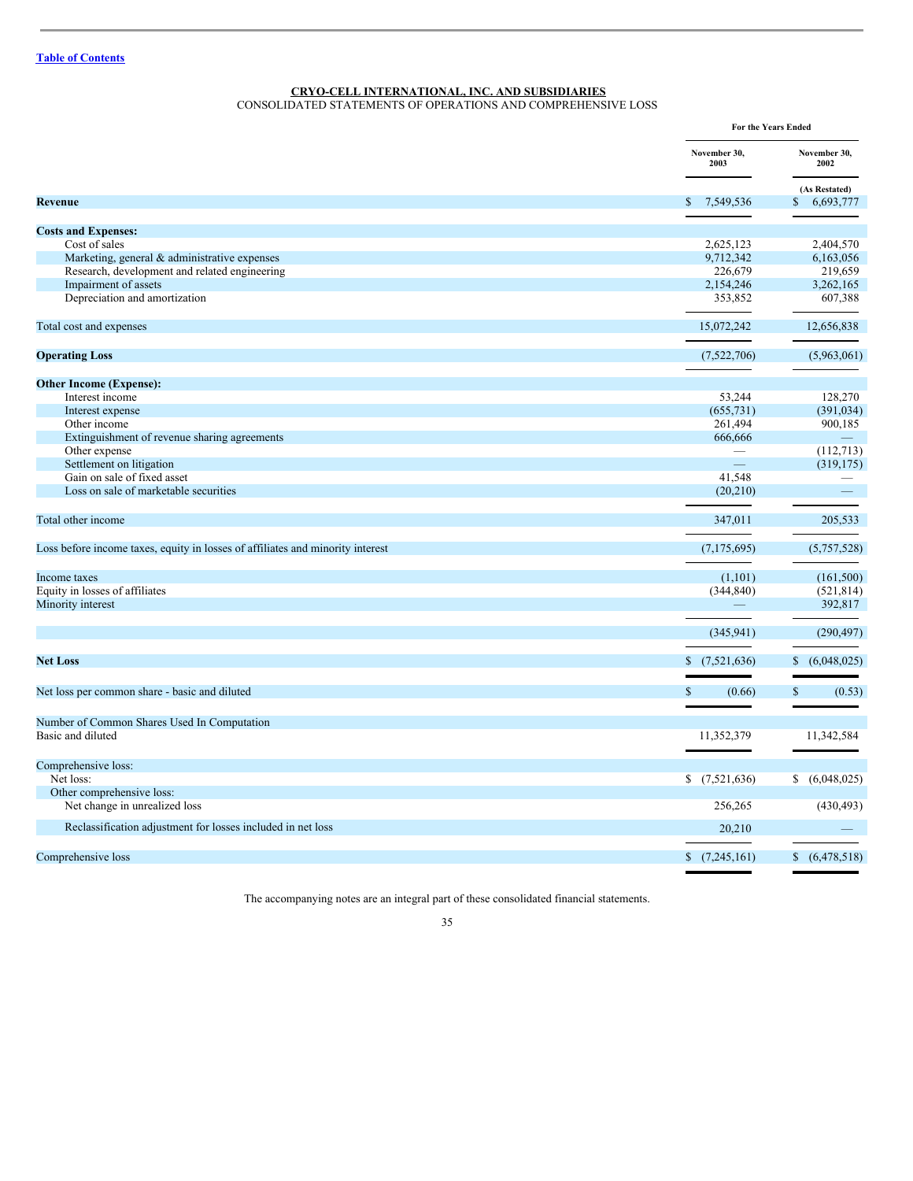Table of Contents

**CRYO-CELL INTERNATIONAL, INC. AND SUBSIDIARIES**
CONSOLIDATED STATEMENTS OF OPERATIONS AND COMPREHENSIVE LOSS

| | For the Years Ended | |
|---|---|---|
| | November 30, 2003 | November 30, 2002 |
| | | (As Restated) |
| **Revenue** | $ 7,549,536 | $ 6,693,777 |
| **Costs and Expenses:** | | |
| Cost of sales | 2,625,123 | 2,404,570 |
| Marketing, general & administrative expenses | 9,712,342 | 6,163,056 |
| Research, development and related engineering | 226,679 | 219,659 |
| Impairment of assets | 2,154,246 | 3,262,165 |
| Depreciation and amortization | 353,852 | 607,388 |
| Total cost and expenses | 15,072,242 | 12,656,838 |
| **Operating Loss** | (7,522,706) | (5,963,061) |
| **Other Income (Expense):** | | |
| Interest income | 53,244 | 128,270 |
| Interest expense | (655,731) | (391,034) |
| Other income | 261,494 | 900,185 |
| Extinguishment of revenue sharing agreements | 666,666 | — |
| Other expense | — | (112,713) |
| Settlement on litigation | — | (319,175) |
| Gain on sale of fixed asset | 41,548 | — |
| Loss on sale of marketable securities | (20,210) | — |
| Total other income | 347,011 | 205,533 |
| Loss before income taxes, equity in losses of affiliates and minority interest | (7,175,695) | (5,757,528) |
| Income taxes | (1,101) | (161,500) |
| Equity in losses of affiliates | (344,840) | (521,814) |
| Minority interest | — | 392,817 |
| | (345,941) | (290,497) |
| **Net Loss** | $ (7,521,636) | $ (6,048,025) |
| Net loss per common share - basic and diluted | $ (0.66) | $ (0.53) |
| Number of Common Shares Used In Computation | | |
| Basic and diluted | 11,352,379 | 11,342,584 |
| Comprehensive loss: | | |
| Net loss: | $ (7,521,636) | $ (6,048,025) |
| Other comprehensive loss: | | |
| Net change in unrealized loss | 256,265 | (430,493) |
| Reclassification adjustment for losses included in net loss | 20,210 | — |
| Comprehensive loss | $ (7,245,161) | $ (6,478,518) |

The accompanying notes are an integral part of these consolidated financial statements.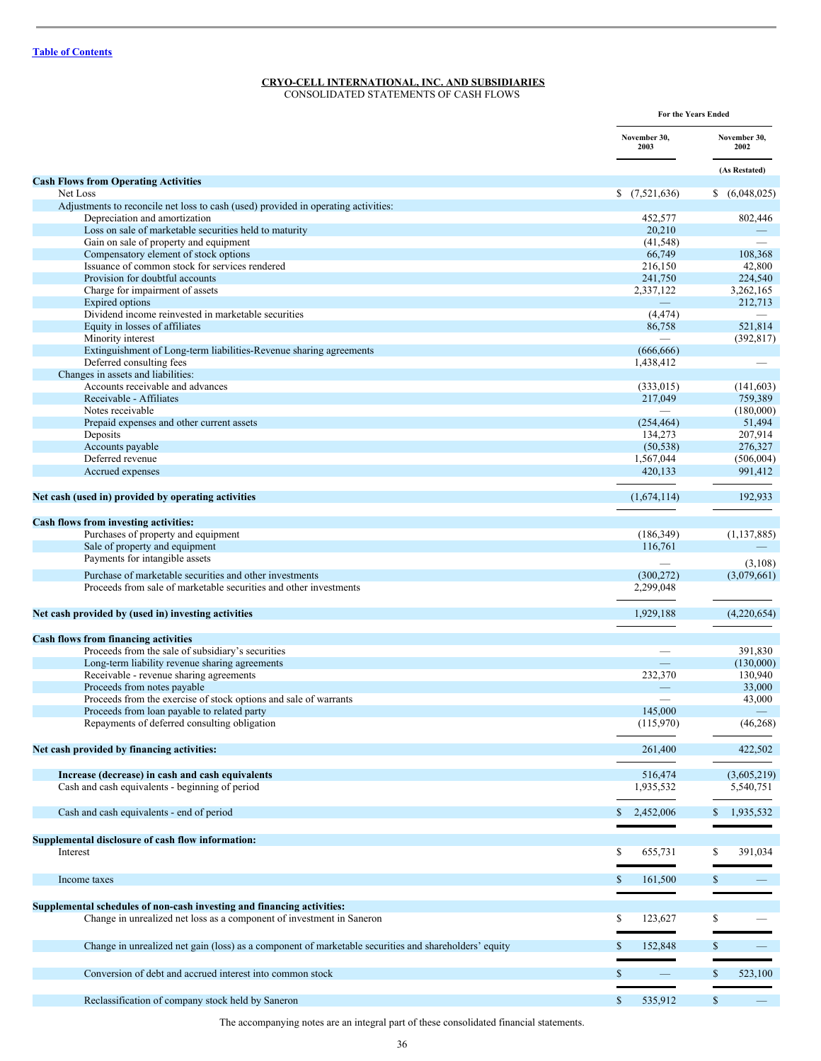[Table of Contents](#)

**CRYO-CELL INTERNATIONAL, INC. AND SUBSIDIARIES**
CONSOLIDATED STATEMENTS OF CASH FLOWS

| | For the Years Ended | |
|---|---|---|
| | November 30, 2003 | November 30, 2002 |
| | | (As Restated) |
| **Cash Flows from Operating Activities** | | |
| Net Loss | $ (7,521,636) | $ (6,048,025) |
| Adjustments to reconcile net loss to cash (used) provided in operating activities: | | |
| Depreciation and amortization | 452,577 | 802,446 |
| Loss on sale of marketable securities held to maturity | 20,210 | — |
| Gain on sale of property and equipment | (41,548) | — |
| Compensatory element of stock options | 66,749 | 108,368 |
| Issuance of common stock for services rendered | 216,150 | 42,800 |
| Provision for doubtful accounts | 241,750 | 224,540 |
| Charge for impairment of assets | 2,337,122 | 3,262,165 |
| Expired options | — | 212,713 |
| Dividend income reinvested in marketable securities | (4,474) | — |
| Equity in losses of affiliates | 86,758 | 521,814 |
| Minority interest | — | (392,817) |
| Extinguishment of Long-term liabilities-Revenue sharing agreements | (666,666) | |
| Deferred consulting fees | 1,438,412 | — |
| Changes in assets and liabilities: | | |
| Accounts receivable and advances | (333,015) | (141,603) |
| Receivable - Affiliates | 217,049 | 759,389 |
| Notes receivable | — | (180,000) |
| Prepaid expenses and other current assets | (254,464) | 51,494 |
| Deposits | 134,273 | 207,914 |
| Accounts payable | (50,538) | 276,327 |
| Deferred revenue | 1,567,044 | (506,004) |
| Accrued expenses | 420,133 | 991,412 |
| **Net cash (used in) provided by operating activities** | (1,674,114) | 192,933 |
| **Cash flows from investing activities:** | | |
| Purchases of property and equipment | (186,349) | (1,137,885) |
| Sale of property and equipment | 116,761 | — |
| Payments for intangible assets | — | (3,108) |
| Purchase of marketable securities and other investments | (300,272) | (3,079,661) |
| Proceeds from sale of marketable securities and other investments | 2,299,048 | |
| **Net cash provided by (used in) investing activities** | 1,929,188 | (4,220,654) |
| **Cash flows from financing activities** | | |
| Proceeds from the sale of subsidiary's securities | — | 391,830 |
| Long-term liability revenue sharing agreements | — | (130,000) |
| Receivable - revenue sharing agreements | 232,370 | 130,940 |
| Proceeds from notes payable | — | 33,000 |
| Proceeds from the exercise of stock options and sale of warrants | — | 43,000 |
| Proceeds from loan payable to related party | 145,000 | — |
| Repayments of deferred consulting obligation | (115,970) | (46,268) |
| **Net cash provided by financing activities:** | 261,400 | 422,502 |
| **Increase (decrease) in cash and cash equivalents** | 516,474 | (3,605,219) |
| Cash and cash equivalents - beginning of period | 1,935,532 | 5,540,751 |
| Cash and cash equivalents - end of period | $ 2,452,006 | $ 1,935,532 |
| **Supplemental disclosure of cash flow information:** | | |
| Interest | $ 655,731 | $ 391,034 |
| Income taxes | $ 161,500 | $ — |
| **Supplemental schedules of non-cash investing and financing activities:** | | |
| Change in unrealized net loss as a component of investment in Saneron | $ 123,627 | $ — |
| Change in unrealized net gain (loss) as a component of marketable securities and shareholders' equity | $ 152,848 | $ — |
| Conversion of debt and accrued interest into common stock | $ — | $ 523,100 |
| Reclassification of company stock held by Saneron | $ 535,912 | $ — |

The accompanying notes are an integral part of these consolidated financial statements.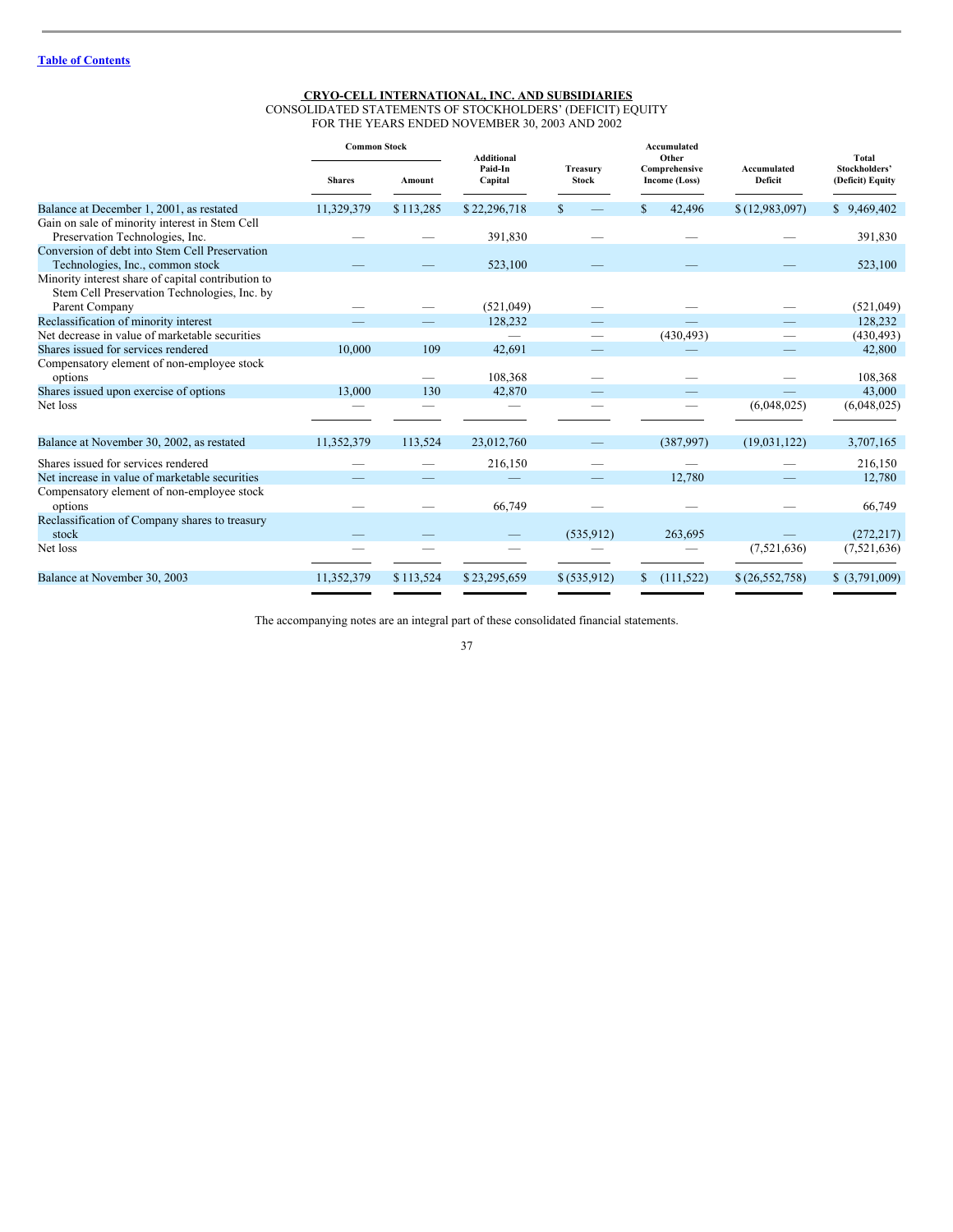[Table of Contents](#)

**CRYO-CELL INTERNATIONAL, INC. AND SUBSIDIARIES**
CONSOLIDATED STATEMENTS OF STOCKHOLDERS' (DEFICIT) EQUITY
FOR THE YEARS ENDED NOVEMBER 30, 2003 AND 2002

| | Common Stock | | Additional Paid-In Capital | Treasury Stock | Accumulated Other Comprehensive Income (Loss) | Accumulated Deficit | Total Stockholders' (Deficit) Equity |
|---|---|---|---|---|---|---|---|
| | Shares | Amount | | | | | |
| Balance at December 1, 2001, as restated | 11,329,379 | $ 113,285 | $ 22,296,718 | $ — | $ 42,496 | $ (12,983,097) | $ 9,469,402 |
| Gain on sale of minority interest in Stem Cell Preservation Technologies, Inc. | — | — | 391,830 | — | — | — | 391,830 |
| Conversion of debt into Stem Cell Preservation Technologies, Inc., common stock | — | — | 523,100 | — | — | — | 523,100 |
| Minority interest share of capital contribution to Stem Cell Preservation Technologies, Inc. by Parent Company | — | — | (521,049) | — | — | — | (521,049) |
| Reclassification of minority interest | — | — | 128,232 | — | — | — | 128,232 |
| Net decrease in value of marketable securities | | | — | — | (430,493) | — | (430,493) |
| Shares issued for services rendered | 10,000 | 109 | 42,691 | — | — | — | 42,800 |
| Compensatory element of non-employee stock options | | — | 108,368 | — | — | — | 108,368 |
| Shares issued upon exercise of options | 13,000 | 130 | 42,870 | — | — | — | 43,000 |
| Net loss | — | — | — | — | — | (6,048,025) | (6,048,025) |
| Balance at November 30, 2002, as restated | 11,352,379 | 113,524 | 23,012,760 | — | (387,997) | (19,031,122) | 3,707,165 |
| Shares issued for services rendered | — | — | 216,150 | — | — | — | 216,150 |
| Net increase in value of marketable securities | — | — | — | — | 12,780 | — | 12,780 |
| Compensatory element of non-employee stock options | — | — | 66,749 | — | — | — | 66,749 |
| Reclassification of Company shares to treasury stock | — | — | — | (535,912) | 263,695 | — | (272,217) |
| Net loss | — | — | — | — | — | (7,521,636) | (7,521,636) |
| Balance at November 30, 2003 | 11,352,379 | $ 113,524 | $ 23,295,659 | $ (535,912) | $ (111,522) | $ (26,552,758) | $ (3,791,009) |

The accompanying notes are an integral part of these consolidated financial statements.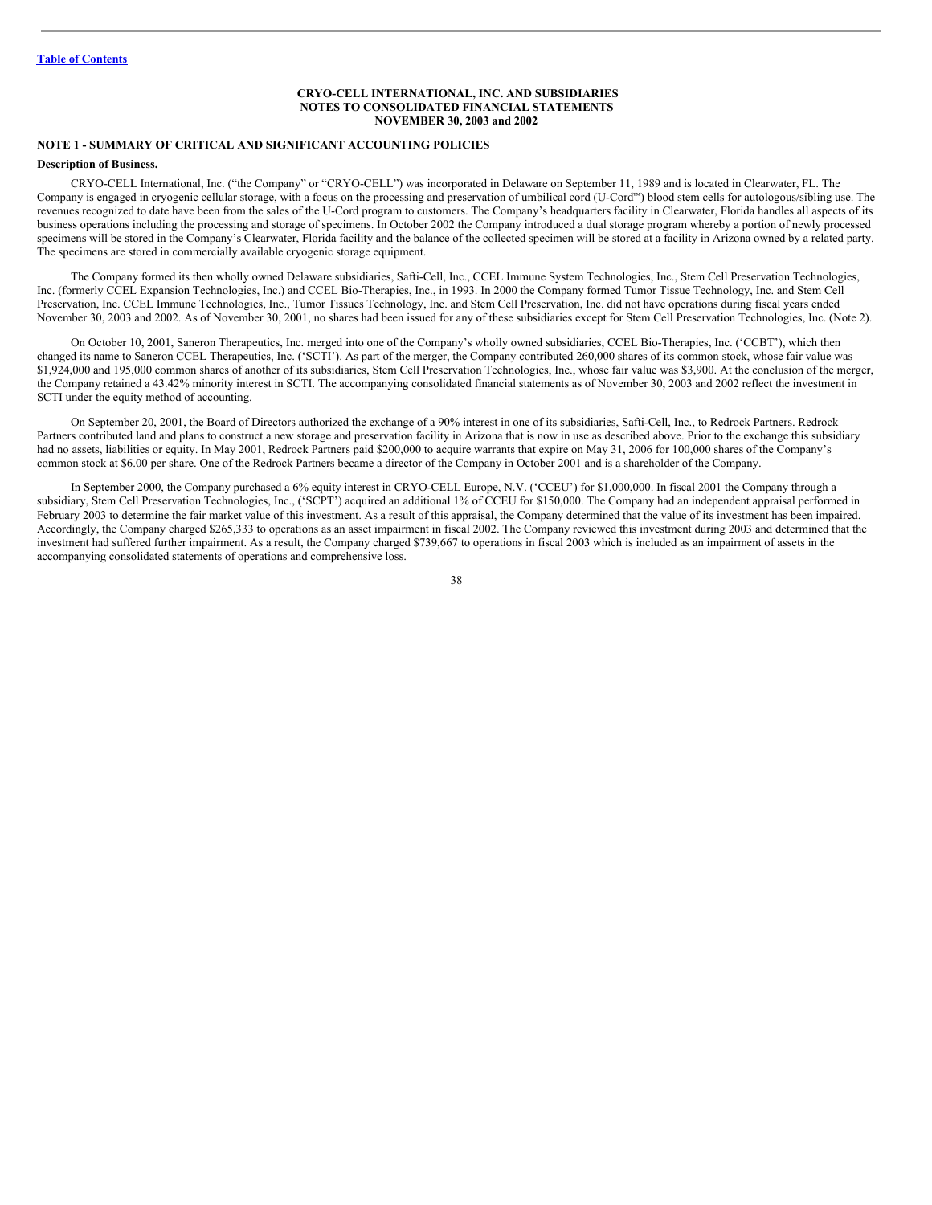[Table of Contents](#)

**CRYO-CELL INTERNATIONAL, INC. AND SUBSIDIARIES**
**NOTES TO CONSOLIDATED FINANCIAL STATEMENTS**
**NOVEMBER 30, 2003 and 2002**

## NOTE 1 - SUMMARY OF CRITICAL AND SIGNIFICANT ACCOUNTING POLICIES

### Description of Business.

CRYO-CELL International, Inc. ("the Company" or "CRYO-CELL") was incorporated in Delaware on September 11, 1989 and is located in Clearwater, FL. The Company is engaged in cryogenic cellular storage, with a focus on the processing and preservation of umbilical cord (U-Cord™) blood stem cells for autologous/sibling use. The revenues recognized to date have been from the sales of the U-Cord program to customers. The Company's headquarters facility in Clearwater, Florida handles all aspects of its business operations including the processing and storage of specimens. In October 2002 the Company introduced a dual storage program whereby a portion of newly processed specimens will be stored in the Company's Clearwater, Florida facility and the balance of the collected specimen will be stored at a facility in Arizona owned by a related party. The specimens are stored in commercially available cryogenic storage equipment.

The Company formed its then wholly owned Delaware subsidiaries, Safti-Cell, Inc., CCEL Immune System Technologies, Inc., Stem Cell Preservation Technologies, Inc. (formerly CCEL Expansion Technologies, Inc.) and CCEL Bio-Therapies, Inc., in 1993. In 2000 the Company formed Tumor Tissue Technology, Inc. and Stem Cell Preservation, Inc. CCEL Immune Technologies, Inc., Tumor Tissues Technology, Inc. and Stem Cell Preservation, Inc. did not have operations during fiscal years ended November 30, 2003 and 2002. As of November 30, 2001, no shares had been issued for any of these subsidiaries except for Stem Cell Preservation Technologies, Inc. (Note 2).

On October 10, 2001, Saneron Therapeutics, Inc. merged into one of the Company's wholly owned subsidiaries, CCEL Bio-Therapies, Inc. ('CCBT'), which then changed its name to Saneron CCEL Therapeutics, Inc. ('SCTI'). As part of the merger, the Company contributed 260,000 shares of its common stock, whose fair value was $1,924,000 and 195,000 common shares of another of its subsidiaries, Stem Cell Preservation Technologies, Inc., whose fair value was $3,900. At the conclusion of the merger, the Company retained a 43.42% minority interest in SCTI. The accompanying consolidated financial statements as of November 30, 2003 and 2002 reflect the investment in SCTI under the equity method of accounting.

On September 20, 2001, the Board of Directors authorized the exchange of a 90% interest in one of its subsidiaries, Safti-Cell, Inc., to Redrock Partners. Redrock Partners contributed land and plans to construct a new storage and preservation facility in Arizona that is now in use as described above. Prior to the exchange this subsidiary had no assets, liabilities or equity. In May 2001, Redrock Partners paid $200,000 to acquire warrants that expire on May 31, 2006 for 100,000 shares of the Company's common stock at $6.00 per share. One of the Redrock Partners became a director of the Company in October 2001 and is a shareholder of the Company.

In September 2000, the Company purchased a 6% equity interest in CRYO-CELL Europe, N.V. ('CCEU') for $1,000,000. In fiscal 2001 the Company through a subsidiary, Stem Cell Preservation Technologies, Inc., ('SCPT') acquired an additional 1% of CCEU for $150,000. The Company had an independent appraisal performed in February 2003 to determine the fair market value of this investment. As a result of this appraisal, the Company determined that the value of its investment has been impaired. Accordingly, the Company charged $265,333 to operations as an asset impairment in fiscal 2002. The Company reviewed this investment during 2003 and determined that the investment had suffered further impairment. As a result, the Company charged $739,667 to operations in fiscal 2003 which is included as an impairment of assets in the accompanying consolidated statements of operations and comprehensive loss.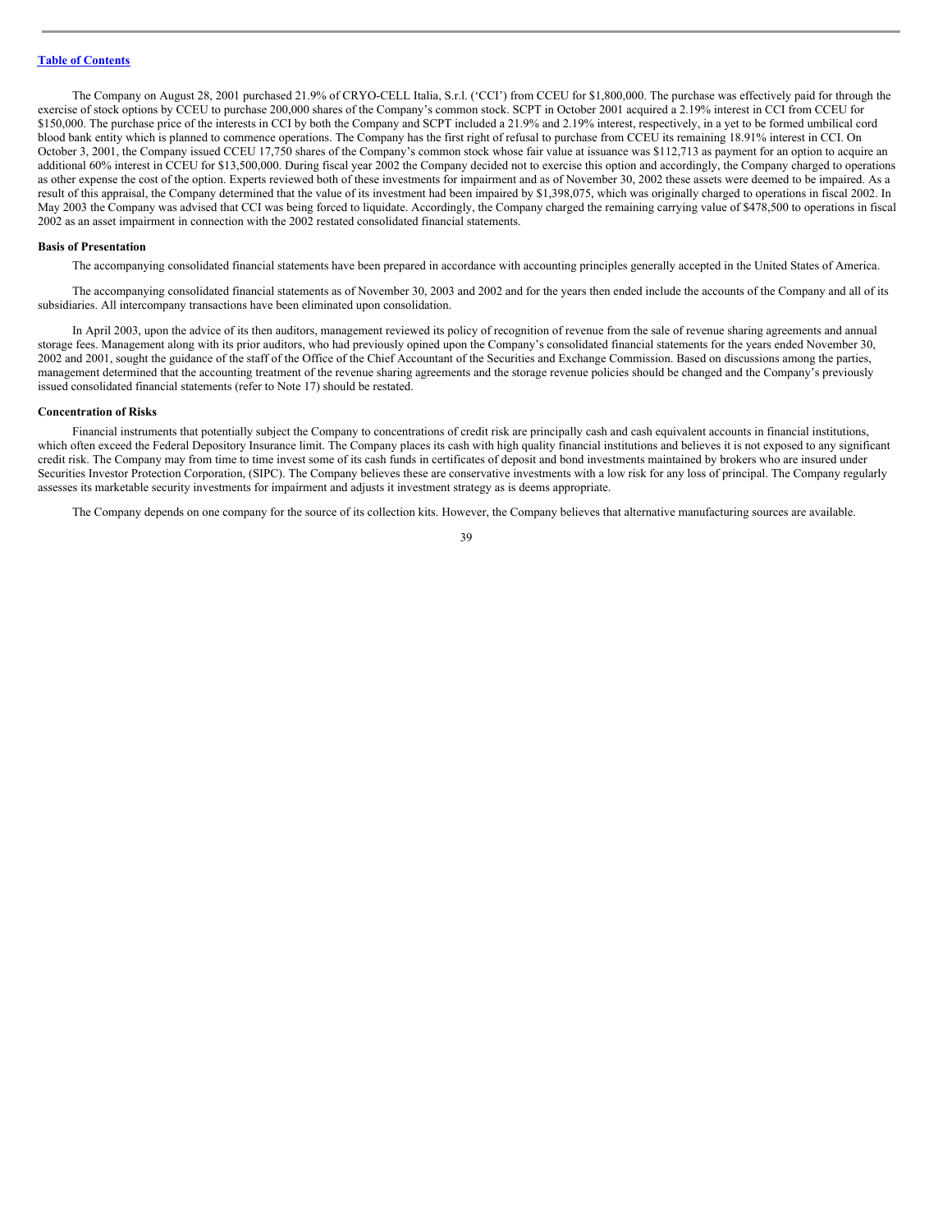The Company on August 28, 2001 purchased 21.9% of CRYO-CELL Italia, S.r.l. ('CCI') from CCEU for $1,800,000. The purchase was effectively paid for through the exercise of stock options by CCEU to purchase 200,000 shares of the Company's common stock. SCPT in October 2001 acquired a 2.19% interest in CCI from CCEU for $150,000. The purchase price of the interests in CCI by both the Company and SCPT included a 21.9% and 2.19% interest, respectively, in a yet to be formed umbilical cord blood bank entity which is planned to commence operations. The Company has the first right of refusal to purchase from CCEU its remaining 18.91% interest in CCI. On October 3, 2001, the Company issued CCEU 17,750 shares of the Company's common stock whose fair value at issuance was $112,713 as payment for an option to acquire an additional 60% interest in CCEU for $13,500,000. During fiscal year 2002 the Company decided not to exercise this option and accordingly, the Company charged to operations as other expense the cost of the option. Experts reviewed both of these investments for impairment and as of November 30, 2002 these assets were deemed to be impaired. As a result of this appraisal, the Company determined that the value of its investment had been impaired by $1,398,075, which was originally charged to operations in fiscal 2002. In May 2003 the Company was advised that CCI was being forced to liquidate. Accordingly, the Company charged the remaining carrying value of $478,500 to operations in fiscal 2002 as an asset impairment in connection with the 2002 restated consolidated financial statements.

**Basis of Presentation**

The accompanying consolidated financial statements have been prepared in accordance with accounting principles generally accepted in the United States of America.

The accompanying consolidated financial statements as of November 30, 2003 and 2002 and for the years then ended include the accounts of the Company and all of its subsidiaries. All intercompany transactions have been eliminated upon consolidation.

In April 2003, upon the advice of its then auditors, management reviewed its policy of recognition of revenue from the sale of revenue sharing agreements and annual storage fees. Management along with its prior auditors, who had previously opined upon the Company's consolidated financial statements for the years ended November 30, 2002 and 2001, sought the guidance of the staff of the Office of the Chief Accountant of the Securities and Exchange Commission. Based on discussions among the parties, management determined that the accounting treatment of the revenue sharing agreements and the storage revenue policies should be changed and the Company's previously issued consolidated financial statements (refer to Note 17) should be restated.

**Concentration of Risks**

Financial instruments that potentially subject the Company to concentrations of credit risk are principally cash and cash equivalent accounts in financial institutions, which often exceed the Federal Depository Insurance limit. The Company places its cash with high quality financial institutions and believes it is not exposed to any significant credit risk. The Company may from time to time invest some of its cash funds in certificates of deposit and bond investments maintained by brokers who are insured under Securities Investor Protection Corporation, (SIPC). The Company believes these are conservative investments with a low risk for any loss of principal. The Company regularly assesses its marketable security investments for impairment and adjusts it investment strategy as is deems appropriate.

The Company depends on one company for the source of its collection kits. However, the Company believes that alternative manufacturing sources are available.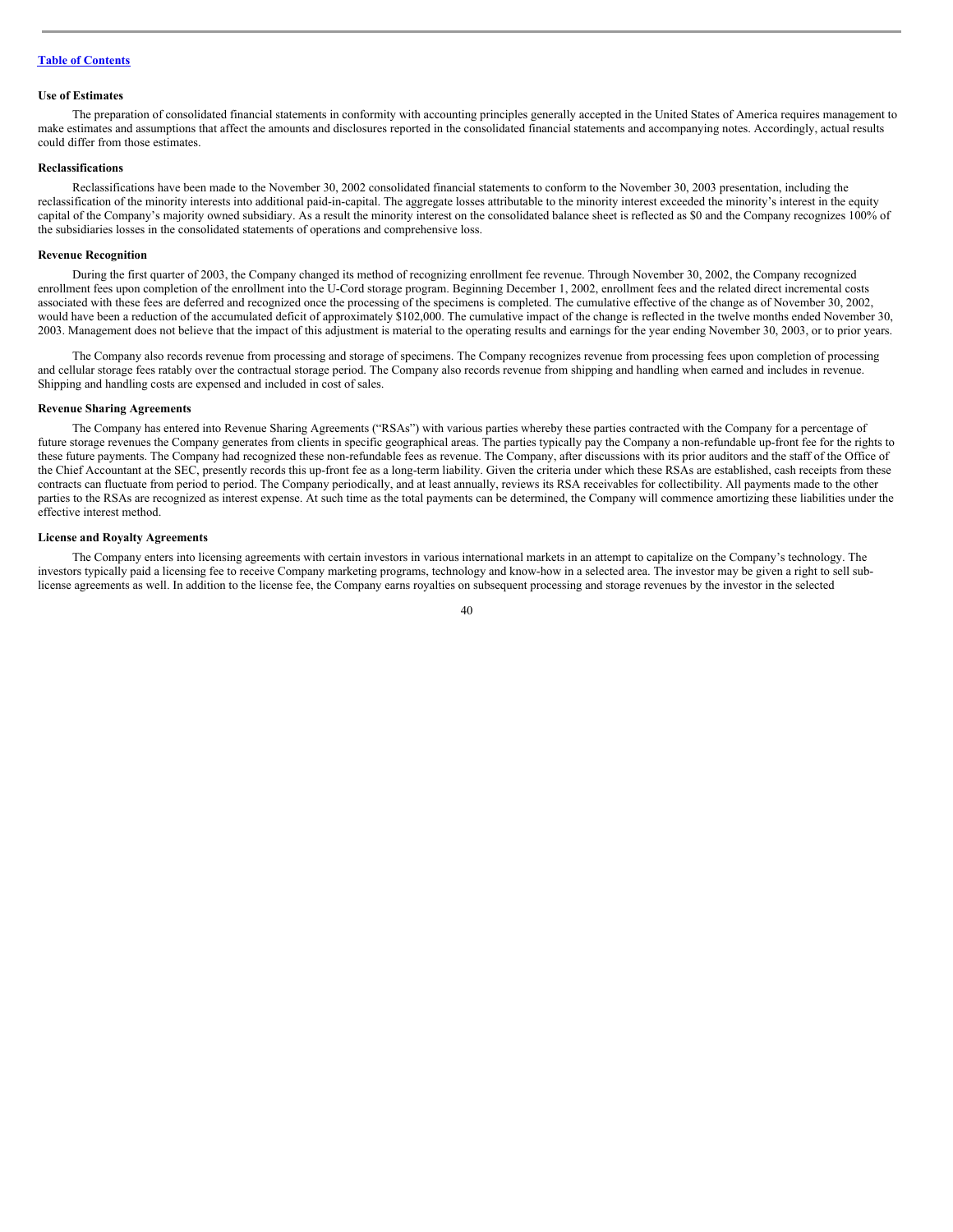[Table of Contents](#)

### Use of Estimates

The preparation of consolidated financial statements in conformity with accounting principles generally accepted in the United States of America requires management to make estimates and assumptions that affect the amounts and disclosures reported in the consolidated financial statements and accompanying notes. Accordingly, actual results could differ from those estimates.

### Reclassifications

Reclassifications have been made to the November 30, 2002 consolidated financial statements to conform to the November 30, 2003 presentation, including the reclassification of the minority interests into additional paid-in-capital. The aggregate losses attributable to the minority interest exceeded the minority's interest in the equity capital of the Company's majority owned subsidiary. As a result the minority interest on the consolidated balance sheet is reflected as $0 and the Company recognizes 100% of the subsidiaries losses in the consolidated statements of operations and comprehensive loss.

### Revenue Recognition

During the first quarter of 2003, the Company changed its method of recognizing enrollment fee revenue. Through November 30, 2002, the Company recognized enrollment fees upon completion of the enrollment into the U-Cord storage program. Beginning December 1, 2002, enrollment fees and the related direct incremental costs associated with these fees are deferred and recognized once the processing of the specimens is completed. The cumulative effective of the change as of November 30, 2002, would have been a reduction of the accumulated deficit of approximately $102,000. The cumulative impact of the change is reflected in the twelve months ended November 30, 2003. Management does not believe that the impact of this adjustment is material to the operating results and earnings for the year ending November 30, 2003, or to prior years.

The Company also records revenue from processing and storage of specimens. The Company recognizes revenue from processing fees upon completion of processing and cellular storage fees ratably over the contractual storage period. The Company also records revenue from shipping and handling when earned and includes in revenue. Shipping and handling costs are expensed and included in cost of sales.

### Revenue Sharing Agreements

The Company has entered into Revenue Sharing Agreements ("RSAs") with various parties whereby these parties contracted with the Company for a percentage of future storage revenues the Company generates from clients in specific geographical areas. The parties typically pay the Company a non-refundable up-front fee for the rights to these future payments. The Company had recognized these non-refundable fees as revenue. The Company, after discussions with its prior auditors and the staff of the Office of the Chief Accountant at the SEC, presently records this up-front fee as a long-term liability. Given the criteria under which these RSAs are established, cash receipts from these contracts can fluctuate from period to period. The Company periodically, and at least annually, reviews its RSA receivables for collectibility. All payments made to the other parties to the RSAs are recognized as interest expense. At such time as the total payments can be determined, the Company will commence amortizing these liabilities under the effective interest method.

### License and Royalty Agreements

The Company enters into licensing agreements with certain investors in various international markets in an attempt to capitalize on the Company's technology. The investors typically paid a licensing fee to receive Company marketing programs, technology and know-how in a selected area. The investor may be given a right to sell sub-license agreements as well. In addition to the license fee, the Company earns royalties on subsequent processing and storage revenues by the investor in the selected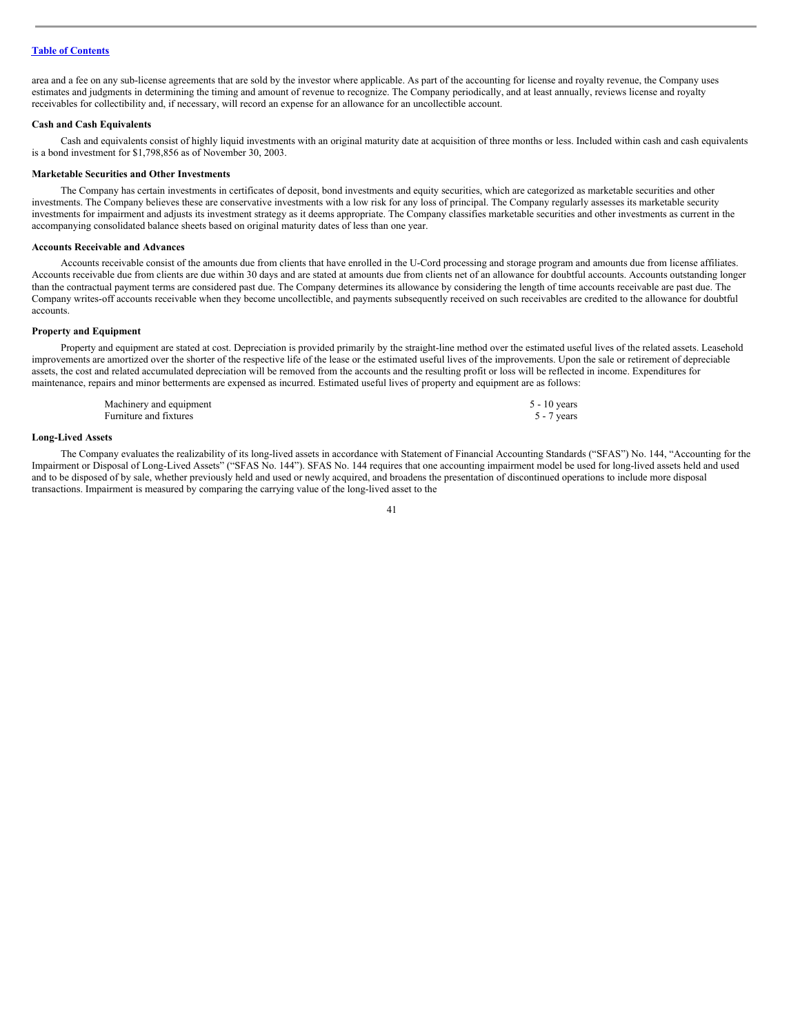area and a fee on any sub-license agreements that are sold by the investor where applicable. As part of the accounting for license and royalty revenue, the Company uses estimates and judgments in determining the timing and amount of revenue to recognize. The Company periodically, and at least annually, reviews license and royalty receivables for collectibility and, if necessary, will record an expense for an allowance for an uncollectible account.

**Cash and Cash Equivalents**

Cash and equivalents consist of highly liquid investments with an original maturity date at acquisition of three months or less. Included within cash and cash equivalents is a bond investment for $1,798,856 as of November 30, 2003.

**Marketable Securities and Other Investments**

The Company has certain investments in certificates of deposit, bond investments and equity securities, which are categorized as marketable securities and other investments. The Company believes these are conservative investments with a low risk for any loss of principal. The Company regularly assesses its marketable security investments for impairment and adjusts its investment strategy as it deems appropriate. The Company classifies marketable securities and other investments as current in the accompanying consolidated balance sheets based on original maturity dates of less than one year.

**Accounts Receivable and Advances**

Accounts receivable consist of the amounts due from clients that have enrolled in the U-Cord processing and storage program and amounts due from license affiliates. Accounts receivable due from clients are due within 30 days and are stated at amounts due from clients net of an allowance for doubtful accounts. Accounts outstanding longer than the contractual payment terms are considered past due. The Company determines its allowance by considering the length of time accounts receivable are past due. The Company writes-off accounts receivable when they become uncollectible, and payments subsequently received on such receivables are credited to the allowance for doubtful accounts.

**Property and Equipment**

Property and equipment are stated at cost. Depreciation is provided primarily by the straight-line method over the estimated useful lives of the related assets. Leasehold improvements are amortized over the shorter of the respective life of the lease or the estimated useful lives of the improvements. Upon the sale or retirement of depreciable assets, the cost and related accumulated depreciation will be removed from the accounts and the resulting profit or loss will be reflected in income. Expenditures for maintenance, repairs and minor betterments are expensed as incurred. Estimated useful lives of property and equipment are as follows:

| | |
|---|---|
| Machinery and equipment | 5 - 10 years |
| Furniture and fixtures | 5 - 7 years |

**Long-Lived Assets**

The Company evaluates the realizability of its long-lived assets in accordance with Statement of Financial Accounting Standards ("SFAS") No. 144, "Accounting for the Impairment or Disposal of Long-Lived Assets" ("SFAS No. 144"). SFAS No. 144 requires that one accounting impairment model be used for long-lived assets held and used and to be disposed of by sale, whether previously held and used or newly acquired, and broadens the presentation of discontinued operations to include more disposal transactions. Impairment is measured by comparing the carrying value of the long-lived asset to the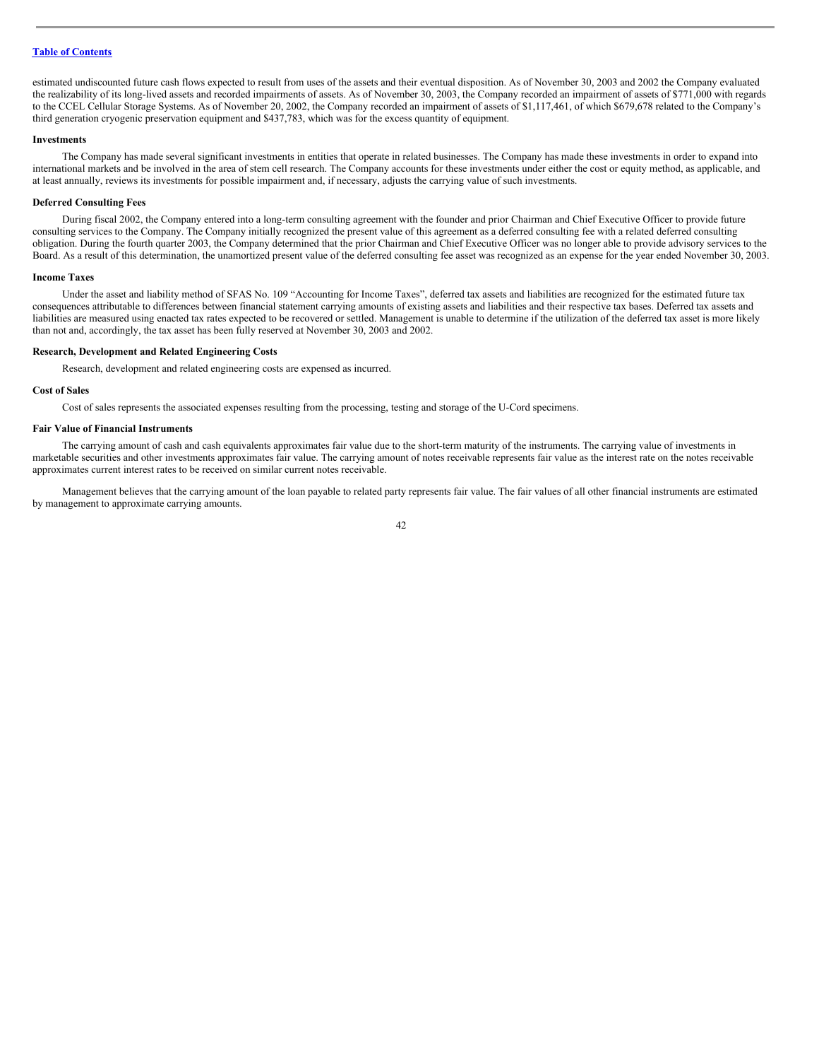estimated undiscounted future cash flows expected to result from uses of the assets and their eventual disposition. As of November 30, 2003 and 2002 the Company evaluated the realizability of its long-lived assets and recorded impairments of assets. As of November 30, 2003, the Company recorded an impairment of assets of $771,000 with regards to the CCEL Cellular Storage Systems. As of November 20, 2002, the Company recorded an impairment of assets of $1,117,461, of which $679,678 related to the Company's third generation cryogenic preservation equipment and $437,783, which was for the excess quantity of equipment.

**Investments**

The Company has made several significant investments in entities that operate in related businesses. The Company has made these investments in order to expand into international markets and be involved in the area of stem cell research. The Company accounts for these investments under either the cost or equity method, as applicable, and at least annually, reviews its investments for possible impairment and, if necessary, adjusts the carrying value of such investments.

**Deferred Consulting Fees**

During fiscal 2002, the Company entered into a long-term consulting agreement with the founder and prior Chairman and Chief Executive Officer to provide future consulting services to the Company. The Company initially recognized the present value of this agreement as a deferred consulting fee with a related deferred consulting obligation. During the fourth quarter 2003, the Company determined that the prior Chairman and Chief Executive Officer was no longer able to provide advisory services to the Board. As a result of this determination, the unamortized present value of the deferred consulting fee asset was recognized as an expense for the year ended November 30, 2003.

**Income Taxes**

Under the asset and liability method of SFAS No. 109 "Accounting for Income Taxes", deferred tax assets and liabilities are recognized for the estimated future tax consequences attributable to differences between financial statement carrying amounts of existing assets and liabilities and their respective tax bases. Deferred tax assets and liabilities are measured using enacted tax rates expected to be recovered or settled. Management is unable to determine if the utilization of the deferred tax asset is more likely than not and, accordingly, the tax asset has been fully reserved at November 30, 2003 and 2002.

**Research, Development and Related Engineering Costs**

Research, development and related engineering costs are expensed as incurred.

**Cost of Sales**

Cost of sales represents the associated expenses resulting from the processing, testing and storage of the U-Cord specimens.

**Fair Value of Financial Instruments**

The carrying amount of cash and cash equivalents approximates fair value due to the short-term maturity of the instruments. The carrying value of investments in marketable securities and other investments approximates fair value. The carrying amount of notes receivable represents fair value as the interest rate on the notes receivable approximates current interest rates to be received on similar current notes receivable.

Management believes that the carrying amount of the loan payable to related party represents fair value. The fair values of all other financial instruments are estimated by management to approximate carrying amounts.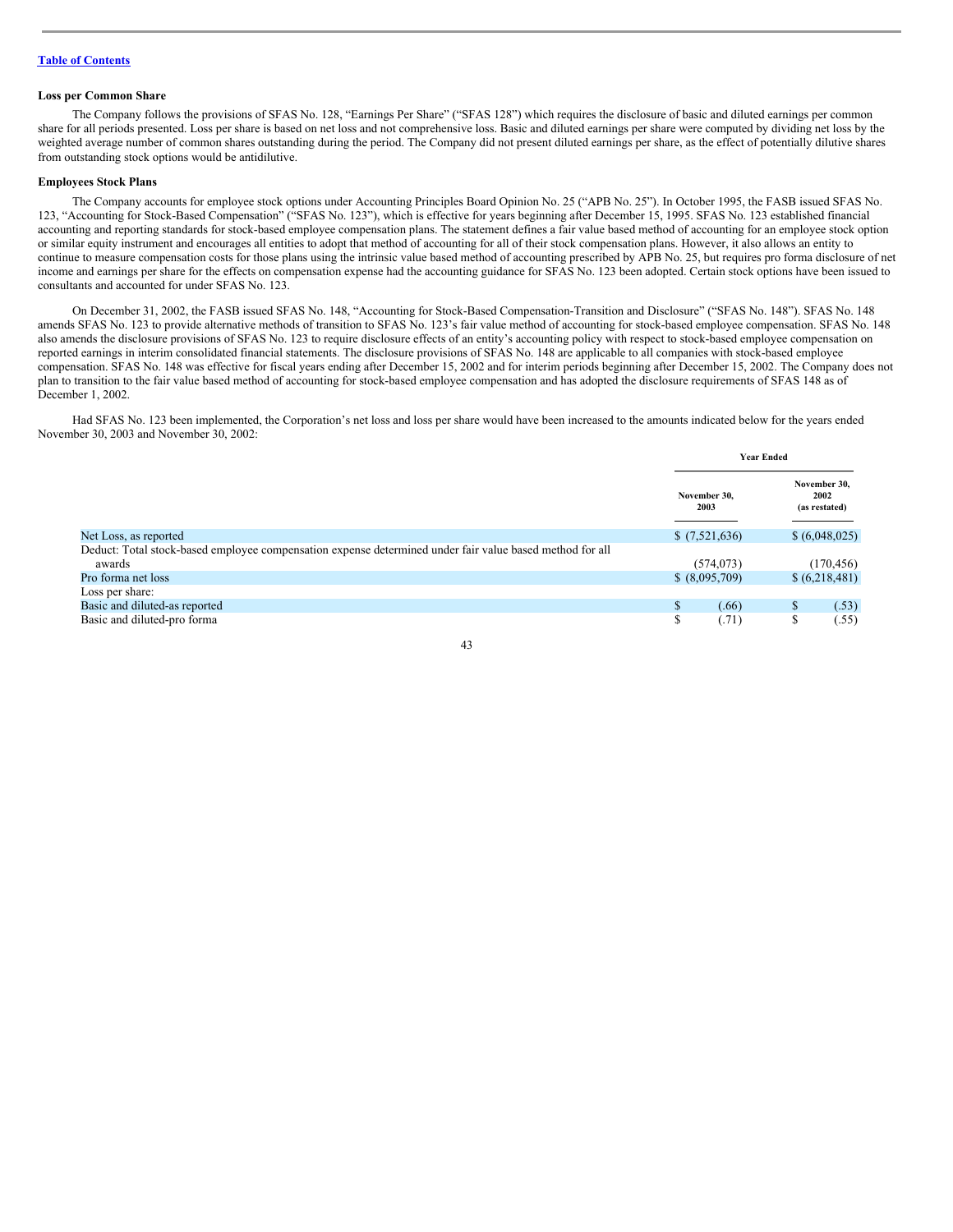[Table of Contents](#)

### Loss per Common Share

The Company follows the provisions of SFAS No. 128, "Earnings Per Share" ("SFAS 128") which requires the disclosure of basic and diluted earnings per common share for all periods presented. Loss per share is based on net loss and not comprehensive loss. Basic and diluted earnings per share were computed by dividing net loss by the weighted average number of common shares outstanding during the period. The Company did not present diluted earnings per share, as the effect of potentially dilutive shares from outstanding stock options would be antidilutive.

### Employees Stock Plans

The Company accounts for employee stock options under Accounting Principles Board Opinion No. 25 ("APB No. 25"). In October 1995, the FASB issued SFAS No. 123, "Accounting for Stock-Based Compensation" ("SFAS No. 123"), which is effective for years beginning after December 15, 1995. SFAS No. 123 established financial accounting and reporting standards for stock-based employee compensation plans. The statement defines a fair value based method of accounting for an employee stock option or similar equity instrument and encourages all entities to adopt that method of accounting for all of their stock compensation plans. However, it also allows an entity to continue to measure compensation costs for those plans using the intrinsic value based method of accounting prescribed by APB No. 25, but requires pro forma disclosure of net income and earnings per share for the effects on compensation expense had the accounting guidance for SFAS No. 123 been adopted. Certain stock options have been issued to consultants and accounted for under SFAS No. 123.

On December 31, 2002, the FASB issued SFAS No. 148, "Accounting for Stock-Based Compensation-Transition and Disclosure" ("SFAS No. 148"). SFAS No. 148 amends SFAS No. 123 to provide alternative methods of transition to SFAS No. 123's fair value method of accounting for stock-based employee compensation. SFAS No. 148 also amends the disclosure provisions of SFAS No. 123 to require disclosure effects of an entity's accounting policy with respect to stock-based employee compensation on reported earnings in interim consolidated financial statements. The disclosure provisions of SFAS No. 148 are applicable to all companies with stock-based employee compensation. SFAS No. 148 was effective for fiscal years ending after December 15, 2002 and for interim periods beginning after December 15, 2002. The Company does not plan to transition to the fair value based method of accounting for stock-based employee compensation and has adopted the disclosure requirements of SFAS 148 as of December 1, 2002.

Had SFAS No. 123 been implemented, the Corporation's net loss and loss per share would have been increased to the amounts indicated below for the years ended November 30, 2003 and November 30, 2002:

| | Year Ended | |
|---|---|---|
| | November 30, 2003 | November 30, 2002 (as restated) |
| Net Loss, as reported | $ (7,521,636) | $ (6,048,025) |
| Deduct: Total stock-based employee compensation expense determined under fair value based method for all awards | (574,073) | (170,456) |
| Pro forma net loss | $ (8,095,709) | $ (6,218,481) |
| Loss per share: | | |
| Basic and diluted-as reported | $ (.66) | $ (.53) |
| Basic and diluted-pro forma | $ (.71) | $ (.55) |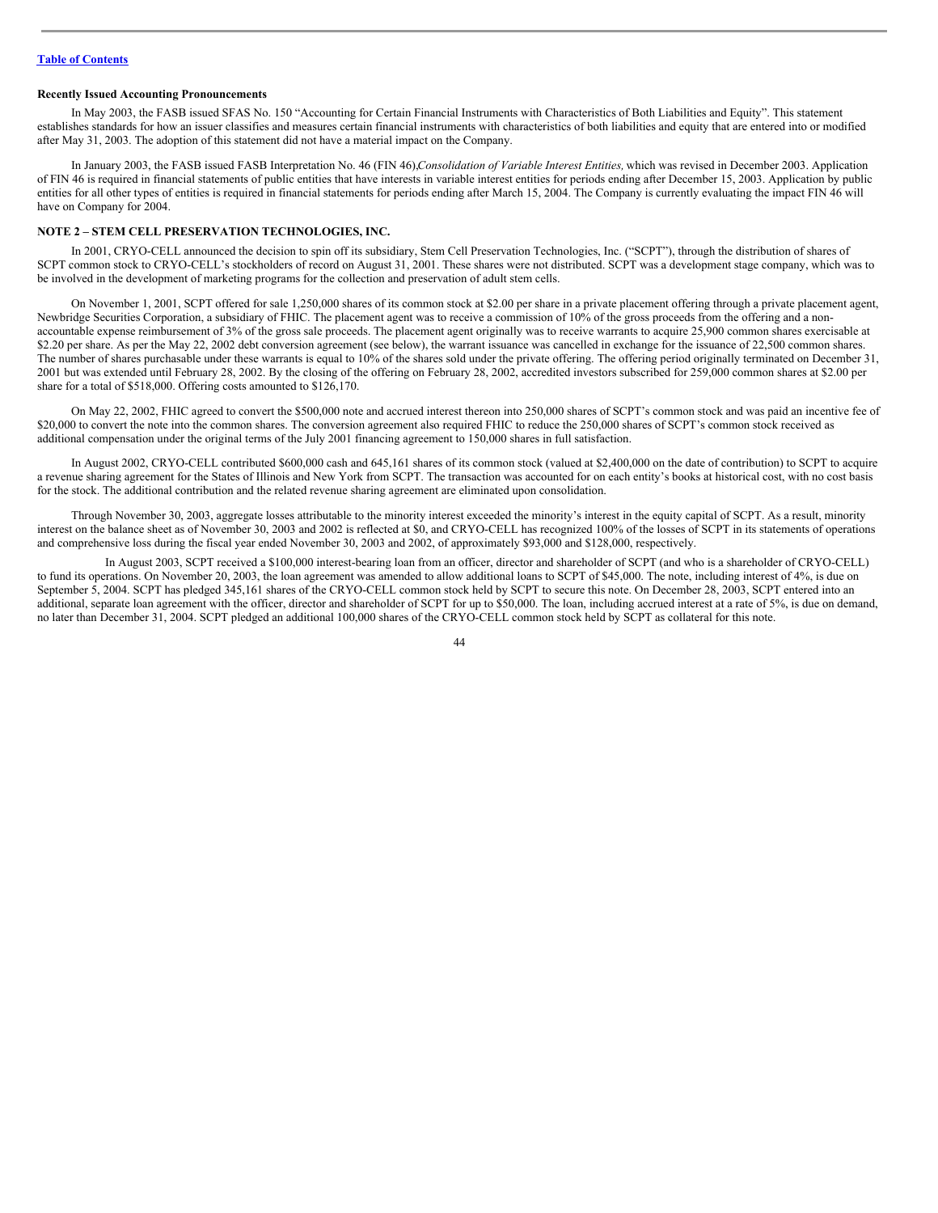[Table of Contents](#)

**Recently Issued Accounting Pronouncements**

In May 2003, the FASB issued SFAS No. 150 "Accounting for Certain Financial Instruments with Characteristics of Both Liabilities and Equity". This statement establishes standards for how an issuer classifies and measures certain financial instruments with characteristics of both liabilities and equity that are entered into or modified after May 31, 2003. The adoption of this statement did not have a material impact on the Company.

In January 2003, the FASB issued FASB Interpretation No. 46 (FIN 46),*Consolidation of Variable Interest Entities,* which was revised in December 2003. Application of FIN 46 is required in financial statements of public entities that have interests in variable interest entities for periods ending after December 15, 2003. Application by public entities for all other types of entities is required in financial statements for periods ending after March 15, 2004. The Company is currently evaluating the impact FIN 46 will have on Company for 2004.

**NOTE 2 – STEM CELL PRESERVATION TECHNOLOGIES, INC.**

In 2001, CRYO-CELL announced the decision to spin off its subsidiary, Stem Cell Preservation Technologies, Inc. ("SCPT"), through the distribution of shares of SCPT common stock to CRYO-CELL's stockholders of record on August 31, 2001. These shares were not distributed. SCPT was a development stage company, which was to be involved in the development of marketing programs for the collection and preservation of adult stem cells.

On November 1, 2001, SCPT offered for sale 1,250,000 shares of its common stock at $2.00 per share in a private placement offering through a private placement agent, Newbridge Securities Corporation, a subsidiary of FHIC. The placement agent was to receive a commission of 10% of the gross proceeds from the offering and a non-accountable expense reimbursement of 3% of the gross sale proceeds. The placement agent originally was to receive warrants to acquire 25,900 common shares exercisable at $2.20 per share. As per the May 22, 2002 debt conversion agreement (see below), the warrant issuance was cancelled in exchange for the issuance of 22,500 common shares. The number of shares purchasable under these warrants is equal to 10% of the shares sold under the private offering. The offering period originally terminated on December 31, 2001 but was extended until February 28, 2002. By the closing of the offering on February 28, 2002, accredited investors subscribed for 259,000 common shares at $2.00 per share for a total of $518,000. Offering costs amounted to $126,170.

On May 22, 2002, FHIC agreed to convert the $500,000 note and accrued interest thereon into 250,000 shares of SCPT's common stock and was paid an incentive fee of $20,000 to convert the note into the common shares. The conversion agreement also required FHIC to reduce the 250,000 shares of SCPT's common stock received as additional compensation under the original terms of the July 2001 financing agreement to 150,000 shares in full satisfaction.

In August 2002, CRYO-CELL contributed $600,000 cash and 645,161 shares of its common stock (valued at $2,400,000 on the date of contribution) to SCPT to acquire a revenue sharing agreement for the States of Illinois and New York from SCPT. The transaction was accounted for on each entity's books at historical cost, with no cost basis for the stock. The additional contribution and the related revenue sharing agreement are eliminated upon consolidation.

Through November 30, 2003, aggregate losses attributable to the minority interest exceeded the minority's interest in the equity capital of SCPT. As a result, minority interest on the balance sheet as of November 30, 2003 and 2002 is reflected at $0, and CRYO-CELL has recognized 100% of the losses of SCPT in its statements of operations and comprehensive loss during the fiscal year ended November 30, 2003 and 2002, of approximately $93,000 and $128,000, respectively.

In August 2003, SCPT received a $100,000 interest-bearing loan from an officer, director and shareholder of SCPT (and who is a shareholder of CRYO-CELL) to fund its operations. On November 20, 2003, the loan agreement was amended to allow additional loans to SCPT of $45,000. The note, including interest of 4%, is due on September 5, 2004. SCPT has pledged 345,161 shares of the CRYO-CELL common stock held by SCPT to secure this note. On December 28, 2003, SCPT entered into an additional, separate loan agreement with the officer, director and shareholder of SCPT for up to $50,000. The loan, including accrued interest at a rate of 5%, is due on demand, no later than December 31, 2004. SCPT pledged an additional 100,000 shares of the CRYO-CELL common stock held by SCPT as collateral for this note.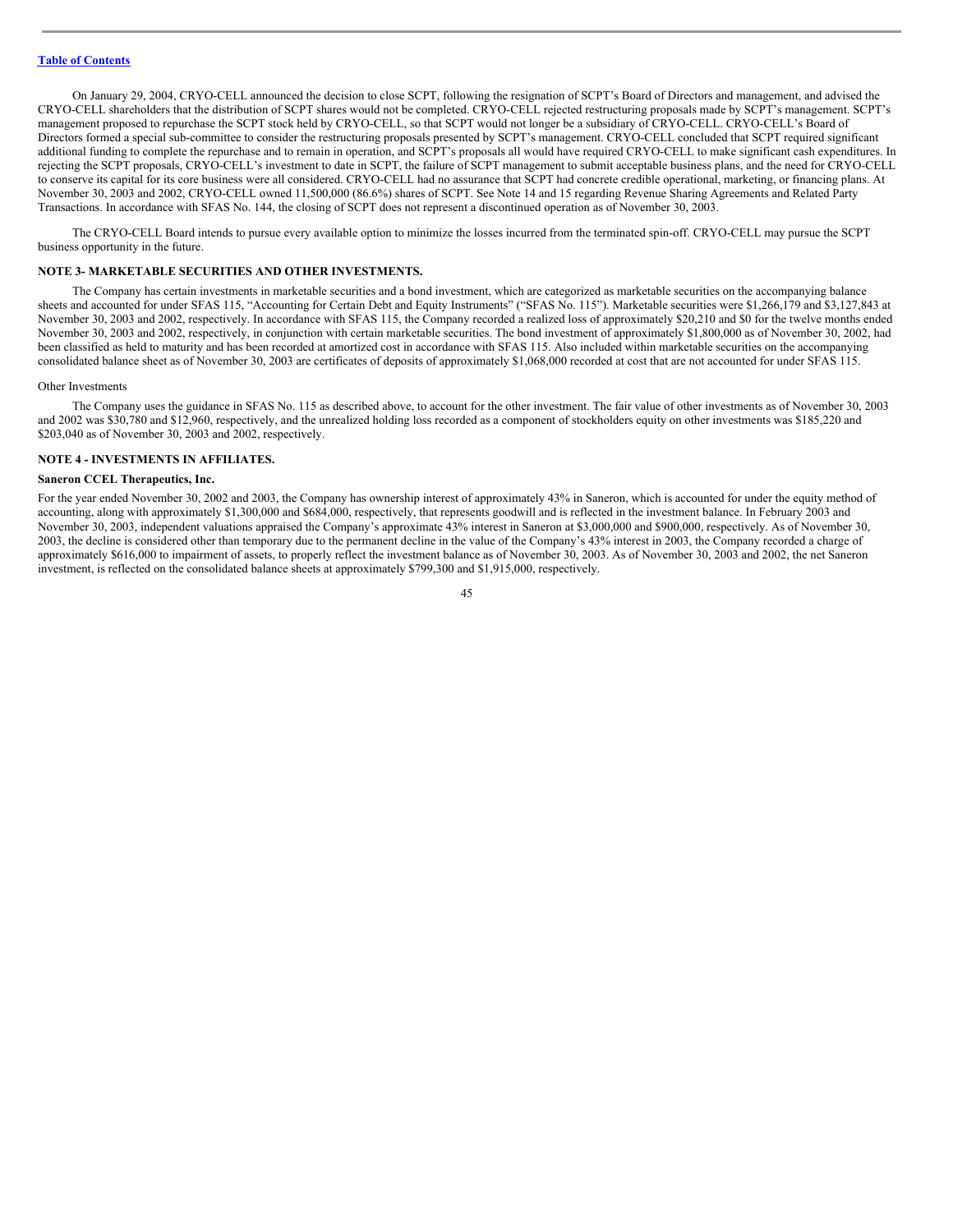On January 29, 2004, CRYO-CELL announced the decision to close SCPT, following the resignation of SCPT's Board of Directors and management, and advised the CRYO-CELL shareholders that the distribution of SCPT shares would not be completed. CRYO-CELL rejected restructuring proposals made by SCPT's management. SCPT's management proposed to repurchase the SCPT stock held by CRYO-CELL, so that SCPT would not longer be a subsidiary of CRYO-CELL. CRYO-CELL's Board of Directors formed a special sub-committee to consider the restructuring proposals presented by SCPT's management. CRYO-CELL concluded that SCPT required significant additional funding to complete the repurchase and to remain in operation, and SCPT's proposals all would have required CRYO-CELL to make significant cash expenditures. In rejecting the SCPT proposals, CRYO-CELL's investment to date in SCPT, the failure of SCPT management to submit acceptable business plans, and the need for CRYO-CELL to conserve its capital for its core business were all considered. CRYO-CELL had no assurance that SCPT had concrete credible operational, marketing, or financing plans. At November 30, 2003 and 2002, CRYO-CELL owned 11,500,000 (86.6%) shares of SCPT. See Note 14 and 15 regarding Revenue Sharing Agreements and Related Party Transactions. In accordance with SFAS No. 144, the closing of SCPT does not represent a discontinued operation as of November 30, 2003.

The CRYO-CELL Board intends to pursue every available option to minimize the losses incurred from the terminated spin-off. CRYO-CELL may pursue the SCPT business opportunity in the future.

## NOTE 3- MARKETABLE SECURITIES AND OTHER INVESTMENTS.

The Company has certain investments in marketable securities and a bond investment, which are categorized as marketable securities on the accompanying balance sheets and accounted for under SFAS 115, "Accounting for Certain Debt and Equity Instruments" ("SFAS No. 115"). Marketable securities were $1,266,179 and $3,127,843 at November 30, 2003 and 2002, respectively. In accordance with SFAS 115, the Company recorded a realized loss of approximately $20,210 and $0 for the twelve months ended November 30, 2003 and 2002, respectively, in conjunction with certain marketable securities. The bond investment of approximately $1,800,000 as of November 30, 2002, had been classified as held to maturity and has been recorded at amortized cost in accordance with SFAS 115. Also included within marketable securities on the accompanying consolidated balance sheet as of November 30, 2003 are certificates of deposits of approximately $1,068,000 recorded at cost that are not accounted for under SFAS 115.

Other Investments

The Company uses the guidance in SFAS No. 115 as described above, to account for the other investment. The fair value of other investments as of November 30, 2003 and 2002 was $30,780 and $12,960, respectively, and the unrealized holding loss recorded as a component of stockholders equity on other investments was $185,220 and $203,040 as of November 30, 2003 and 2002, respectively.

## NOTE 4 - INVESTMENTS IN AFFILIATES.

**Saneron CCEL Therapeutics, Inc.**

For the year ended November 30, 2002 and 2003, the Company has ownership interest of approximately 43% in Saneron, which is accounted for under the equity method of accounting, along with approximately $1,300,000 and $684,000, respectively, that represents goodwill and is reflected in the investment balance. In February 2003 and November 30, 2003, independent valuations appraised the Company's approximate 43% interest in Saneron at $3,000,000 and $900,000, respectively. As of November 30, 2003, the decline is considered other than temporary due to the permanent decline in the value of the Company's 43% interest in 2003, the Company recorded a charge of approximately $616,000 to impairment of assets, to properly reflect the investment balance as of November 30, 2003. As of November 30, 2003 and 2002, the net Saneron investment, is reflected on the consolidated balance sheets at approximately $799,300 and $1,915,000, respectively.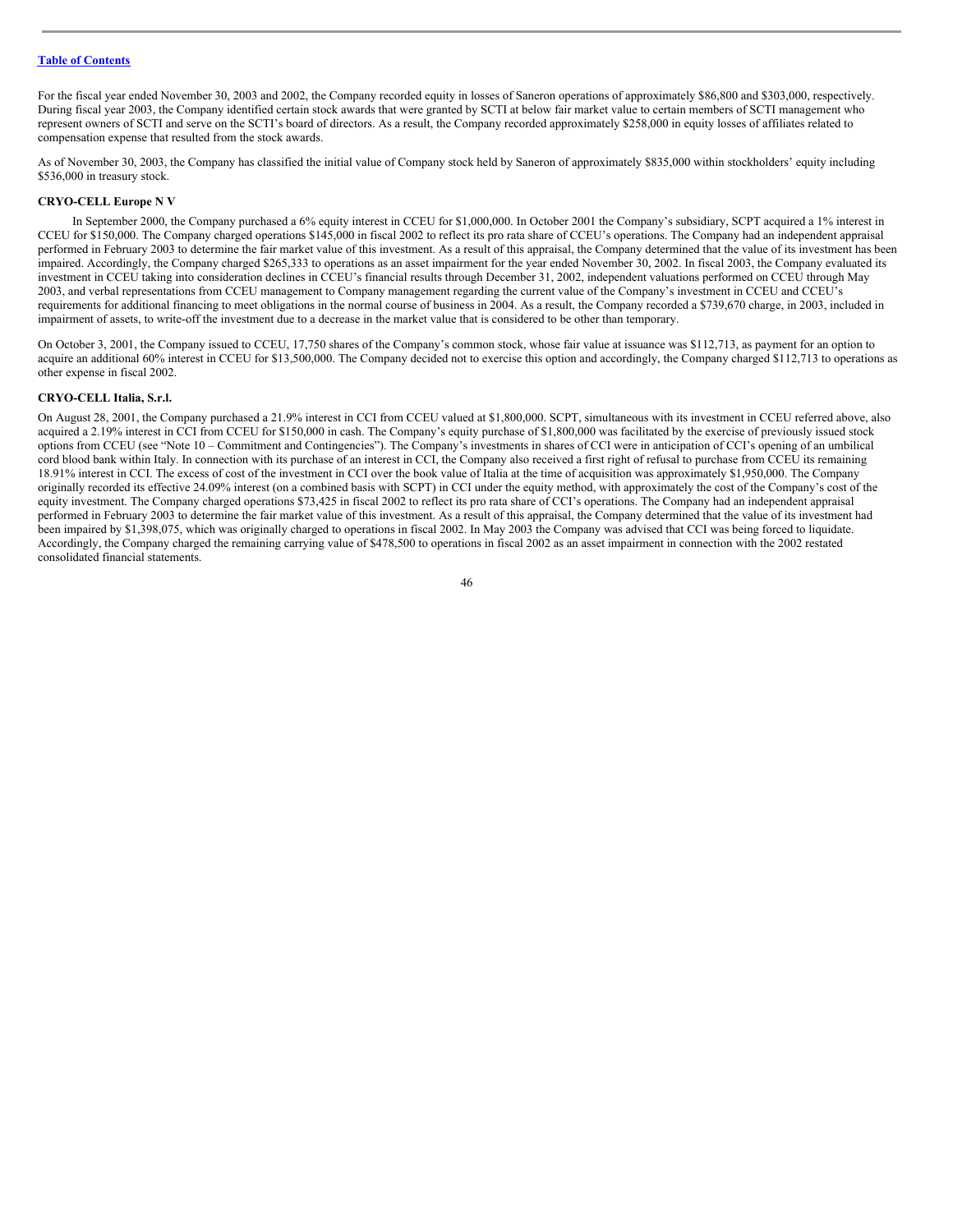For the fiscal year ended November 30, 2003 and 2002, the Company recorded equity in losses of Saneron operations of approximately $86,800 and $303,000, respectively. During fiscal year 2003, the Company identified certain stock awards that were granted by SCTI at below fair market value to certain members of SCTI management who represent owners of SCTI and serve on the SCTI's board of directors. As a result, the Company recorded approximately $258,000 in equity losses of affiliates related to compensation expense that resulted from the stock awards.

As of November 30, 2003, the Company has classified the initial value of Company stock held by Saneron of approximately $835,000 within stockholders' equity including $536,000 in treasury stock.

**CRYO-CELL Europe N V**

In September 2000, the Company purchased a 6% equity interest in CCEU for $1,000,000. In October 2001 the Company's subsidiary, SCPT acquired a 1% interest in CCEU for $150,000. The Company charged operations $145,000 in fiscal 2002 to reflect its pro rata share of CCEU's operations. The Company had an independent appraisal performed in February 2003 to determine the fair market value of this investment. As a result of this appraisal, the Company determined that the value of its investment has been impaired. Accordingly, the Company charged $265,333 to operations as an asset impairment for the year ended November 30, 2002. In fiscal 2003, the Company evaluated its investment in CCEU taking into consideration declines in CCEU's financial results through December 31, 2002, independent valuations performed on CCEU through May 2003, and verbal representations from CCEU management to Company management regarding the current value of the Company's investment in CCEU and CCEU's requirements for additional financing to meet obligations in the normal course of business in 2004. As a result, the Company recorded a $739,670 charge, in 2003, included in impairment of assets, to write-off the investment due to a decrease in the market value that is considered to be other than temporary.

On October 3, 2001, the Company issued to CCEU, 17,750 shares of the Company's common stock, whose fair value at issuance was $112,713, as payment for an option to acquire an additional 60% interest in CCEU for $13,500,000. The Company decided not to exercise this option and accordingly, the Company charged $112,713 to operations as other expense in fiscal 2002.

**CRYO-CELL Italia, S.r.l.**

On August 28, 2001, the Company purchased a 21.9% interest in CCI from CCEU valued at $1,800,000. SCPT, simultaneous with its investment in CCEU referred above, also acquired a 2.19% interest in CCI from CCEU for $150,000 in cash. The Company's equity purchase of $1,800,000 was facilitated by the exercise of previously issued stock options from CCEU (see "Note 10 – Commitment and Contingencies"). The Company's investments in shares of CCI were in anticipation of CCI's opening of an umbilical cord blood bank within Italy. In connection with its purchase of an interest in CCI, the Company also received a first right of refusal to purchase from CCEU its remaining 18.91% interest in CCI. The excess of cost of the investment in CCI over the book value of Italia at the time of acquisition was approximately $1,950,000. The Company originally recorded its effective 24.09% interest (on a combined basis with SCPT) in CCI under the equity method, with approximately the cost of the Company's cost of the equity investment. The Company charged operations $73,425 in fiscal 2002 to reflect its pro rata share of CCI's operations. The Company had an independent appraisal performed in February 2003 to determine the fair market value of this investment. As a result of this appraisal, the Company determined that the value of its investment had been impaired by $1,398,075, which was originally charged to operations in fiscal 2002. In May 2003 the Company was advised that CCI was being forced to liquidate. Accordingly, the Company charged the remaining carrying value of $478,500 to operations in fiscal 2002 as an asset impairment in connection with the 2002 restated consolidated financial statements.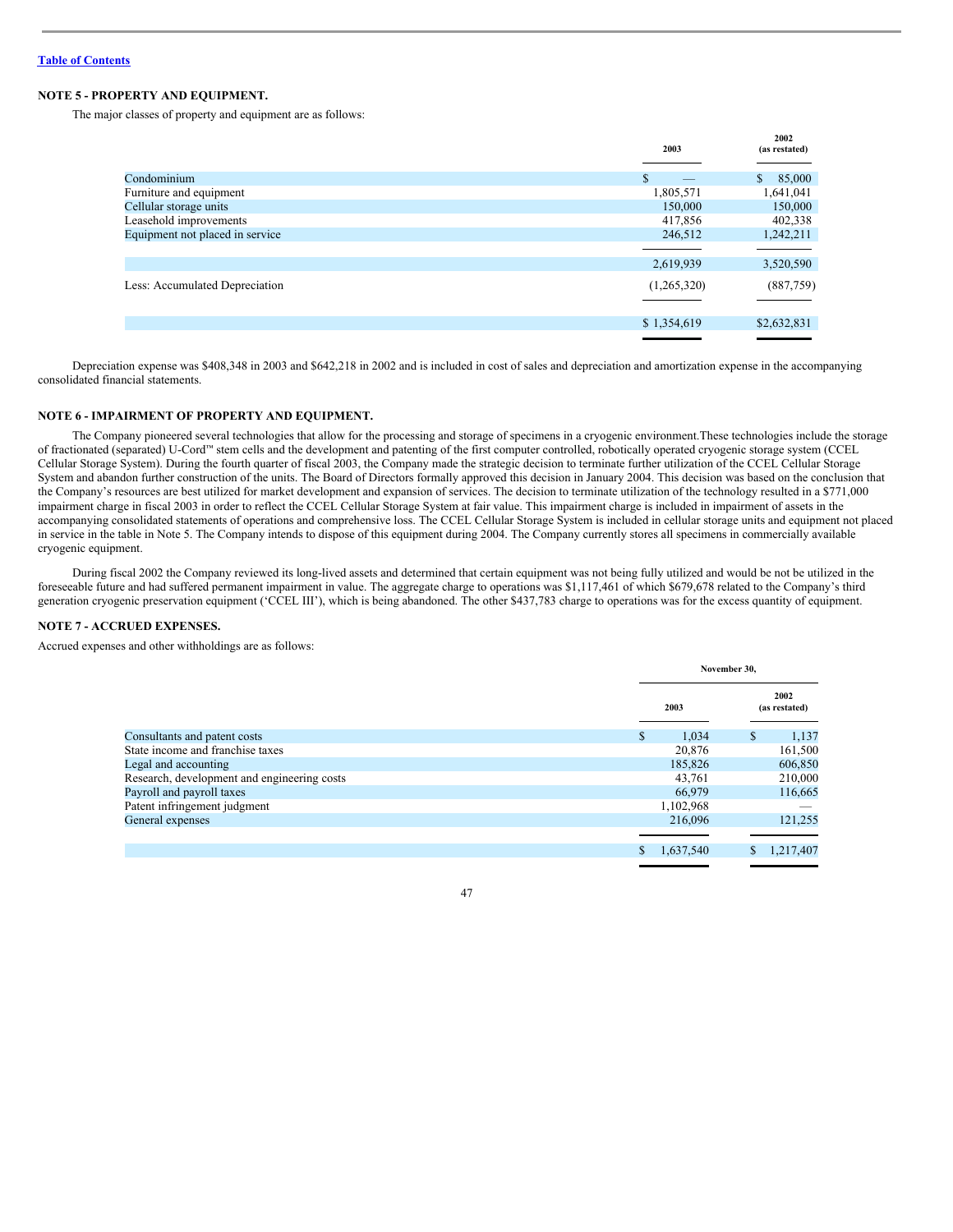[Table of Contents]

**NOTE 5 - PROPERTY AND EQUIPMENT.**

The major classes of property and equipment are as follows:

| | 2003 | 2002 (as restated) |
|---|---|---|
| Condominium | $ — | $ 85,000 |
| Furniture and equipment | 1,805,571 | 1,641,041 |
| Cellular storage units | 150,000 | 150,000 |
| Leasehold improvements | 417,856 | 402,338 |
| Equipment not placed in service | 246,512 | 1,242,211 |
| | 2,619,939 | 3,520,590 |
| Less: Accumulated Depreciation | (1,265,320) | (887,759) |
| | $ 1,354,619 | $2,632,831 |

Depreciation expense was $408,348 in 2003 and $642,218 in 2002 and is included in cost of sales and depreciation and amortization expense in the accompanying consolidated financial statements.

**NOTE 6 - IMPAIRMENT OF PROPERTY AND EQUIPMENT.**

The Company pioneered several technologies that allow for the processing and storage of specimens in a cryogenic environment.These technologies include the storage of fractionated (separated) U-Cord™ stem cells and the development and patenting of the first computer controlled, robotically operated cryogenic storage system (CCEL Cellular Storage System). During the fourth quarter of fiscal 2003, the Company made the strategic decision to terminate further utilization of the CCEL Cellular Storage System and abandon further construction of the units. The Board of Directors formally approved this decision in January 2004. This decision was based on the conclusion that the Company's resources are best utilized for market development and expansion of services. The decision to terminate utilization of the technology resulted in a $771,000 impairment charge in fiscal 2003 in order to reflect the CCEL Cellular Storage System at fair value. This impairment charge is included in impairment of assets in the accompanying consolidated statements of operations and comprehensive loss. The CCEL Cellular Storage System is included in cellular storage units and equipment not placed in service in the table in Note 5. The Company intends to dispose of this equipment during 2004. The Company currently stores all specimens in commercially available cryogenic equipment.

During fiscal 2002 the Company reviewed its long-lived assets and determined that certain equipment was not being fully utilized and would be not be utilized in the foreseeable future and had suffered permanent impairment in value. The aggregate charge to operations was $1,117,461 of which $679,678 related to the Company's third generation cryogenic preservation equipment ('CCEL III'), which is being abandoned. The other $437,783 charge to operations was for the excess quantity of equipment.

**NOTE 7 - ACCRUED EXPENSES.**

Accrued expenses and other withholdings are as follows:

| | November 30, | |
|---|---|---|
| | 2003 | 2002 (as restated) |
| Consultants and patent costs | $ 1,034 | $ 1,137 |
| State income and franchise taxes | 20,876 | 161,500 |
| Legal and accounting | 185,826 | 606,850 |
| Research, development and engineering costs | 43,761 | 210,000 |
| Payroll and payroll taxes | 66,979 | 116,665 |
| Patent infringement judgment | 1,102,968 | — |
| General expenses | 216,096 | 121,255 |
| | $ 1,637,540 | $ 1,217,407 |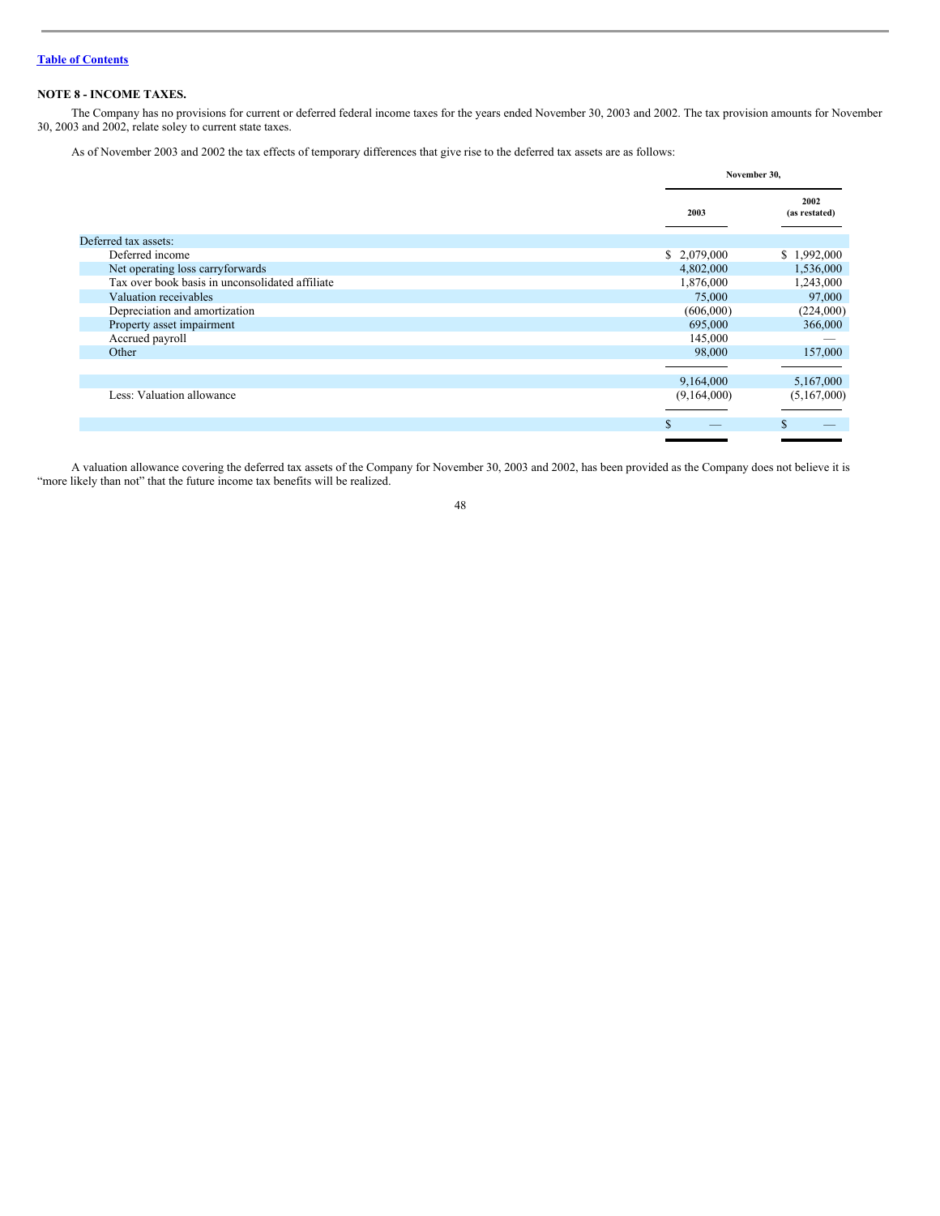[Table of Contents](#)

## NOTE 8 - INCOME TAXES.

The Company has no provisions for current or deferred federal income taxes for the years ended November 30, 2003 and 2002. The tax provision amounts for November 30, 2003 and 2002, relate soley to current state taxes.

As of November 2003 and 2002 the tax effects of temporary differences that give rise to the deferred tax assets are as follows:

| | November 30, | |
|---|---|---|
| | 2003 | 2002 (as restated) |
| Deferred tax assets: | | |
| Deferred income | $ 2,079,000 | $ 1,992,000 |
| Net operating loss carryforwards | 4,802,000 | 1,536,000 |
| Tax over book basis in unconsolidated affiliate | 1,876,000 | 1,243,000 |
| Valuation receivables | 75,000 | 97,000 |
| Depreciation and amortization | (606,000) | (224,000) |
| Property asset impairment | 695,000 | 366,000 |
| Accrued payroll | 145,000 | — |
| Other | 98,000 | 157,000 |
| | 9,164,000 | 5,167,000 |
| Less: Valuation allowance | (9,164,000) | (5,167,000) |
| | $ — | $ — |

A valuation allowance covering the deferred tax assets of the Company for November 30, 2003 and 2002, has been provided as the Company does not believe it is "more likely than not" that the future income tax benefits will be realized.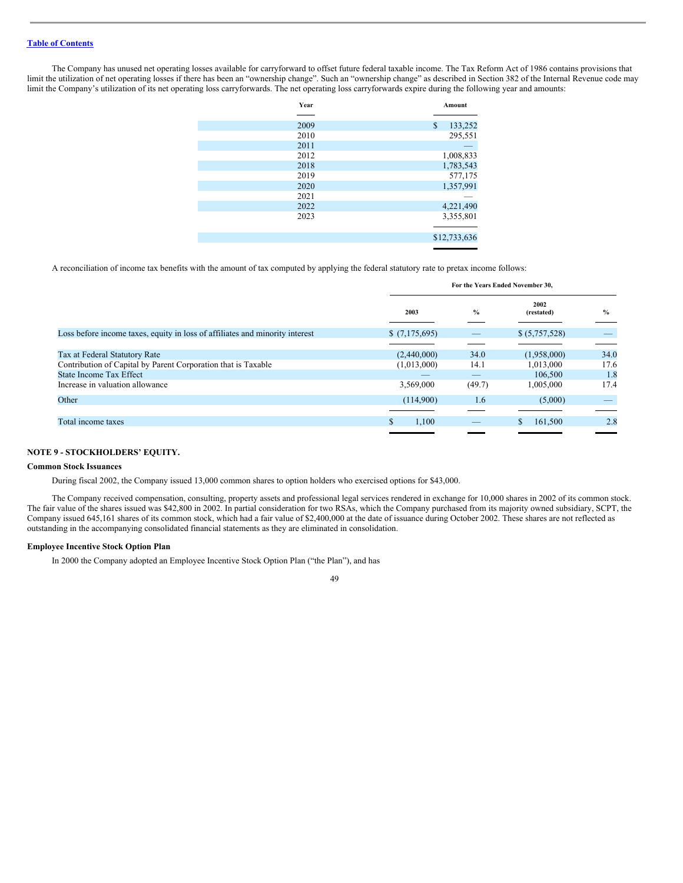The Company has unused net operating losses available for carryforward to offset future federal taxable income. The Tax Reform Act of 1986 contains provisions that limit the utilization of net operating losses if there has been an "ownership change". Such an "ownership change" as described in Section 382 of the Internal Revenue code may limit the Company's utilization of its net operating loss carryforwards. The net operating loss carryforwards expire during the following year and amounts:

| Year | Amount |
|---|---|
| 2009 | $ 133,252 |
| 2010 | 295,551 |
| 2011 | — |
| 2012 | 1,008,833 |
| 2018 | 1,783,543 |
| 2019 | 577,175 |
| 2020 | 1,357,991 |
| 2021 | — |
| 2022 | 4,221,490 |
| 2023 | 3,355,801 |
| | $12,733,636 |

A reconciliation of income tax benefits with the amount of tax computed by applying the federal statutory rate to pretax income follows:

| | For the Years Ended November 30, | | | |
|---|---|---|---|---|
| | 2003 | % | 2002 (restated) | % |
| Loss before income taxes, equity in loss of affiliates and minority interest | $ (7,175,695) | — | $ (5,757,528) | — |
| Tax at Federal Statutory Rate | (2,440,000) | 34.0 | (1,958,000) | 34.0 |
| Contribution of Capital by Parent Corporation that is Taxable | (1,013,000) | 14.1 | 1,013,000 | 17.6 |
| State Income Tax Effect | — | — | 106,500 | 1.8 |
| Increase in valuation allowance | 3,569,000 | (49.7) | 1,005,000 | 17.4 |
| Other | (114,900) | 1.6 | (5,000) | — |
| Total income taxes | $ 1,100 | — | $ 161,500 | 2.8 |

## NOTE 9 - STOCKHOLDERS' EQUITY.

### Common Stock Issuances

During fiscal 2002, the Company issued 13,000 common shares to option holders who exercised options for $43,000.

The Company received compensation, consulting, property assets and professional legal services rendered in exchange for 10,000 shares in 2002 of its common stock. The fair value of the shares issued was $42,800 in 2002. In partial consideration for two RSAs, which the Company purchased from its majority owned subsidiary, SCPT, the Company issued 645,161 shares of its common stock, which had a fair value of $2,400,000 at the date of issuance during October 2002. These shares are not reflected as outstanding in the accompanying consolidated financial statements as they are eliminated in consolidation.

### Employee Incentive Stock Option Plan

In 2000 the Company adopted an Employee Incentive Stock Option Plan ("the Plan"), and has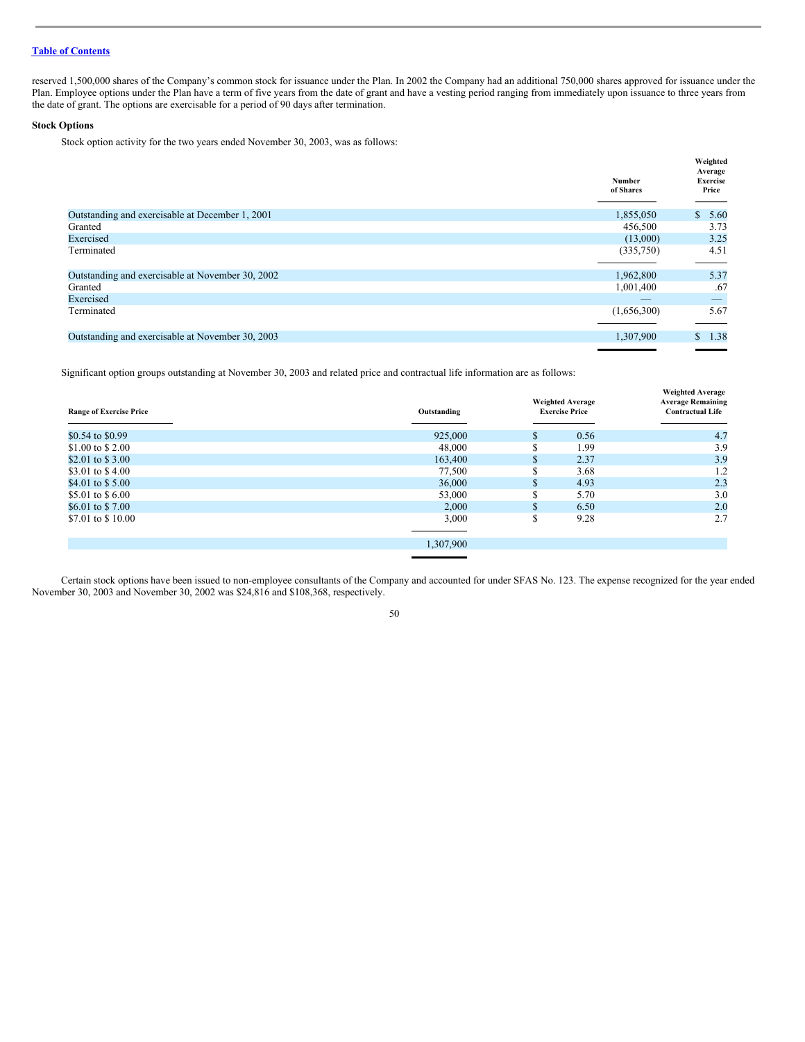reserved 1,500,000 shares of the Company's common stock for issuance under the Plan. In 2002 the Company had an additional 750,000 shares approved for issuance under the Plan. Employee options under the Plan have a term of five years from the date of grant and have a vesting period ranging from immediately upon issuance to three years from the date of grant. The options are exercisable for a period of 90 days after termination.

**Stock Options**

Stock option activity for the two years ended November 30, 2003, was as follows:

| | Number of Shares | Weighted Average Exercise Price |
|---|---|---|
| Outstanding and exercisable at December 1, 2001 | 1,855,050 | $ 5.60 |
| Granted | 456,500 | 3.73 |
| Exercised | (13,000) | 3.25 |
| Terminated | (335,750) | 4.51 |
| Outstanding and exercisable at November 30, 2002 | 1,962,800 | 5.37 |
| Granted | 1,001,400 | .67 |
| Exercised | — | — |
| Terminated | (1,656,300) | 5.67 |
| Outstanding and exercisable at November 30, 2003 | 1,307,900 | $ 1.38 |

Significant option groups outstanding at November 30, 2003 and related price and contractual life information are as follows:

| Range of Exercise Price | Outstanding | Weighted Average Exercise Price | Weighted Average Average Remaining Contractual Life |
|---|---|---|---|
| $0.54 to $0.99 | 925,000 | $ 0.56 | 4.7 |
| $1.00 to $ 2.00 | 48,000 | $ 1.99 | 3.9 |
| $2.01 to $ 3.00 | 163,400 | $ 2.37 | 3.9 |
| $3.01 to $ 4.00 | 77,500 | $ 3.68 | 1.2 |
| $4.01 to $ 5.00 | 36,000 | $ 4.93 | 2.3 |
| $5.01 to $ 6.00 | 53,000 | $ 5.70 | 3.0 |
| $6.01 to $ 7.00 | 2,000 | $ 6.50 | 2.0 |
| $7.01 to $ 10.00 | 3,000 | $ 9.28 | 2.7 |
| | 1,307,900 | | |

Certain stock options have been issued to non-employee consultants of the Company and accounted for under SFAS No. 123. The expense recognized for the year ended November 30, 2003 and November 30, 2002 was $24,816 and $108,368, respectively.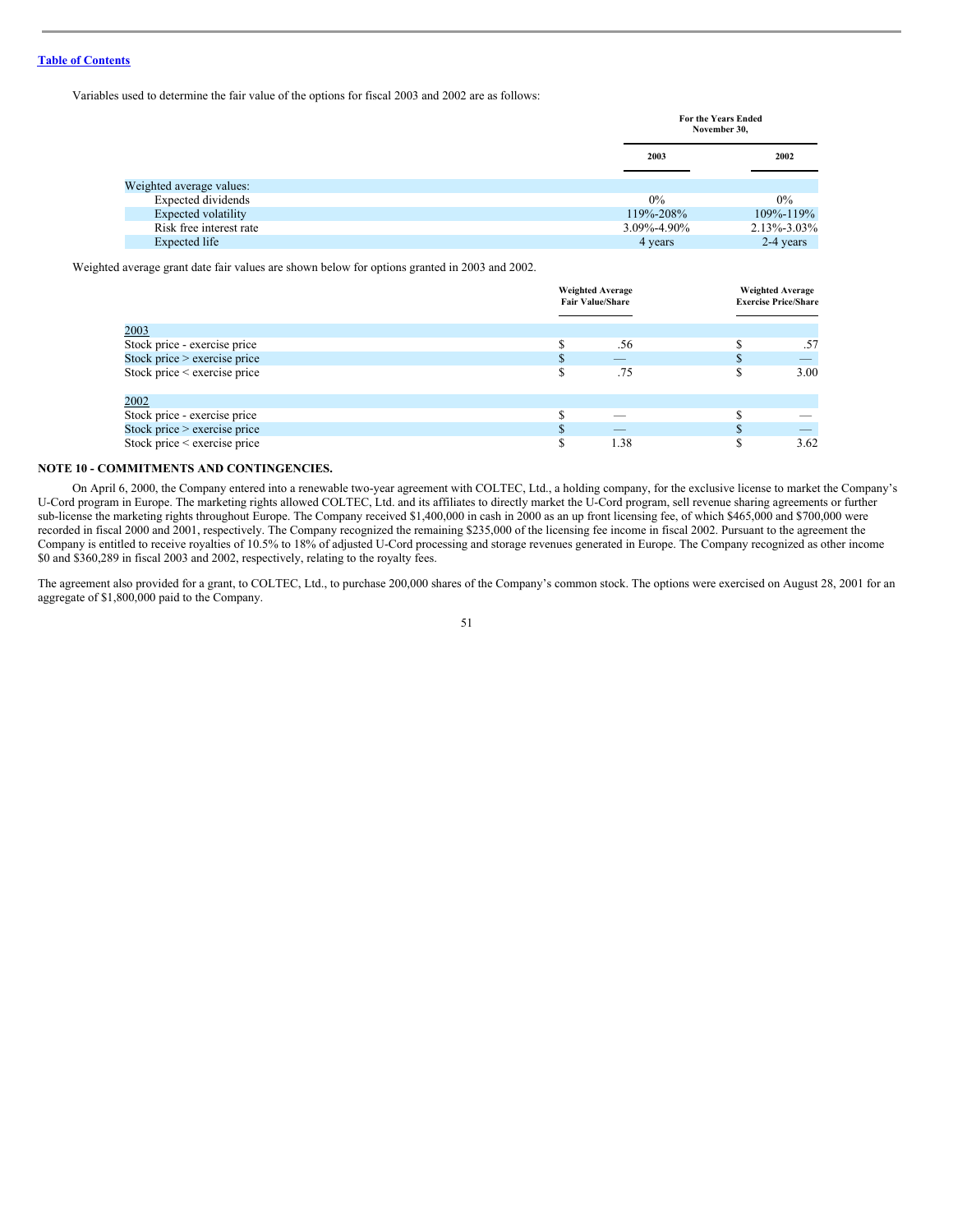Variables used to determine the fair value of the options for fiscal 2003 and 2002 are as follows:

| | For the Years Ended November 30, | |
|---|---|---|
| | 2003 | 2002 |
| Weighted average values: | | |
| Expected dividends | 0% | 0% |
| Expected volatility | 119%-208% | 109%-119% |
| Risk free interest rate | 3.09%-4.90% | 2.13%-3.03% |
| Expected life | 4 years | 2-4 years |

Weighted average grant date fair values are shown below for options granted in 2003 and 2002.

| | Weighted Average Fair Value/Share | Weighted Average Exercise Price/Share |
|---|---|---|
| 2003 | | |
| Stock price - exercise price | $ .56 | $ .57 |
| Stock price > exercise price | $ — | $ — |
| Stock price < exercise price | $ .75 | $ 3.00 |
| 2002 | | |
| Stock price - exercise price | $ — | $ — |
| Stock price > exercise price | $ — | $ — |
| Stock price < exercise price | $ 1.38 | $ 3.62 |

**NOTE 10 - COMMITMENTS AND CONTINGENCIES.**

On April 6, 2000, the Company entered into a renewable two-year agreement with COLTEC, Ltd., a holding company, for the exclusive license to market the Company's U-Cord program in Europe. The marketing rights allowed COLTEC, Ltd. and its affiliates to directly market the U-Cord program, sell revenue sharing agreements or further sub-license the marketing rights throughout Europe. The Company received $1,400,000 in cash in 2000 as an up front licensing fee, of which $465,000 and $700,000 were recorded in fiscal 2000 and 2001, respectively. The Company recognized the remaining $235,000 of the licensing fee income in fiscal 2002. Pursuant to the agreement the Company is entitled to receive royalties of 10.5% to 18% of adjusted U-Cord processing and storage revenues generated in Europe. The Company recognized as other income $0 and $360,289 in fiscal 2003 and 2002, respectively, relating to the royalty fees.

The agreement also provided for a grant, to COLTEC, Ltd., to purchase 200,000 shares of the Company's common stock. The options were exercised on August 28, 2001 for an aggregate of $1,800,000 paid to the Company.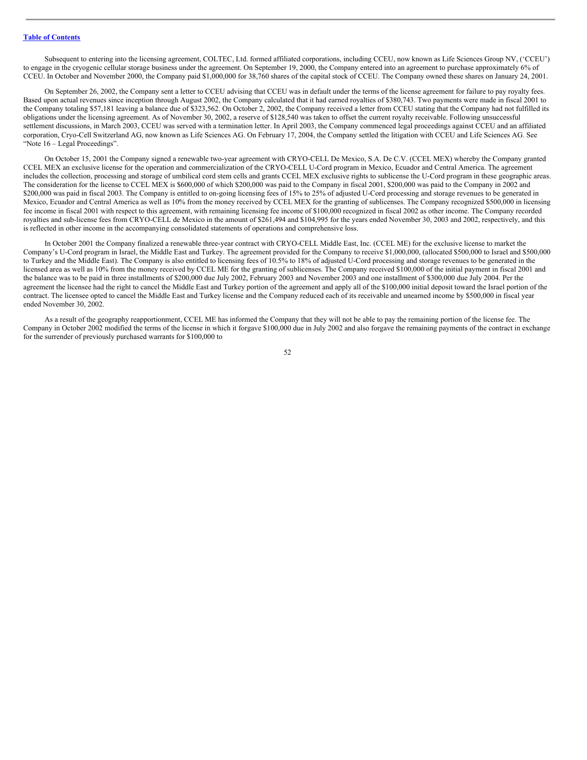Subsequent to entering into the licensing agreement, COLTEC, Ltd. formed affiliated corporations, including CCEU, now known as Life Sciences Group NV, ('CCEU') to engage in the cryogenic cellular storage business under the agreement. On September 19, 2000, the Company entered into an agreement to purchase approximately 6% of CCEU. In October and November 2000, the Company paid $1,000,000 for 38,760 shares of the capital stock of CCEU. The Company owned these shares on January 24, 2001.

On September 26, 2002, the Company sent a letter to CCEU advising that CCEU was in default under the terms of the license agreement for failure to pay royalty fees. Based upon actual revenues since inception through August 2002, the Company calculated that it had earned royalties of $380,743. Two payments were made in fiscal 2001 to the Company totaling $57,181 leaving a balance due of $323,562. On October 2, 2002, the Company received a letter from CCEU stating that the Company had not fulfilled its obligations under the licensing agreement. As of November 30, 2002, a reserve of $128,540 was taken to offset the current royalty receivable. Following unsuccessful settlement discussions, in March 2003, CCEU was served with a termination letter. In April 2003, the Company commenced legal proceedings against CCEU and an affiliated corporation, Cryo-Cell Switzerland AG, now known as Life Sciences AG. On February 17, 2004, the Company settled the litigation with CCEU and Life Sciences AG. See "Note 16 – Legal Proceedings".

On October 15, 2001 the Company signed a renewable two-year agreement with CRYO-CELL De Mexico, S.A. De C.V. (CCEL MEX) whereby the Company granted CCEL MEX an exclusive license for the operation and commercialization of the CRYO-CELL U-Cord program in Mexico, Ecuador and Central America. The agreement includes the collection, processing and storage of umbilical cord stem cells and grants CCEL MEX exclusive rights to sublicense the U-Cord program in these geographic areas. The consideration for the license to CCEL MEX is $600,000 of which $200,000 was paid to the Company in fiscal 2001, $200,000 was paid to the Company in 2002 and $200,000 was paid in fiscal 2003. The Company is entitled to on-going licensing fees of 15% to 25% of adjusted U-Cord processing and storage revenues to be generated in Mexico, Ecuador and Central America as well as 10% from the money received by CCEL MEX for the granting of sublicenses. The Company recognized $500,000 in licensing fee income in fiscal 2001 with respect to this agreement, with remaining licensing fee income of $100,000 recognized in fiscal 2002 as other income. The Company recorded royalties and sub-license fees from CRYO-CELL de Mexico in the amount of $261,494 and $104,995 for the years ended November 30, 2003 and 2002, respectively, and this is reflected in other income in the accompanying consolidated statements of operations and comprehensive loss.

In October 2001 the Company finalized a renewable three-year contract with CRYO-CELL Middle East, Inc. (CCEL ME) for the exclusive license to market the Company's U-Cord program in Israel, the Middle East and Turkey. The agreement provided for the Company to receive $1,000,000, (allocated $500,000 to Israel and $500,000 to Turkey and the Middle East). The Company is also entitled to licensing fees of 10.5% to 18% of adjusted U-Cord processing and storage revenues to be generated in the licensed area as well as 10% from the money received by CCEL ME for the granting of sublicenses. The Company received $100,000 of the initial payment in fiscal 2001 and the balance was to be paid in three installments of $200,000 due July 2002, February 2003 and November 2003 and one installment of $300,000 due July 2004. Per the agreement the licensee had the right to cancel the Middle East and Turkey portion of the agreement and apply all of the $100,000 initial deposit toward the Israel portion of the contract. The licensee opted to cancel the Middle East and Turkey license and the Company reduced each of its receivable and unearned income by $500,000 in fiscal year ended November 30, 2002.

As a result of the geography reapportionment, CCEL ME has informed the Company that they will not be able to pay the remaining portion of the license fee. The Company in October 2002 modified the terms of the license in which it forgave $100,000 due in July 2002 and also forgave the remaining payments of the contract in exchange for the surrender of previously purchased warrants for $100,000 to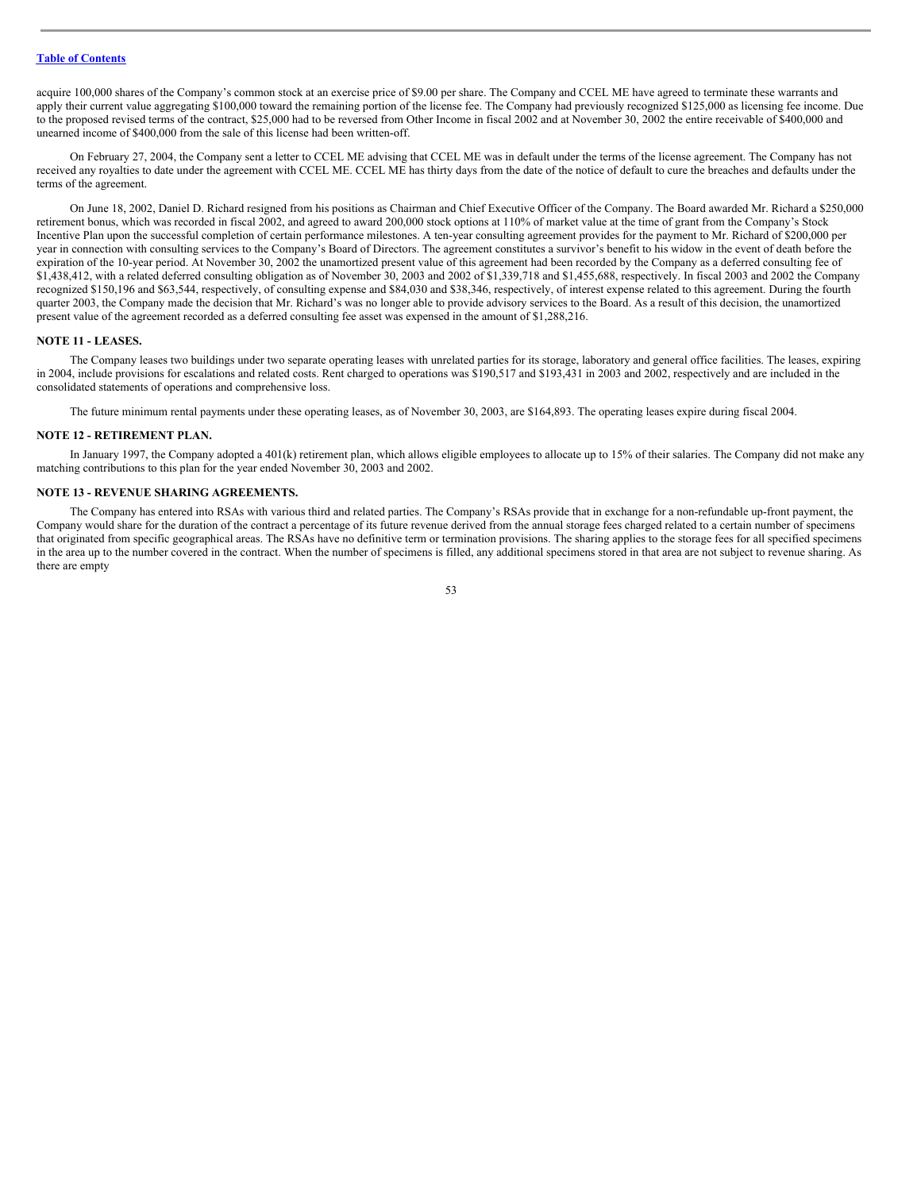acquire 100,000 shares of the Company's common stock at an exercise price of $9.00 per share. The Company and CCEL ME have agreed to terminate these warrants and apply their current value aggregating $100,000 toward the remaining portion of the license fee. The Company had previously recognized $125,000 as licensing fee income. Due to the proposed revised terms of the contract, $25,000 had to be reversed from Other Income in fiscal 2002 and at November 30, 2002 the entire receivable of $400,000 and unearned income of $400,000 from the sale of this license had been written-off.

On February 27, 2004, the Company sent a letter to CCEL ME advising that CCEL ME was in default under the terms of the license agreement. The Company has not received any royalties to date under the agreement with CCEL ME. CCEL ME has thirty days from the date of the notice of default to cure the breaches and defaults under the terms of the agreement.

On June 18, 2002, Daniel D. Richard resigned from his positions as Chairman and Chief Executive Officer of the Company. The Board awarded Mr. Richard a $250,000 retirement bonus, which was recorded in fiscal 2002, and agreed to award 200,000 stock options at 110% of market value at the time of grant from the Company's Stock Incentive Plan upon the successful completion of certain performance milestones. A ten-year consulting agreement provides for the payment to Mr. Richard of $200,000 per year in connection with consulting services to the Company's Board of Directors. The agreement constitutes a survivor's benefit to his widow in the event of death before the expiration of the 10-year period. At November 30, 2002 the unamortized present value of this agreement had been recorded by the Company as a deferred consulting fee of $1,438,412, with a related deferred consulting obligation as of November 30, 2003 and 2002 of $1,339,718 and $1,455,688, respectively. In fiscal 2003 and 2002 the Company recognized $150,196 and $63,544, respectively, of consulting expense and $84,030 and $38,346, respectively, of interest expense related to this agreement. During the fourth quarter 2003, the Company made the decision that Mr. Richard's was no longer able to provide advisory services to the Board. As a result of this decision, the unamortized present value of the agreement recorded as a deferred consulting fee asset was expensed in the amount of $1,288,216.

## NOTE 11 - LEASES.

The Company leases two buildings under two separate operating leases with unrelated parties for its storage, laboratory and general office facilities. The leases, expiring in 2004, include provisions for escalations and related costs. Rent charged to operations was $190,517 and $193,431 in 2003 and 2002, respectively and are included in the consolidated statements of operations and comprehensive loss.

The future minimum rental payments under these operating leases, as of November 30, 2003, are $164,893. The operating leases expire during fiscal 2004.

## NOTE 12 - RETIREMENT PLAN.

In January 1997, the Company adopted a 401(k) retirement plan, which allows eligible employees to allocate up to 15% of their salaries. The Company did not make any matching contributions to this plan for the year ended November 30, 2003 and 2002.

## NOTE 13 - REVENUE SHARING AGREEMENTS.

The Company has entered into RSAs with various third and related parties. The Company's RSAs provide that in exchange for a non-refundable up-front payment, the Company would share for the duration of the contract a percentage of its future revenue derived from the annual storage fees charged related to a certain number of specimens that originated from specific geographical areas. The RSAs have no definitive term or termination provisions. The sharing applies to the storage fees for all specified specimens in the area up to the number covered in the contract. When the number of specimens is filled, any additional specimens stored in that area are not subject to revenue sharing. As there are empty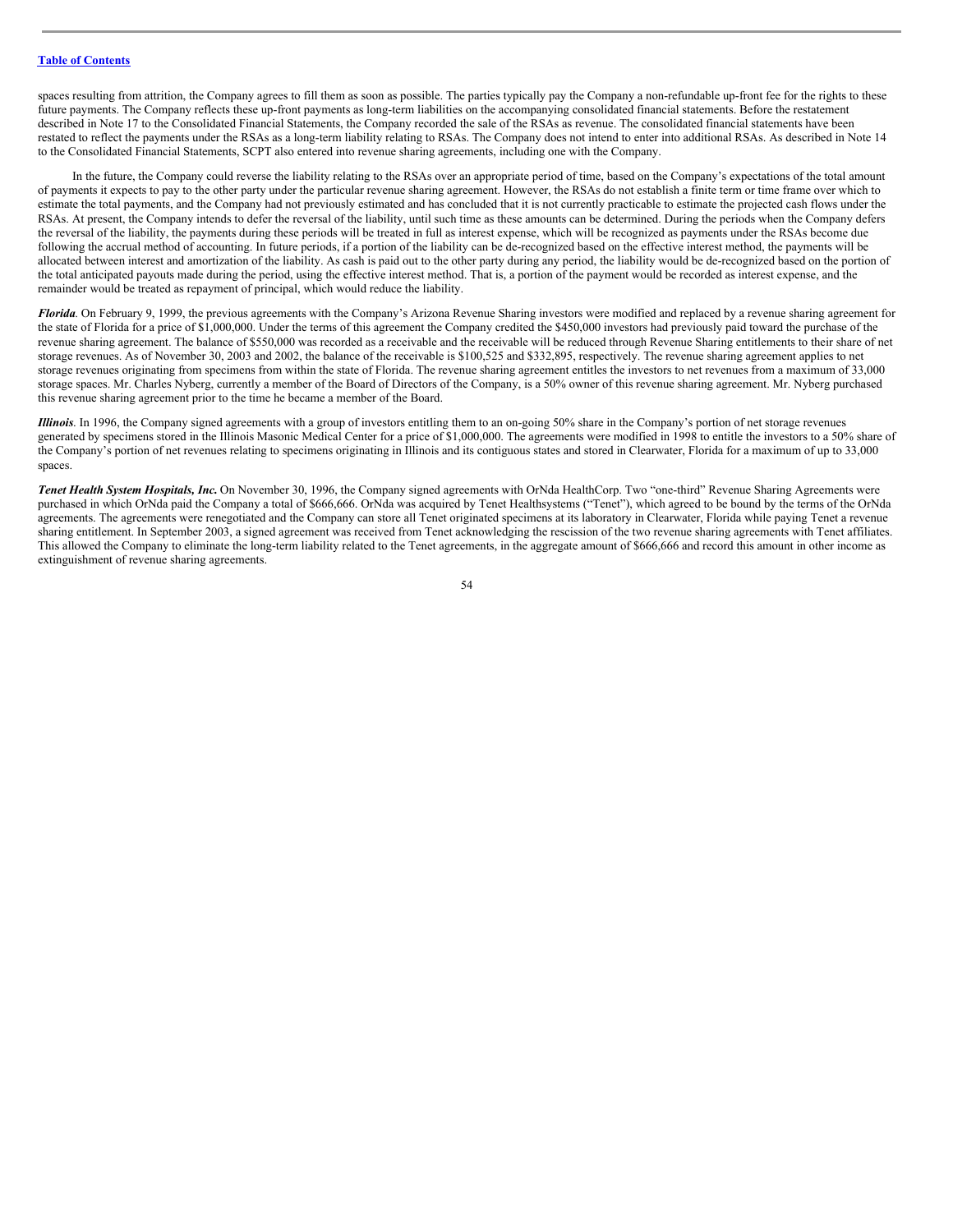spaces resulting from attrition, the Company agrees to fill them as soon as possible. The parties typically pay the Company a non-refundable up-front fee for the rights to these future payments. The Company reflects these up-front payments as long-term liabilities on the accompanying consolidated financial statements. Before the restatement described in Note 17 to the Consolidated Financial Statements, the Company recorded the sale of the RSAs as revenue. The consolidated financial statements have been restated to reflect the payments under the RSAs as a long-term liability relating to RSAs. The Company does not intend to enter into additional RSAs. As described in Note 14 to the Consolidated Financial Statements, SCPT also entered into revenue sharing agreements, including one with the Company.

In the future, the Company could reverse the liability relating to the RSAs over an appropriate period of time, based on the Company's expectations of the total amount of payments it expects to pay to the other party under the particular revenue sharing agreement. However, the RSAs do not establish a finite term or time frame over which to estimate the total payments, and the Company had not previously estimated and has concluded that it is not currently practicable to estimate the projected cash flows under the RSAs. At present, the Company intends to defer the reversal of the liability, until such time as these amounts can be determined. During the periods when the Company defers the reversal of the liability, the payments during these periods will be treated in full as interest expense, which will be recognized as payments under the RSAs become due following the accrual method of accounting. In future periods, if a portion of the liability can be de-recognized based on the effective interest method, the payments will be allocated between interest and amortization of the liability. As cash is paid out to the other party during any period, the liability would be de-recognized based on the portion of the total anticipated payouts made during the period, using the effective interest method. That is, a portion of the payment would be recorded as interest expense, and the remainder would be treated as repayment of principal, which would reduce the liability.

***Florida***. On February 9, 1999, the previous agreements with the Company's Arizona Revenue Sharing investors were modified and replaced by a revenue sharing agreement for the state of Florida for a price of $1,000,000. Under the terms of this agreement the Company credited the $450,000 investors had previously paid toward the purchase of the revenue sharing agreement. The balance of $550,000 was recorded as a receivable and the receivable will be reduced through Revenue Sharing entitlements to their share of net storage revenues. As of November 30, 2003 and 2002, the balance of the receivable is $100,525 and $332,895, respectively. The revenue sharing agreement applies to net storage revenues originating from specimens from within the state of Florida. The revenue sharing agreement entitles the investors to net revenues from a maximum of 33,000 storage spaces. Mr. Charles Nyberg, currently a member of the Board of Directors of the Company, is a 50% owner of this revenue sharing agreement. Mr. Nyberg purchased this revenue sharing agreement prior to the time he became a member of the Board.

***Illinois***. In 1996, the Company signed agreements with a group of investors entitling them to an on-going 50% share in the Company's portion of net storage revenues generated by specimens stored in the Illinois Masonic Medical Center for a price of $1,000,000. The agreements were modified in 1998 to entitle the investors to a 50% share of the Company's portion of net revenues relating to specimens originating in Illinois and its contiguous states and stored in Clearwater, Florida for a maximum of up to 33,000 spaces.

***Tenet Health System Hospitals, Inc.*** On November 30, 1996, the Company signed agreements with OrNda HealthCorp. Two "one-third" Revenue Sharing Agreements were purchased in which OrNda paid the Company a total of $666,666. OrNda was acquired by Tenet Healthsystems ("Tenet"), which agreed to be bound by the terms of the OrNda agreements. The agreements were renegotiated and the Company can store all Tenet originated specimens at its laboratory in Clearwater, Florida while paying Tenet a revenue sharing entitlement. In September 2003, a signed agreement was received from Tenet acknowledging the rescission of the two revenue sharing agreements with Tenet affiliates. This allowed the Company to eliminate the long-term liability related to the Tenet agreements, in the aggregate amount of $666,666 and record this amount in other income as extinguishment of revenue sharing agreements.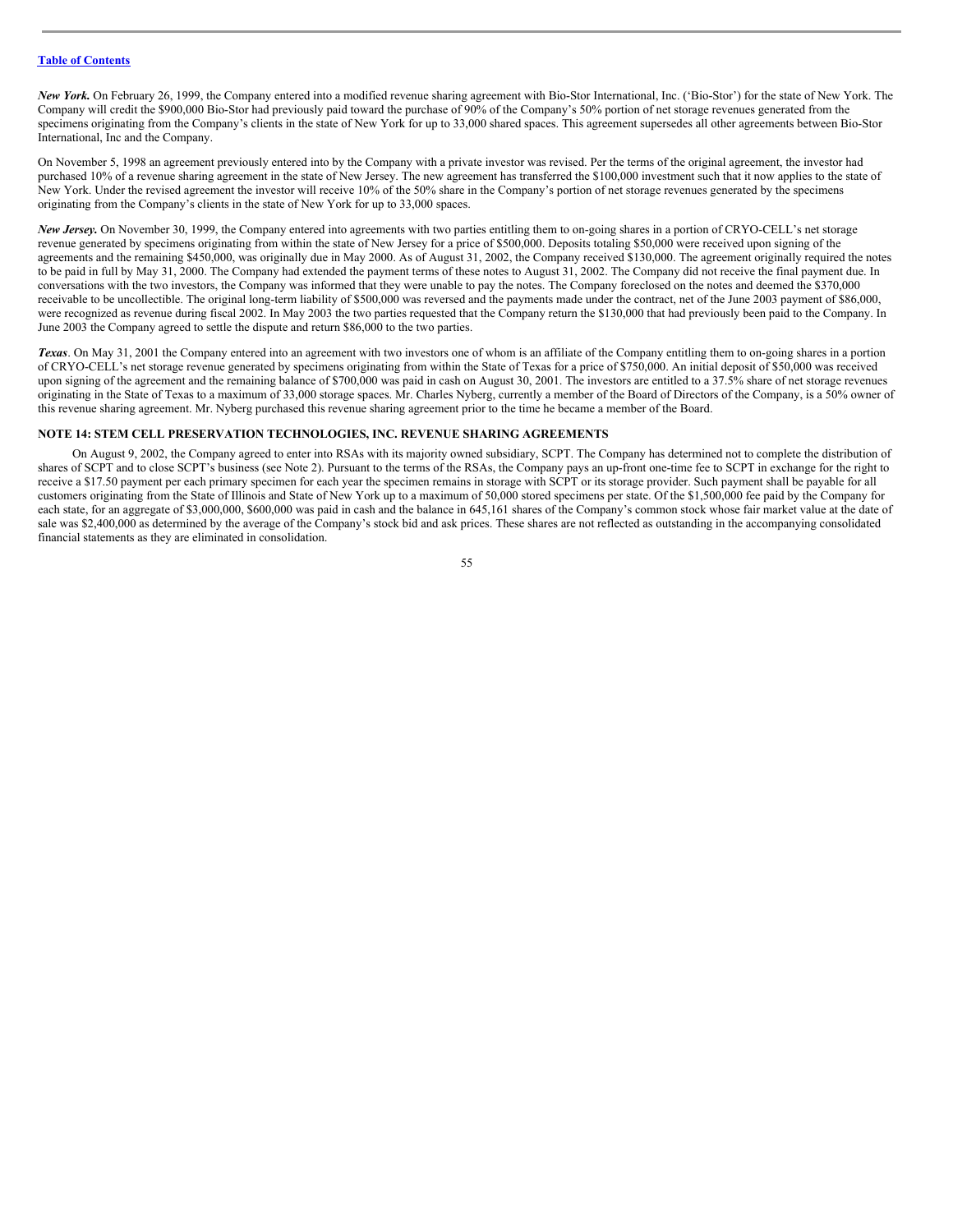***New York.*** On February 26, 1999, the Company entered into a modified revenue sharing agreement with Bio-Stor International, Inc. ('Bio-Stor') for the state of New York. The Company will credit the $900,000 Bio-Stor had previously paid toward the purchase of 90% of the Company's 50% portion of net storage revenues generated from the specimens originating from the Company's clients in the state of New York for up to 33,000 shared spaces. This agreement supersedes all other agreements between Bio-Stor International, Inc and the Company.

On November 5, 1998 an agreement previously entered into by the Company with a private investor was revised. Per the terms of the original agreement, the investor had purchased 10% of a revenue sharing agreement in the state of New Jersey. The new agreement has transferred the $100,000 investment such that it now applies to the state of New York. Under the revised agreement the investor will receive 10% of the 50% share in the Company's portion of net storage revenues generated by the specimens originating from the Company's clients in the state of New York for up to 33,000 spaces.

***New Jersey.*** On November 30, 1999, the Company entered into agreements with two parties entitling them to on-going shares in a portion of CRYO-CELL's net storage revenue generated by specimens originating from within the state of New Jersey for a price of $500,000. Deposits totaling $50,000 were received upon signing of the agreements and the remaining $450,000, was originally due in May 2000. As of August 31, 2002, the Company received $130,000. The agreement originally required the notes to be paid in full by May 31, 2000. The Company had extended the payment terms of these notes to August 31, 2002. The Company did not receive the final payment due. In conversations with the two investors, the Company was informed that they were unable to pay the notes. The Company foreclosed on the notes and deemed the $370,000 receivable to be uncollectible. The original long-term liability of $500,000 was reversed and the payments made under the contract, net of the June 2003 payment of $86,000, were recognized as revenue during fiscal 2002. In May 2003 the two parties requested that the Company return the $130,000 that had previously been paid to the Company. In June 2003 the Company agreed to settle the dispute and return $86,000 to the two parties.

***Texas***. On May 31, 2001 the Company entered into an agreement with two investors one of whom is an affiliate of the Company entitling them to on-going shares in a portion of CRYO-CELL's net storage revenue generated by specimens originating from within the State of Texas for a price of $750,000. An initial deposit of $50,000 was received upon signing of the agreement and the remaining balance of $700,000 was paid in cash on August 30, 2001. The investors are entitled to a 37.5% share of net storage revenues originating in the State of Texas to a maximum of 33,000 storage spaces. Mr. Charles Nyberg, currently a member of the Board of Directors of the Company, is a 50% owner of this revenue sharing agreement. Mr. Nyberg purchased this revenue sharing agreement prior to the time he became a member of the Board.

**NOTE 14: STEM CELL PRESERVATION TECHNOLOGIES, INC. REVENUE SHARING AGREEMENTS**

On August 9, 2002, the Company agreed to enter into RSAs with its majority owned subsidiary, SCPT. The Company has determined not to complete the distribution of shares of SCPT and to close SCPT's business (see Note 2). Pursuant to the terms of the RSAs, the Company pays an up-front one-time fee to SCPT in exchange for the right to receive a $17.50 payment per each primary specimen for each year the specimen remains in storage with SCPT or its storage provider. Such payment shall be payable for all customers originating from the State of Illinois and State of New York up to a maximum of 50,000 stored specimens per state. Of the $1,500,000 fee paid by the Company for each state, for an aggregate of $3,000,000, $600,000 was paid in cash and the balance in 645,161 shares of the Company's common stock whose fair market value at the date of sale was $2,400,000 as determined by the average of the Company's stock bid and ask prices. These shares are not reflected as outstanding in the accompanying consolidated financial statements as they are eliminated in consolidation.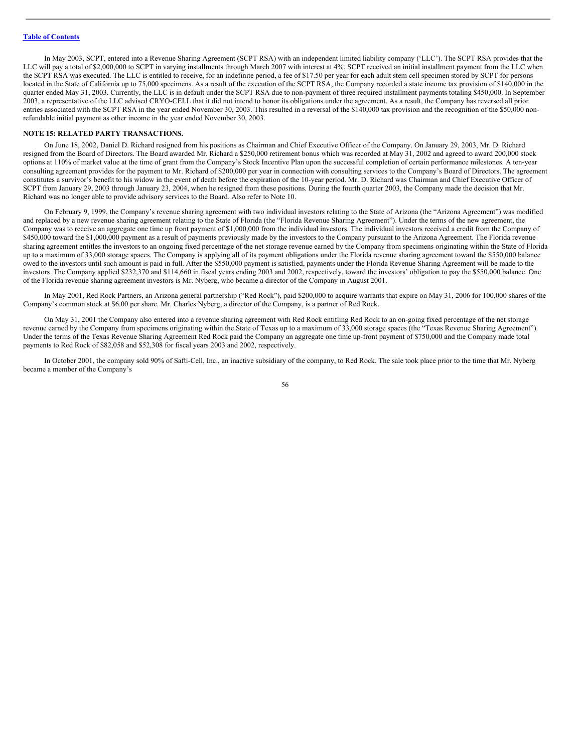In May 2003, SCPT, entered into a Revenue Sharing Agreement (SCPT RSA) with an independent limited liability company ('LLC'). The SCPT RSA provides that the LLC will pay a total of $2,000,000 to SCPT in varying installments through March 2007 with interest at 4%. SCPT received an initial installment payment from the LLC when the SCPT RSA was executed. The LLC is entitled to receive, for an indefinite period, a fee of $17.50 per year for each adult stem cell specimen stored by SCPT for persons located in the State of California up to 75,000 specimens. As a result of the execution of the SCPT RSA, the Company recorded a state income tax provision of $140,000 in the quarter ended May 31, 2003. Currently, the LLC is in default under the SCPT RSA due to non-payment of three required installment payments totaling $450,000. In September 2003, a representative of the LLC advised CRYO-CELL that it did not intend to honor its obligations under the agreement. As a result, the Company has reversed all prior entries associated with the SCPT RSA in the year ended November 30, 2003. This resulted in a reversal of the $140,000 tax provision and the recognition of the $50,000 non-refundable initial payment as other income in the year ended November 30, 2003.

**NOTE 15: RELATED PARTY TRANSACTIONS.**

On June 18, 2002, Daniel D. Richard resigned from his positions as Chairman and Chief Executive Officer of the Company. On January 29, 2003, Mr. D. Richard resigned from the Board of Directors. The Board awarded Mr. Richard a $250,000 retirement bonus which was recorded at May 31, 2002 and agreed to award 200,000 stock options at 110% of market value at the time of grant from the Company's Stock Incentive Plan upon the successful completion of certain performance milestones. A ten-year consulting agreement provides for the payment to Mr. Richard of $200,000 per year in connection with consulting services to the Company's Board of Directors. The agreement constitutes a survivor's benefit to his widow in the event of death before the expiration of the 10-year period. Mr. D. Richard was Chairman and Chief Executive Officer of SCPT from January 29, 2003 through January 23, 2004, when he resigned from these positions. During the fourth quarter 2003, the Company made the decision that Mr. Richard was no longer able to provide advisory services to the Board. Also refer to Note 10.

On February 9, 1999, the Company's revenue sharing agreement with two individual investors relating to the State of Arizona (the "Arizona Agreement") was modified and replaced by a new revenue sharing agreement relating to the State of Florida (the "Florida Revenue Sharing Agreement"). Under the terms of the new agreement, the Company was to receive an aggregate one time up front payment of $1,000,000 from the individual investors. The individual investors received a credit from the Company of $450,000 toward the $1,000,000 payment as a result of payments previously made by the investors to the Company pursuant to the Arizona Agreement. The Florida revenue sharing agreement entitles the investors to an ongoing fixed percentage of the net storage revenue earned by the Company from specimens originating within the State of Florida up to a maximum of 33,000 storage spaces. The Company is applying all of its payment obligations under the Florida revenue sharing agreement toward the $550,000 balance owed to the investors until such amount is paid in full. After the $550,000 payment is satisfied, payments under the Florida Revenue Sharing Agreement will be made to the investors. The Company applied $232,370 and $114,660 in fiscal years ending 2003 and 2002, respectively, toward the investors' obligation to pay the $550,000 balance. One of the Florida revenue sharing agreement investors is Mr. Nyberg, who became a director of the Company in August 2001.

In May 2001, Red Rock Partners, an Arizona general partnership ("Red Rock"), paid $200,000 to acquire warrants that expire on May 31, 2006 for 100,000 shares of the Company's common stock at $6.00 per share. Mr. Charles Nyberg, a director of the Company, is a partner of Red Rock.

On May 31, 2001 the Company also entered into a revenue sharing agreement with Red Rock entitling Red Rock to an on-going fixed percentage of the net storage revenue earned by the Company from specimens originating within the State of Texas up to a maximum of 33,000 storage spaces (the "Texas Revenue Sharing Agreement"). Under the terms of the Texas Revenue Sharing Agreement Red Rock paid the Company an aggregate one time up-front payment of $750,000 and the Company made total payments to Red Rock of $82,058 and $52,308 for fiscal years 2003 and 2002, respectively.

In October 2001, the company sold 90% of Safti-Cell, Inc., an inactive subsidiary of the company, to Red Rock. The sale took place prior to the time that Mr. Nyberg became a member of the Company's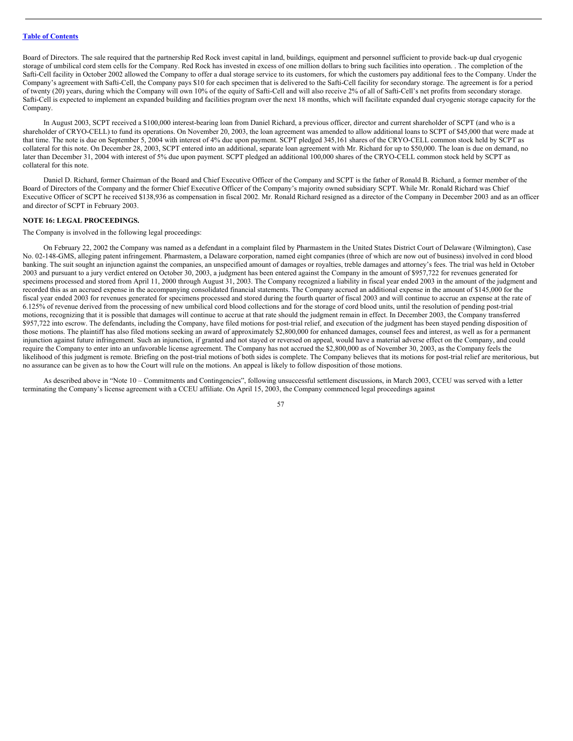Board of Directors. The sale required that the partnership Red Rock invest capital in land, buildings, equipment and personnel sufficient to provide back-up dual cryogenic storage of umbilical cord stem cells for the Company. Red Rock has invested in excess of one million dollars to bring such facilities into operation. . The completion of the Safti-Cell facility in October 2002 allowed the Company to offer a dual storage service to its customers, for which the customers pay additional fees to the Company. Under the Company's agreement with Safti-Cell, the Company pays $10 for each specimen that is delivered to the Safti-Cell facility for secondary storage. The agreement is for a period of twenty (20) years, during which the Company will own 10% of the equity of Safti-Cell and will also receive 2% of all of Safti-Cell's net profits from secondary storage. Safti-Cell is expected to implement an expanded building and facilities program over the next 18 months, which will facilitate expanded dual cryogenic storage capacity for the Company.

In August 2003, SCPT received a $100,000 interest-bearing loan from Daniel Richard, a previous officer, director and current shareholder of SCPT (and who is a shareholder of CRYO-CELL) to fund its operations. On November 20, 2003, the loan agreement was amended to allow additional loans to SCPT of $45,000 that were made at that time. The note is due on September 5, 2004 with interest of 4% due upon payment. SCPT pledged 345,161 shares of the CRYO-CELL common stock held by SCPT as collateral for this note. On December 28, 2003, SCPT entered into an additional, separate loan agreement with Mr. Richard for up to $50,000. The loan is due on demand, no later than December 31, 2004 with interest of 5% due upon payment. SCPT pledged an additional 100,000 shares of the CRYO-CELL common stock held by SCPT as collateral for this note.

Daniel D. Richard, former Chairman of the Board and Chief Executive Officer of the Company and SCPT is the father of Ronald B. Richard, a former member of the Board of Directors of the Company and the former Chief Executive Officer of the Company's majority owned subsidiary SCPT. While Mr. Ronald Richard was Chief Executive Officer of SCPT he received $138,936 as compensation in fiscal 2002. Mr. Ronald Richard resigned as a director of the Company in December 2003 and as an officer and director of SCPT in February 2003.

**NOTE 16: LEGAL PROCEEDINGS.**

The Company is involved in the following legal proceedings:

On February 22, 2002 the Company was named as a defendant in a complaint filed by Pharmastem in the United States District Court of Delaware (Wilmington), Case No. 02-148-GMS, alleging patent infringement. Pharmastem, a Delaware corporation, named eight companies (three of which are now out of business) involved in cord blood banking. The suit sought an injunction against the companies, an unspecified amount of damages or royalties, treble damages and attorney's fees. The trial was held in October 2003 and pursuant to a jury verdict entered on October 30, 2003, a judgment has been entered against the Company in the amount of $957,722 for revenues generated for specimens processed and stored from April 11, 2000 through August 31, 2003. The Company recognized a liability in fiscal year ended 2003 in the amount of the judgment and recorded this as an accrued expense in the accompanying consolidated financial statements. The Company accrued an additional expense in the amount of $145,000 for the fiscal year ended 2003 for revenues generated for specimens processed and stored during the fourth quarter of fiscal 2003 and will continue to accrue an expense at the rate of 6.125% of revenue derived from the processing of new umbilical cord blood collections and for the storage of cord blood units, until the resolution of pending post-trial motions, recognizing that it is possible that damages will continue to accrue at that rate should the judgment remain in effect. In December 2003, the Company transferred $957,722 into escrow. The defendants, including the Company, have filed motions for post-trial relief, and execution of the judgment has been stayed pending disposition of those motions. The plaintiff has also filed motions seeking an award of approximately $2,800,000 for enhanced damages, counsel fees and interest, as well as for a permanent injunction against future infringement. Such an injunction, if granted and not stayed or reversed on appeal, would have a material adverse effect on the Company, and could require the Company to enter into an unfavorable license agreement. The Company has not accrued the $2,800,000 as of November 30, 2003, as the Company feels the likelihood of this judgment is remote. Briefing on the post-trial motions of both sides is complete. The Company believes that its motions for post-trial relief are meritorious, but no assurance can be given as to how the Court will rule on the motions. An appeal is likely to follow disposition of those motions.

As described above in "Note 10 – Commitments and Contingencies", following unsuccessful settlement discussions, in March 2003, CCEU was served with a letter terminating the Company's license agreement with a CCEU affiliate. On April 15, 2003, the Company commenced legal proceedings against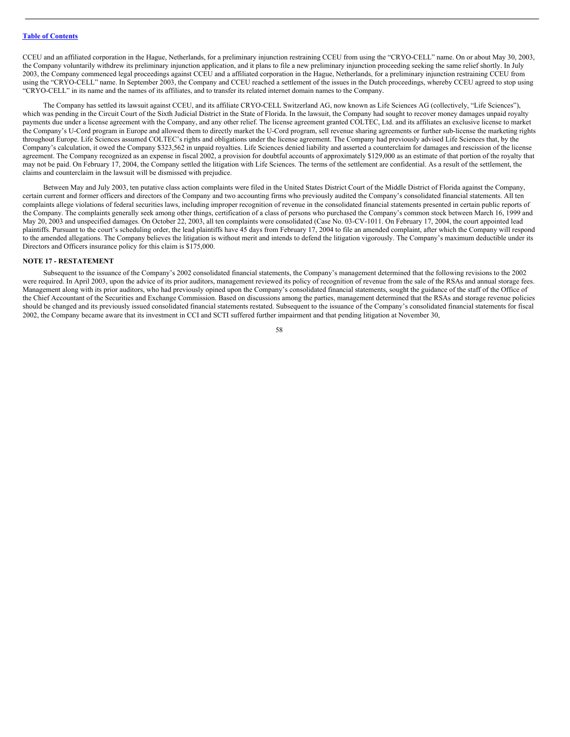CCEU and an affiliated corporation in the Hague, Netherlands, for a preliminary injunction restraining CCEU from using the "CRYO-CELL" name. On or about May 30, 2003, the Company voluntarily withdrew its preliminary injunction application, and it plans to file a new preliminary injunction proceeding seeking the same relief shortly. In July 2003, the Company commenced legal proceedings against CCEU and a affiliated corporation in the Hague, Netherlands, for a preliminary injunction restraining CCEU from using the "CRYO-CELL" name. In September 2003, the Company and CCEU reached a settlement of the issues in the Dutch proceedings, whereby CCEU agreed to stop using "CRYO-CELL" in its name and the names of its affiliates, and to transfer its related internet domain names to the Company.

The Company has settled its lawsuit against CCEU, and its affiliate CRYO-CELL Switzerland AG, now known as Life Sciences AG (collectively, "Life Sciences"), which was pending in the Circuit Court of the Sixth Judicial District in the State of Florida. In the lawsuit, the Company had sought to recover money damages unpaid royalty payments due under a license agreement with the Company, and any other relief. The license agreement granted COLTEC, Ltd. and its affiliates an exclusive license to market the Company's U-Cord program in Europe and allowed them to directly market the U-Cord program, sell revenue sharing agreements or further sub-license the marketing rights throughout Europe. Life Sciences assumed COLTEC's rights and obligations under the license agreement. The Company had previously advised Life Sciences that, by the Company's calculation, it owed the Company \$323,562 in unpaid royalties. Life Sciences denied liability and asserted a counterclaim for damages and rescission of the license agreement. The Company recognized as an expense in fiscal 2002, a provision for doubtful accounts of approximately \$129,000 as an estimate of that portion of the royalty that may not be paid. On February 17, 2004, the Company settled the litigation with Life Sciences. The terms of the settlement are confidential. As a result of the settlement, the claims and counterclaim in the lawsuit will be dismissed with prejudice.

Between May and July 2003, ten putative class action complaints were filed in the United States District Court of the Middle District of Florida against the Company, certain current and former officers and directors of the Company and two accounting firms who previously audited the Company's consolidated financial statements. All ten complaints allege violations of federal securities laws, including improper recognition of revenue in the consolidated financial statements presented in certain public reports of the Company. The complaints generally seek among other things, certification of a class of persons who purchased the Company's common stock between March 16, 1999 and May 20, 2003 and unspecified damages. On October 22, 2003, all ten complaints were consolidated (Case No. 03-CV-1011. On February 17, 2004, the court appointed lead plaintiffs. Pursuant to the court's scheduling order, the lead plaintiffs have 45 days from February 17, 2004 to file an amended complaint, after which the Company will respond to the amended allegations. The Company believes the litigation is without merit and intends to defend the litigation vigorously. The Company's maximum deductible under its Directors and Officers insurance policy for this claim is \$175,000.

**NOTE 17 - RESTATEMENT**

Subsequent to the issuance of the Company's 2002 consolidated financial statements, the Company's management determined that the following revisions to the 2002 were required. In April 2003, upon the advice of its prior auditors, management reviewed its policy of recognition of revenue from the sale of the RSAs and annual storage fees. Management along with its prior auditors, who had previously opined upon the Company's consolidated financial statements, sought the guidance of the staff of the Office of the Chief Accountant of the Securities and Exchange Commission. Based on discussions among the parties, management determined that the RSAs and storage revenue policies should be changed and its previously issued consolidated financial statements restated. Subsequent to the issuance of the Company's consolidated financial statements for fiscal 2002, the Company became aware that its investment in CCI and SCTI suffered further impairment and that pending litigation at November 30,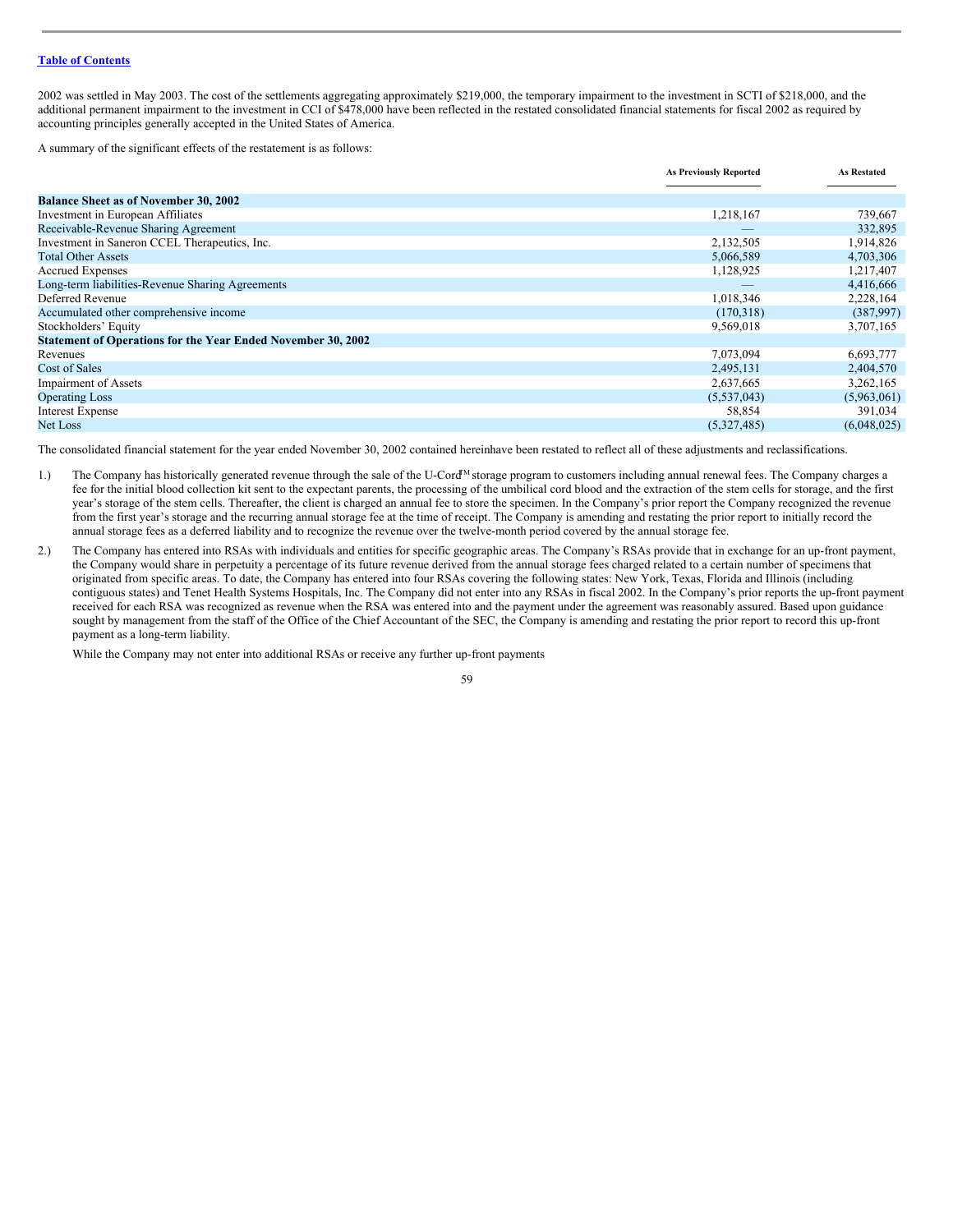2002 was settled in May 2003. The cost of the settlements aggregating approximately $219,000, the temporary impairment to the investment in SCTI of $218,000, and the additional permanent impairment to the investment in CCI of $478,000 have been reflected in the restated consolidated financial statements for fiscal 2002 as required by accounting principles generally accepted in the United States of America.

A summary of the significant effects of the restatement is as follows:

| | As Previously Reported | As Restated |
|---|---|---|
| **Balance Sheet as of November 30, 2002** | | |
| Investment in European Affiliates | 1,218,167 | 739,667 |
| Receivable-Revenue Sharing Agreement | — | 332,895 |
| Investment in Saneron CCEL Therapeutics, Inc. | 2,132,505 | 1,914,826 |
| Total Other Assets | 5,066,589 | 4,703,306 |
| Accrued Expenses | 1,128,925 | 1,217,407 |
| Long-term liabilities-Revenue Sharing Agreements | — | 4,416,666 |
| Deferred Revenue | 1,018,346 | 2,228,164 |
| Accumulated other comprehensive income | (170,318) | (387,997) |
| Stockholders' Equity | 9,569,018 | 3,707,165 |
| **Statement of Operations for the Year Ended November 30, 2002** | | |
| Revenues | 7,073,094 | 6,693,777 |
| Cost of Sales | 2,495,131 | 2,404,570 |
| Impairment of Assets | 2,637,665 | 3,262,165 |
| Operating Loss | (5,537,043) | (5,963,061) |
| Interest Expense | 58,854 | 391,034 |
| Net Loss | (5,327,485) | (6,048,025) |

The consolidated financial statement for the year ended November 30, 2002 contained hereinhave been restated to reflect all of these adjustments and reclassifications.

1.) The Company has historically generated revenue through the sale of the U-Cord™ storage program to customers including annual renewal fees. The Company charges a fee for the initial blood collection kit sent to the expectant parents, the processing of the umbilical cord blood and the extraction of the stem cells for storage, and the first year's storage of the stem cells. Thereafter, the client is charged an annual fee to store the specimen. In the Company's prior report the Company recognized the revenue from the first year's storage and the recurring annual storage fee at the time of receipt. The Company is amending and restating the prior report to initially record the annual storage fees as a deferred liability and to recognize the revenue over the twelve-month period covered by the annual storage fee.

2.) The Company has entered into RSAs with individuals and entities for specific geographic areas. The Company's RSAs provide that in exchange for an up-front payment, the Company would share in perpetuity a percentage of its future revenue derived from the annual storage fees charged related to a certain number of specimens that originated from specific areas. To date, the Company has entered into four RSAs covering the following states: New York, Texas, Florida and Illinois (including contiguous states) and Tenet Health Systems Hospitals, Inc. The Company did not enter into any RSAs in fiscal 2002. In the Company's prior reports the up-front payment received for each RSA was recognized as revenue when the RSA was entered into and the payment under the agreement was reasonably assured. Based upon guidance sought by management from the staff of the Office of the Chief Accountant of the SEC, the Company is amending and restating the prior report to record this up-front payment as a long-term liability.

While the Company may not enter into additional RSAs or receive any further up-front payments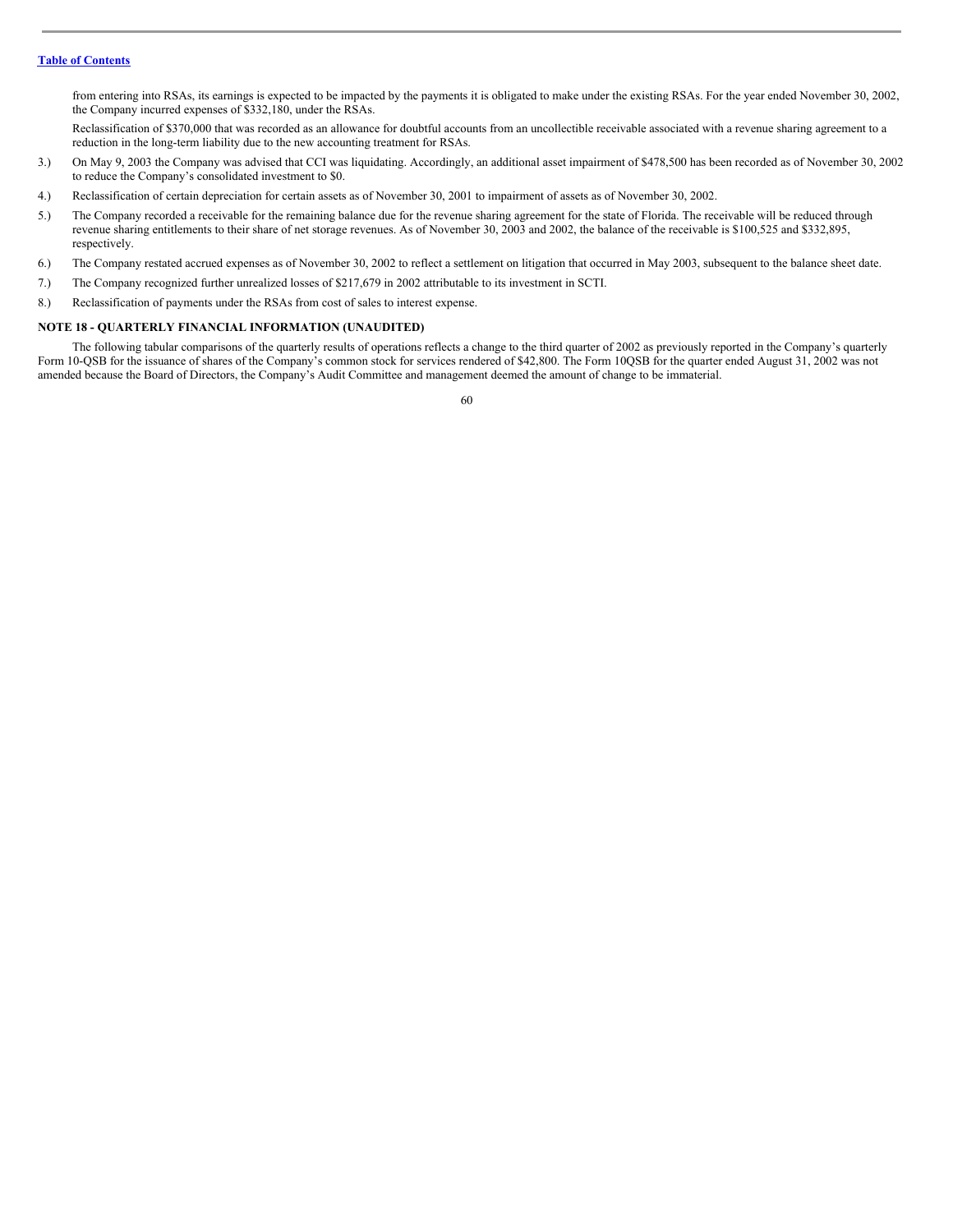from entering into RSAs, its earnings is expected to be impacted by the payments it is obligated to make under the existing RSAs. For the year ended November 30, 2002, the Company incurred expenses of $332,180, under the RSAs.

Reclassification of $370,000 that was recorded as an allowance for doubtful accounts from an uncollectible receivable associated with a revenue sharing agreement to a reduction in the long-term liability due to the new accounting treatment for RSAs.

3.) On May 9, 2003 the Company was advised that CCI was liquidating. Accordingly, an additional asset impairment of $478,500 has been recorded as of November 30, 2002 to reduce the Company's consolidated investment to $0.

4.) Reclassification of certain depreciation for certain assets as of November 30, 2001 to impairment of assets as of November 30, 2002.

5.) The Company recorded a receivable for the remaining balance due for the revenue sharing agreement for the state of Florida. The receivable will be reduced through revenue sharing entitlements to their share of net storage revenues. As of November 30, 2003 and 2002, the balance of the receivable is $100,525 and $332,895, respectively.

6.) The Company restated accrued expenses as of November 30, 2002 to reflect a settlement on litigation that occurred in May 2003, subsequent to the balance sheet date.

7.) The Company recognized further unrealized losses of $217,679 in 2002 attributable to its investment in SCTI.

8.) Reclassification of payments under the RSAs from cost of sales to interest expense.

**NOTE 18 - QUARTERLY FINANCIAL INFORMATION (UNAUDITED)**

The following tabular comparisons of the quarterly results of operations reflects a change to the third quarter of 2002 as previously reported in the Company's quarterly Form 10-QSB for the issuance of shares of the Company's common stock for services rendered of $42,800. The Form 10QSB for the quarter ended August 31, 2002 was not amended because the Board of Directors, the Company's Audit Committee and management deemed the amount of change to be immaterial.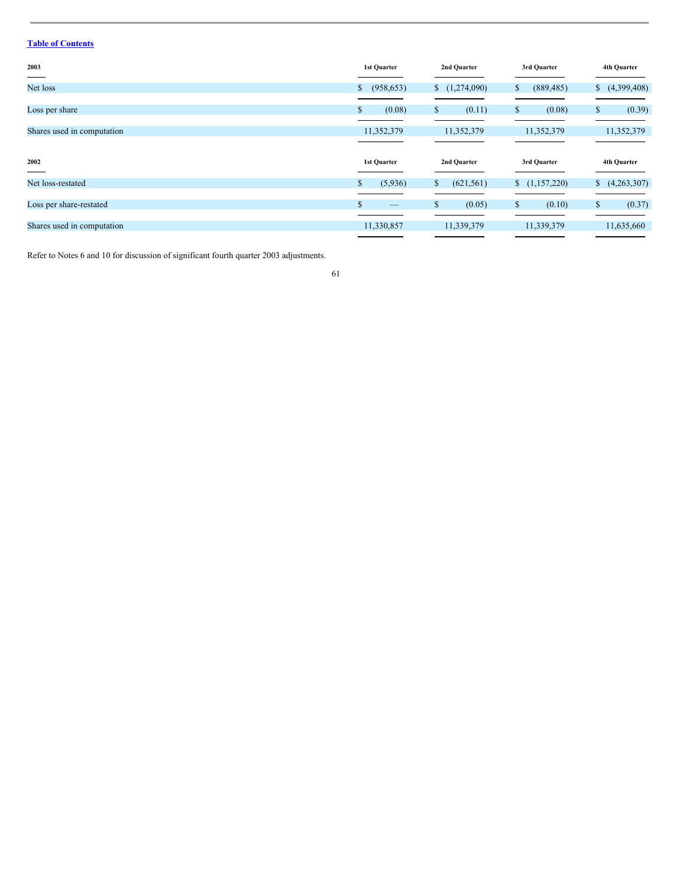[Table of Contents](#)

| 2003 | 1st Quarter | 2nd Quarter | 3rd Quarter | 4th Quarter |
|---|---|---|---|---|
| Net loss | $ (958,653) | $ (1,274,090) | $ (889,485) | $ (4,399,408) |
| Loss per share | $ (0.08) | $ (0.11) | $ (0.08) | $ (0.39) |
| Shares used in computation | 11,352,379 | 11,352,379 | 11,352,379 | 11,352,379 |

| 2002 | 1st Quarter | 2nd Quarter | 3rd Quarter | 4th Quarter |
|---|---|---|---|---|
| Net loss-restated | $ (5,936) | $ (621,561) | $ (1,157,220) | $ (4,263,307) |
| Loss per share-restated | $ — | $ (0.05) | $ (0.10) | $ (0.37) |
| Shares used in computation | 11,330,857 | 11,339,379 | 11,339,379 | 11,635,660 |

Refer to Notes 6 and 10 for discussion of significant fourth quarter 2003 adjustments.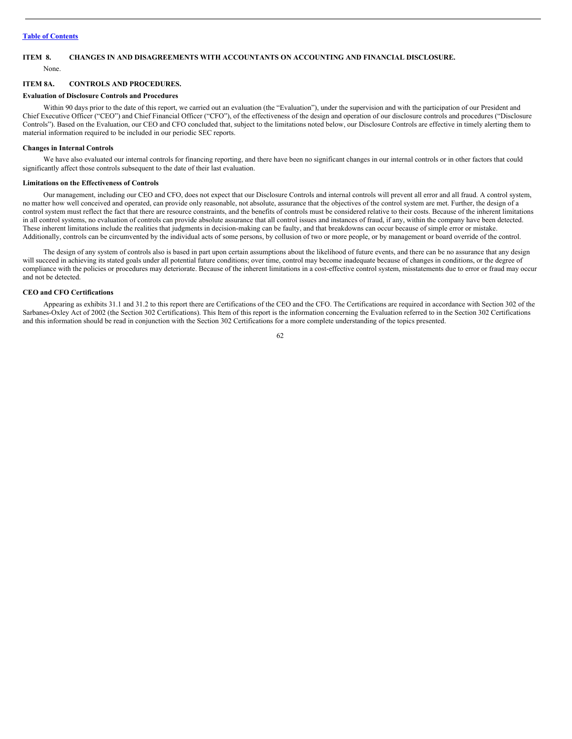## ITEM 8. CHANGES IN AND DISAGREEMENTS WITH ACCOUNTANTS ON ACCOUNTING AND FINANCIAL DISCLOSURE.

None.

## ITEM 8A. CONTROLS AND PROCEDURES.

**Evaluation of Disclosure Controls and Procedures**

Within 90 days prior to the date of this report, we carried out an evaluation (the "Evaluation"), under the supervision and with the participation of our President and Chief Executive Officer ("CEO") and Chief Financial Officer ("CFO"), of the effectiveness of the design and operation of our disclosure controls and procedures ("Disclosure Controls"). Based on the Evaluation, our CEO and CFO concluded that, subject to the limitations noted below, our Disclosure Controls are effective in timely alerting them to material information required to be included in our periodic SEC reports.

**Changes in Internal Controls**

We have also evaluated our internal controls for financing reporting, and there have been no significant changes in our internal controls or in other factors that could significantly affect those controls subsequent to the date of their last evaluation.

**Limitations on the Effectiveness of Controls**

Our management, including our CEO and CFO, does not expect that our Disclosure Controls and internal controls will prevent all error and all fraud. A control system, no matter how well conceived and operated, can provide only reasonable, not absolute, assurance that the objectives of the control system are met. Further, the design of a control system must reflect the fact that there are resource constraints, and the benefits of controls must be considered relative to their costs. Because of the inherent limitations in all control systems, no evaluation of controls can provide absolute assurance that all control issues and instances of fraud, if any, within the company have been detected. These inherent limitations include the realities that judgments in decision-making can be faulty, and that breakdowns can occur because of simple error or mistake. Additionally, controls can be circumvented by the individual acts of some persons, by collusion of two or more people, or by management or board override of the control.

The design of any system of controls also is based in part upon certain assumptions about the likelihood of future events, and there can be no assurance that any design will succeed in achieving its stated goals under all potential future conditions; over time, control may become inadequate because of changes in conditions, or the degree of compliance with the policies or procedures may deteriorate. Because of the inherent limitations in a cost-effective control system, misstatements due to error or fraud may occur and not be detected.

**CEO and CFO Certifications**

Appearing as exhibits 31.1 and 31.2 to this report there are Certifications of the CEO and the CFO. The Certifications are required in accordance with Section 302 of the Sarbanes-Oxley Act of 2002 (the Section 302 Certifications). This Item of this report is the information concerning the Evaluation referred to in the Section 302 Certifications and this information should be read in conjunction with the Section 302 Certifications for a more complete understanding of the topics presented.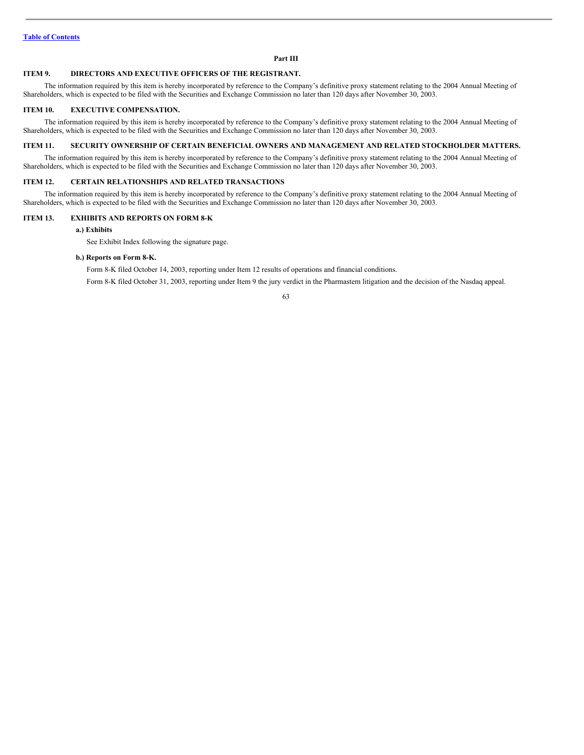## Part III

### ITEM 9. DIRECTORS AND EXECUTIVE OFFICERS OF THE REGISTRANT.

The information required by this item is hereby incorporated by reference to the Company's definitive proxy statement relating to the 2004 Annual Meeting of Shareholders, which is expected to be filed with the Securities and Exchange Commission no later than 120 days after November 30, 2003.

### ITEM 10. EXECUTIVE COMPENSATION.

The information required by this item is hereby incorporated by reference to the Company's definitive proxy statement relating to the 2004 Annual Meeting of Shareholders, which is expected to be filed with the Securities and Exchange Commission no later than 120 days after November 30, 2003.

### ITEM 11. SECURITY OWNERSHIP OF CERTAIN BENEFICIAL OWNERS AND MANAGEMENT AND RELATED STOCKHOLDER MATTERS.

The information required by this item is hereby incorporated by reference to the Company's definitive proxy statement relating to the 2004 Annual Meeting of Shareholders, which is expected to be filed with the Securities and Exchange Commission no later than 120 days after November 30, 2003.

### ITEM 12. CERTAIN RELATIONSHIPS AND RELATED TRANSACTIONS

The information required by this item is hereby incorporated by reference to the Company's definitive proxy statement relating to the 2004 Annual Meeting of Shareholders, which is expected to be filed with the Securities and Exchange Commission no later than 120 days after November 30, 2003.

### ITEM 13. EXHIBITS AND REPORTS ON FORM 8-K

**a.) Exhibits**

See Exhibit Index following the signature page.

**b.) Reports on Form 8-K.**

Form 8-K filed October 14, 2003, reporting under Item 12 results of operations and financial conditions.

Form 8-K filed October 31, 2003, reporting under Item 9 the jury verdict in the Pharmastem litigation and the decision of the Nasdaq appeal.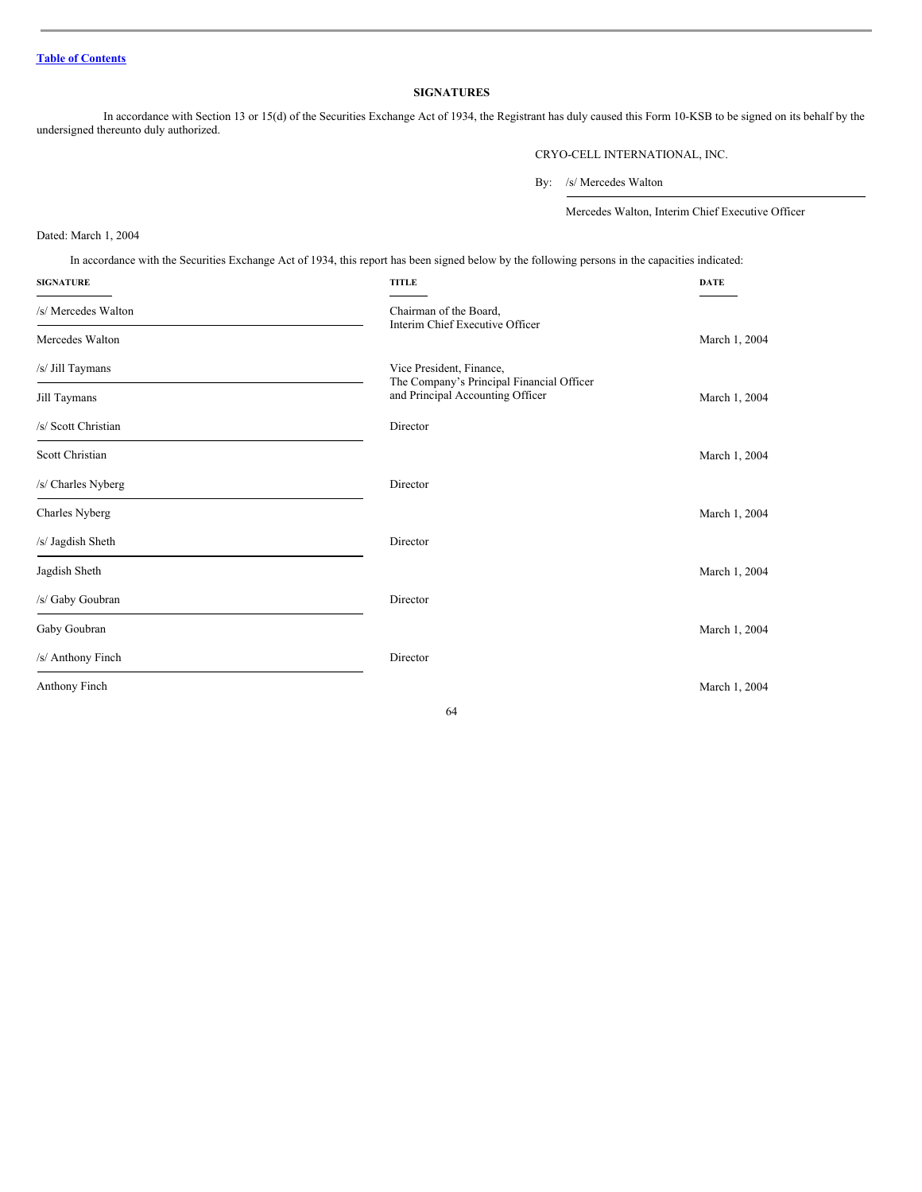[Table of Contents]

## SIGNATURES

In accordance with Section 13 or 15(d) of the Securities Exchange Act of 1934, the Registrant has duly caused this Form 10-KSB to be signed on its behalf by the undersigned thereunto duly authorized.

CRYO-CELL INTERNATIONAL, INC.

By: /s/ Mercedes Walton

Mercedes Walton, Interim Chief Executive Officer

Dated: March 1, 2004

In accordance with the Securities Exchange Act of 1934, this report has been signed below by the following persons in the capacities indicated:

| SIGNATURE | TITLE | DATE |
|---|---|---|
| /s/ Mercedes Walton<br>Mercedes Walton | Chairman of the Board, Interim Chief Executive Officer | March 1, 2004 |
| /s/ Jill Taymans<br>Jill Taymans | Vice President, Finance, The Company's Principal Financial Officer and Principal Accounting Officer | March 1, 2004 |
| /s/ Scott Christian<br>Scott Christian | Director | March 1, 2004 |
| /s/ Charles Nyberg<br>Charles Nyberg | Director | March 1, 2004 |
| /s/ Jagdish Sheth<br>Jagdish Sheth | Director | March 1, 2004 |
| /s/ Gaby Goubran<br>Gaby Goubran | Director | March 1, 2004 |
| /s/ Anthony Finch<br>Anthony Finch | Director | March 1, 2004 |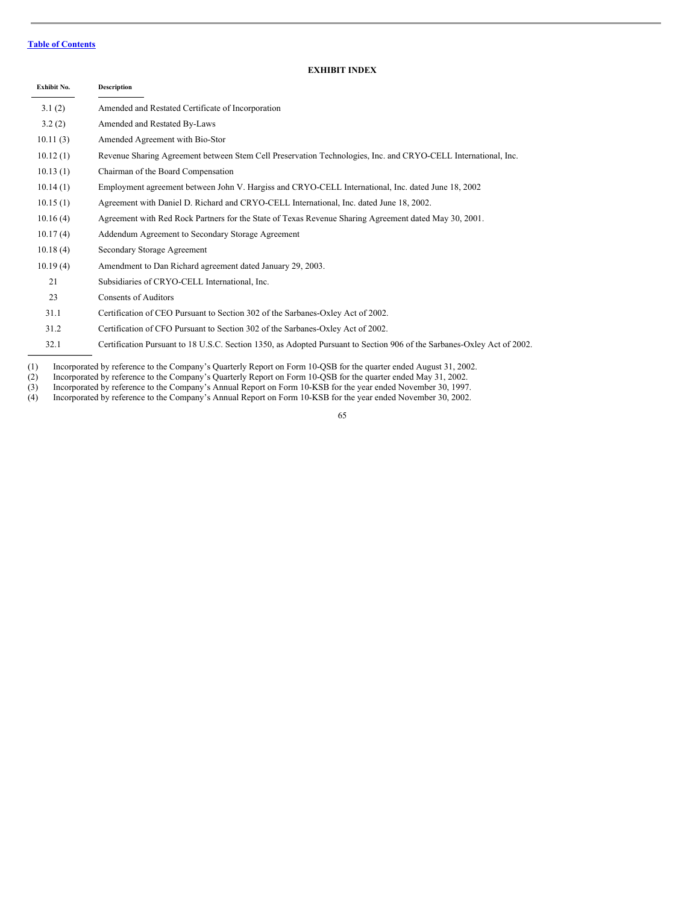[Table of Contents](#)

## EXHIBIT INDEX

| Exhibit No. | Description |
|---|---|
| 3.1 (2) | Amended and Restated Certificate of Incorporation |
| 3.2 (2) | Amended and Restated By-Laws |
| 10.11 (3) | Amended Agreement with Bio-Stor |
| 10.12 (1) | Revenue Sharing Agreement between Stem Cell Preservation Technologies, Inc. and CRYO-CELL International, Inc. |
| 10.13 (1) | Chairman of the Board Compensation |
| 10.14 (1) | Employment agreement between John V. Hargiss and CRYO-CELL International, Inc. dated June 18, 2002 |
| 10.15 (1) | Agreement with Daniel D. Richard and CRYO-CELL International, Inc. dated June 18, 2002. |
| 10.16 (4) | Agreement with Red Rock Partners for the State of Texas Revenue Sharing Agreement dated May 30, 2001. |
| 10.17 (4) | Addendum Agreement to Secondary Storage Agreement |
| 10.18 (4) | Secondary Storage Agreement |
| 10.19 (4) | Amendment to Dan Richard agreement dated January 29, 2003. |
| 21 | Subsidiaries of CRYO-CELL International, Inc. |
| 23 | Consents of Auditors |
| 31.1 | Certification of CEO Pursuant to Section 302 of the Sarbanes-Oxley Act of 2002. |
| 31.2 | Certification of CFO Pursuant to Section 302 of the Sarbanes-Oxley Act of 2002. |
| 32.1 | Certification Pursuant to 18 U.S.C. Section 1350, as Adopted Pursuant to Section 906 of the Sarbanes-Oxley Act of 2002. |

(1) Incorporated by reference to the Company's Quarterly Report on Form 10-QSB for the quarter ended August 31, 2002.
(2) Incorporated by reference to the Company's Quarterly Report on Form 10-QSB for the quarter ended May 31, 2002.
(3) Incorporated by reference to the Company's Annual Report on Form 10-KSB for the year ended November 30, 1997.
(4) Incorporated by reference to the Company's Annual Report on Form 10-KSB for the year ended November 30, 2002.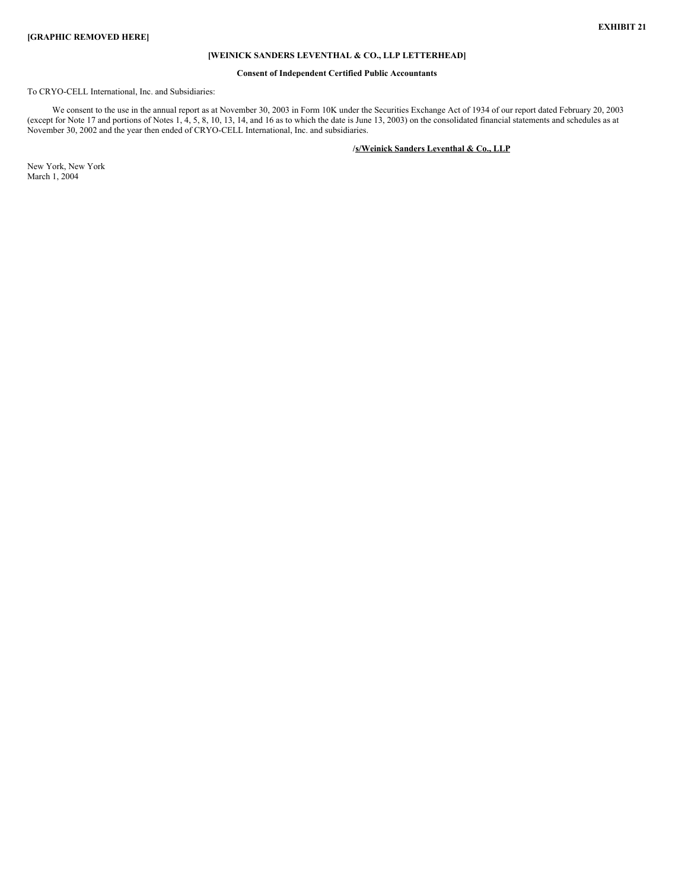**[GRAPHIC REMOVED HERE]**

**EXHIBIT 21**

**[WEINICK SANDERS LEVENTHAL & CO., LLP LETTERHEAD]**

**Consent of Independent Certified Public Accountants**

To CRYO-CELL International, Inc. and Subsidiaries:

We consent to the use in the annual report as at November 30, 2003 in Form 10K under the Securities Exchange Act of 1934 of our report dated February 20, 2003 (except for Note 17 and portions of Notes 1, 4, 5, 8, 10, 13, 14, and 16 as to which the date is June 13, 2003) on the consolidated financial statements and schedules as at November 30, 2002 and the year then ended of CRYO-CELL International, Inc. and subsidiaries.

**/s/Weinick Sanders Leventhal & Co., LLP**

New York, New York
March 1, 2004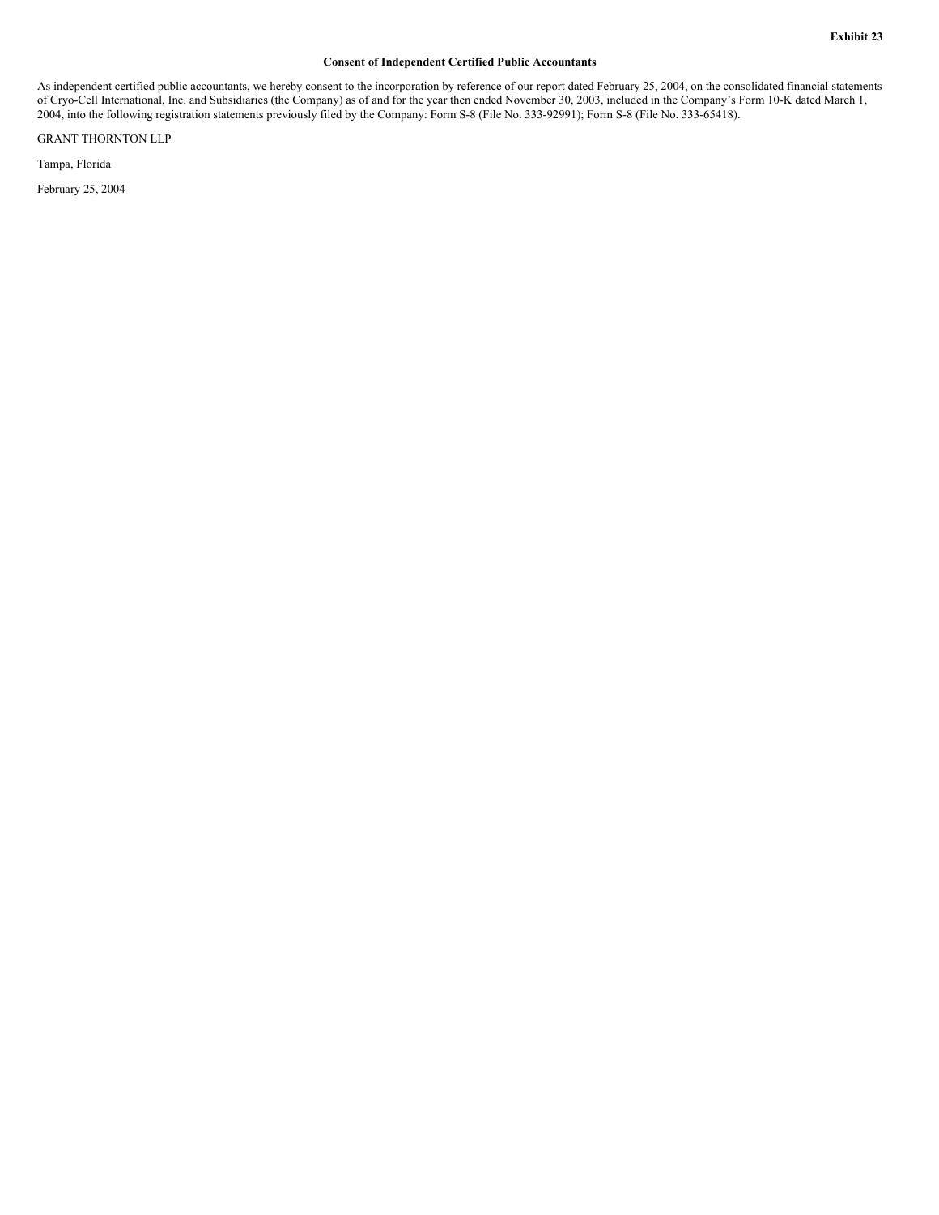**Exhibit 23**

**Consent of Independent Certified Public Accountants**

As independent certified public accountants, we hereby consent to the incorporation by reference of our report dated February 25, 2004, on the consolidated financial statements of Cryo-Cell International, Inc. and Subsidiaries (the Company) as of and for the year then ended November 30, 2003, included in the Company's Form 10-K dated March 1, 2004, into the following registration statements previously filed by the Company: Form S-8 (File No. 333-92991); Form S-8 (File No. 333-65418).

GRANT THORNTON LLP

Tampa, Florida

February 25, 2004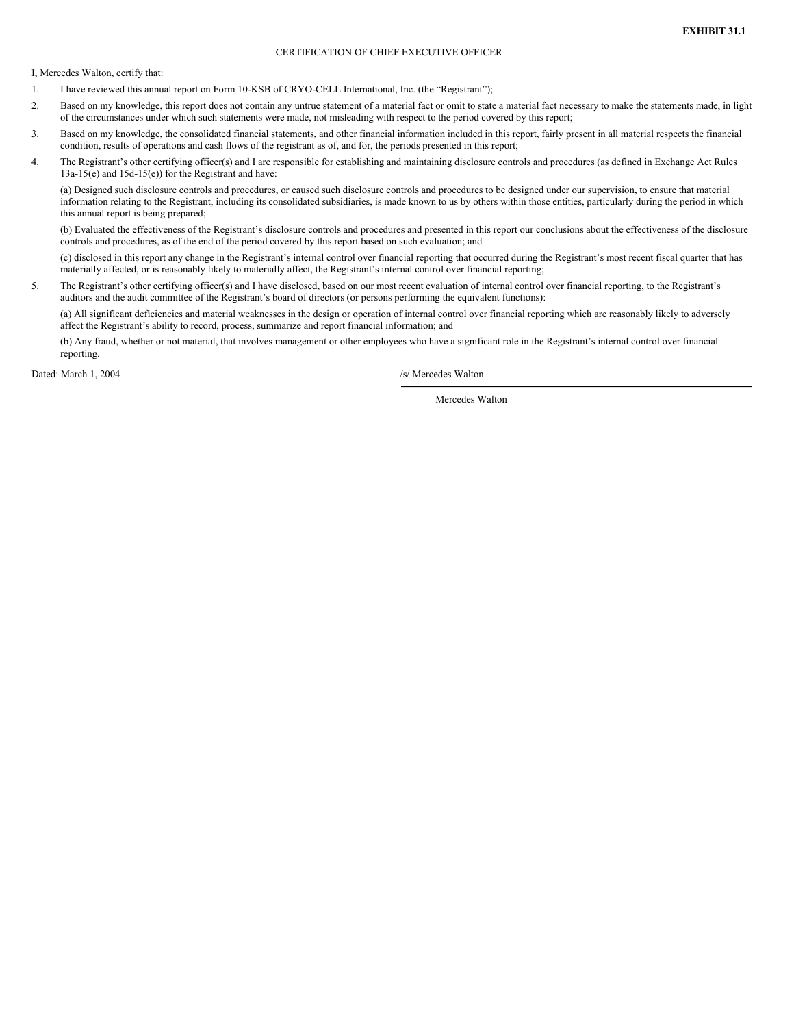**EXHIBIT 31.1**

CERTIFICATION OF CHIEF EXECUTIVE OFFICER

I, Mercedes Walton, certify that:

1. I have reviewed this annual report on Form 10-KSB of CRYO-CELL International, Inc. (the "Registrant");

2. Based on my knowledge, this report does not contain any untrue statement of a material fact or omit to state a material fact necessary to make the statements made, in light of the circumstances under which such statements were made, not misleading with respect to the period covered by this report;

3. Based on my knowledge, the consolidated financial statements, and other financial information included in this report, fairly present in all material respects the financial condition, results of operations and cash flows of the registrant as of, and for, the periods presented in this report;

4. The Registrant's other certifying officer(s) and I are responsible for establishing and maintaining disclosure controls and procedures (as defined in Exchange Act Rules 13a-15(e) and 15d-15(e)) for the Registrant and have:

   (a) Designed such disclosure controls and procedures, or caused such disclosure controls and procedures to be designed under our supervision, to ensure that material information relating to the Registrant, including its consolidated subsidiaries, is made known to us by others within those entities, particularly during the period in which this annual report is being prepared;

   (b) Evaluated the effectiveness of the Registrant's disclosure controls and procedures and presented in this report our conclusions about the effectiveness of the disclosure controls and procedures, as of the end of the period covered by this report based on such evaluation; and

   (c) disclosed in this report any change in the Registrant's internal control over financial reporting that occurred during the Registrant's most recent fiscal quarter that has materially affected, or is reasonably likely to materially affect, the Registrant's internal control over financial reporting;

5. The Registrant's other certifying officer(s) and I have disclosed, based on our most recent evaluation of internal control over financial reporting, to the Registrant's auditors and the audit committee of the Registrant's board of directors (or persons performing the equivalent functions):

   (a) All significant deficiencies and material weaknesses in the design or operation of internal control over financial reporting which are reasonably likely to adversely affect the Registrant's ability to record, process, summarize and report financial information; and

   (b) Any fraud, whether or not material, that involves management or other employees who have a significant role in the Registrant's internal control over financial reporting.

Dated: March 1, 2004

/s/ Mercedes Walton

Mercedes Walton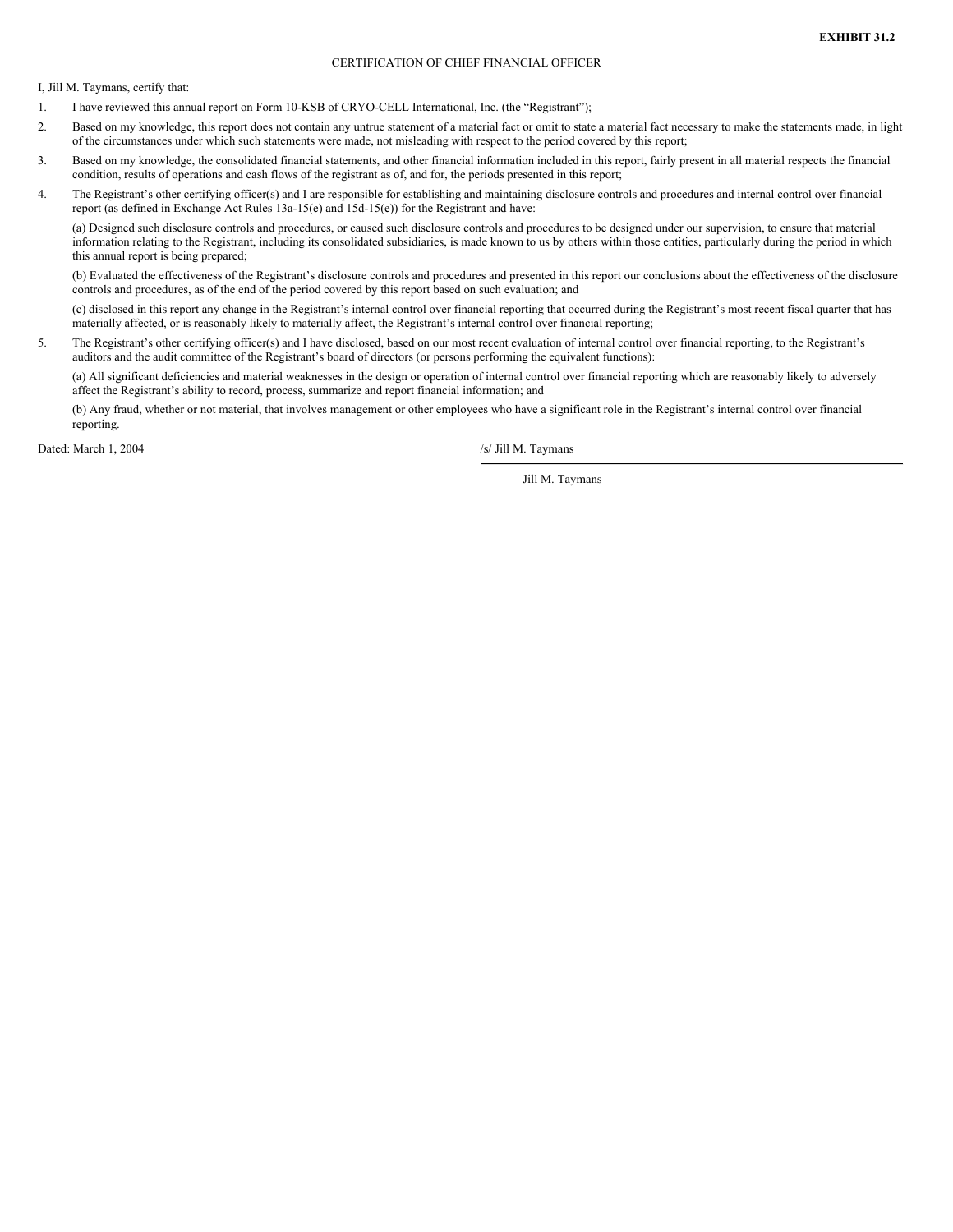**EXHIBIT 31.2**

CERTIFICATION OF CHIEF FINANCIAL OFFICER

I, Jill M. Taymans, certify that:

1. I have reviewed this annual report on Form 10-KSB of CRYO-CELL International, Inc. (the "Registrant");
2. Based on my knowledge, this report does not contain any untrue statement of a material fact or omit to state a material fact necessary to make the statements made, in light of the circumstances under which such statements were made, not misleading with respect to the period covered by this report;
3. Based on my knowledge, the consolidated financial statements, and other financial information included in this report, fairly present in all material respects the financial condition, results of operations and cash flows of the registrant as of, and for, the periods presented in this report;
4. The Registrant's other certifying officer(s) and I are responsible for establishing and maintaining disclosure controls and procedures and internal control over financial report (as defined in Exchange Act Rules 13a-15(e) and 15d-15(e)) for the Registrant and have:

   (a) Designed such disclosure controls and procedures, or caused such disclosure controls and procedures to be designed under our supervision, to ensure that material information relating to the Registrant, including its consolidated subsidiaries, is made known to us by others within those entities, particularly during the period in which this annual report is being prepared;

   (b) Evaluated the effectiveness of the Registrant's disclosure controls and procedures and presented in this report our conclusions about the effectiveness of the disclosure controls and procedures, as of the end of the period covered by this report based on such evaluation; and

   (c) disclosed in this report any change in the Registrant's internal control over financial reporting that occurred during the Registrant's most recent fiscal quarter that has materially affected, or is reasonably likely to materially affect, the Registrant's internal control over financial reporting;
5. The Registrant's other certifying officer(s) and I have disclosed, based on our most recent evaluation of internal control over financial reporting, to the Registrant's auditors and the audit committee of the Registrant's board of directors (or persons performing the equivalent functions):

   (a) All significant deficiencies and material weaknesses in the design or operation of internal control over financial reporting which are reasonably likely to adversely affect the Registrant's ability to record, process, summarize and report financial information; and

   (b) Any fraud, whether or not material, that involves management or other employees who have a significant role in the Registrant's internal control over financial reporting.

Dated: March 1, 2004

/s/ Jill M. Taymans

Jill M. Taymans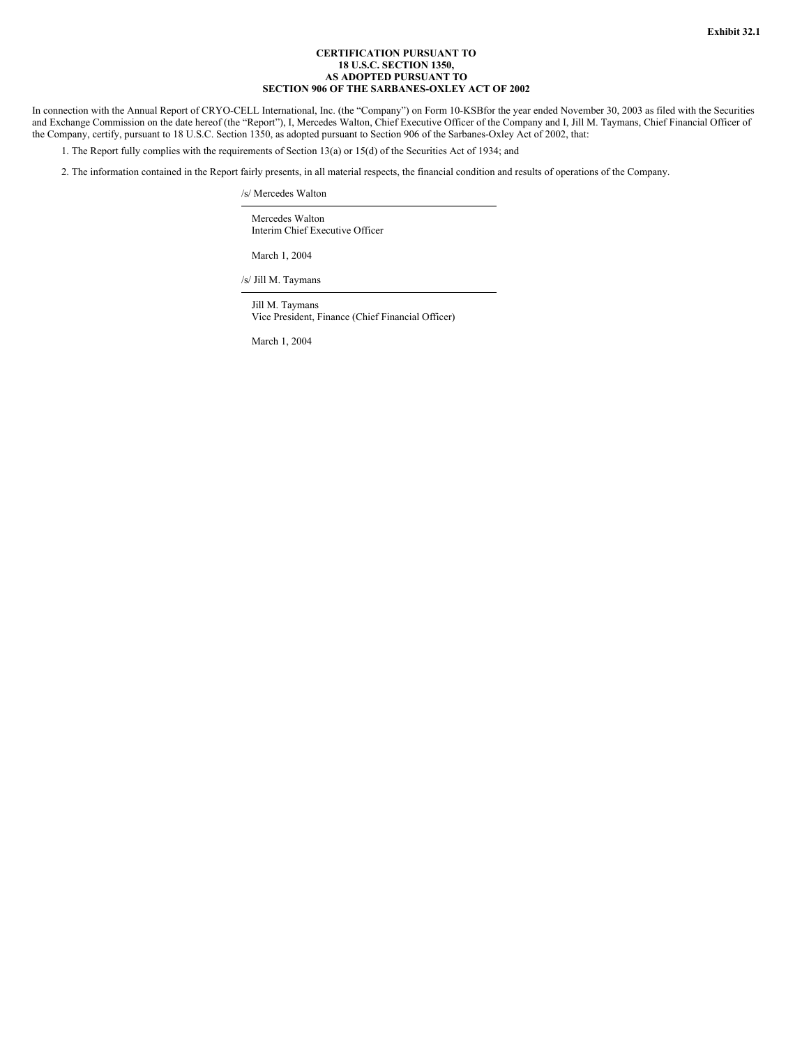Exhibit 32.1

**CERTIFICATION PURSUANT TO**
**18 U.S.C. SECTION 1350,**
**AS ADOPTED PURSUANT TO**
**SECTION 906 OF THE SARBANES-OXLEY ACT OF 2002**

In connection with the Annual Report of CRYO-CELL International, Inc. (the "Company") on Form 10-KSBfor the year ended November 30, 2003 as filed with the Securities and Exchange Commission on the date hereof (the "Report"), I, Mercedes Walton, Chief Executive Officer of the Company and I, Jill M. Taymans, Chief Financial Officer of the Company, certify, pursuant to 18 U.S.C. Section 1350, as adopted pursuant to Section 906 of the Sarbanes-Oxley Act of 2002, that:

1. The Report fully complies with the requirements of Section 13(a) or 15(d) of the Securities Act of 1934; and

2. The information contained in the Report fairly presents, in all material respects, the financial condition and results of operations of the Company.

/s/ Mercedes Walton

Mercedes Walton
Interim Chief Executive Officer

March 1, 2004

/s/ Jill M. Taymans

Jill M. Taymans
Vice President, Finance (Chief Financial Officer)

March 1, 2004